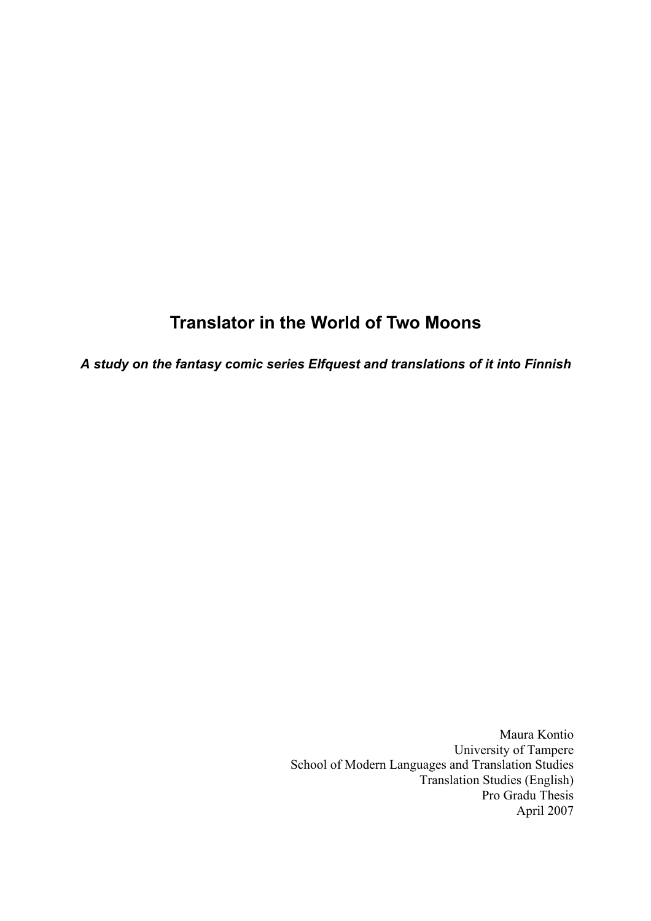# Translator in the World of Two Moons

***A study on the fantasy comic series Elfquest and translations of it into Finnish***

Maura Kontio
University of Tampere
School of Modern Languages and Translation Studies
Translation Studies (English)
Pro Gradu Thesis
April 2007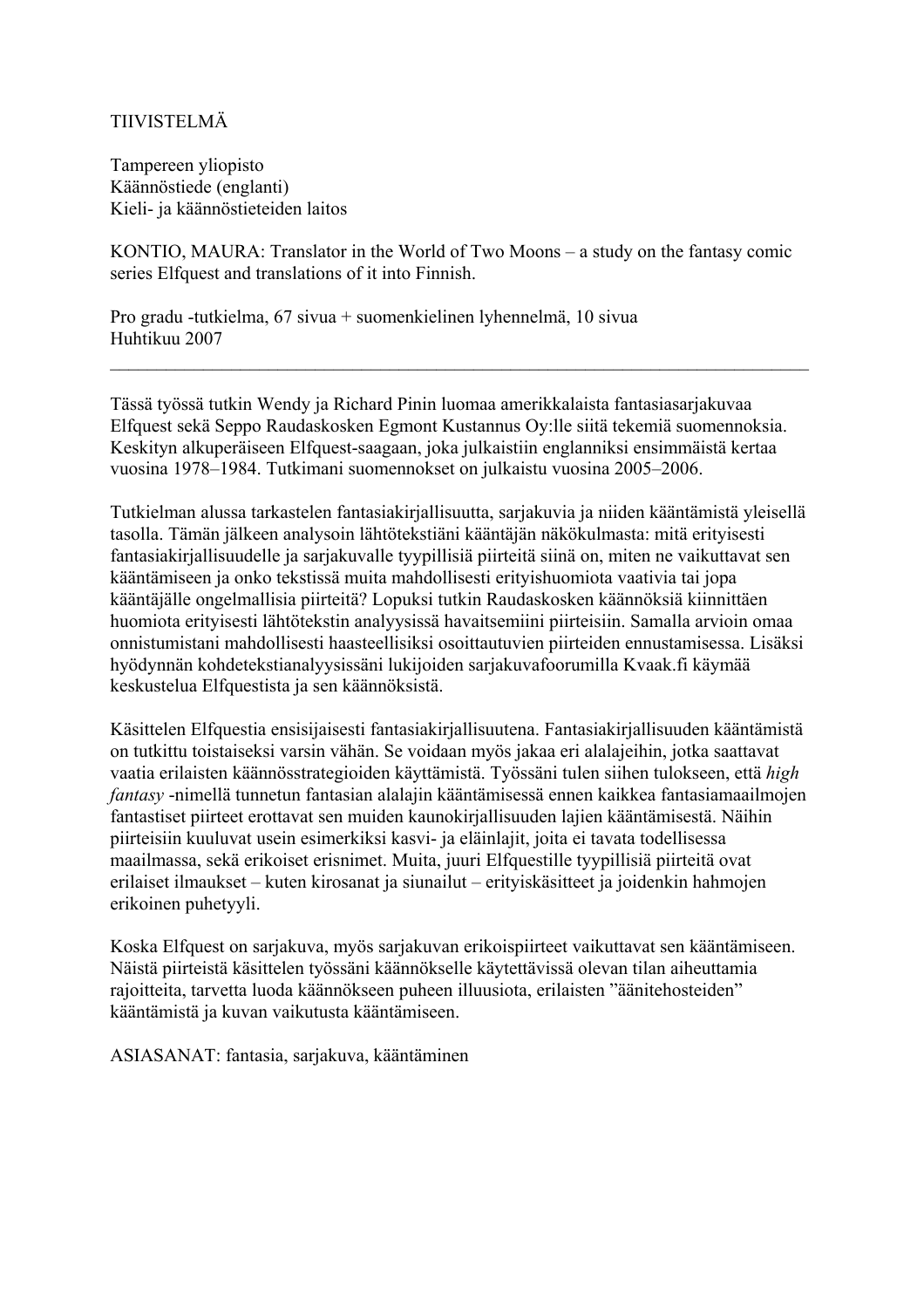TIIVISTELMÄ

Tampereen yliopisto
Käännöstiede (englanti)
Kieli- ja käännöstieteiden laitos

KONTIO, MAURA: Translator in the World of Two Moons – a study on the fantasy comic series Elfquest and translations of it into Finnish.

Pro gradu -tutkielma, 67 sivua + suomenkielinen lyhennelmä, 10 sivua
Huhtikuu 2007

---

Tässä työssä tutkin Wendy ja Richard Pinin luomaa amerikkalaista fantasiasarjakuvaa Elfquest sekä Seppo Raudaskosken Egmont Kustannus Oy:lle siitä tekemiä suomennoksia. Keskityn alkuperäiseen Elfquest-saagaan, joka julkaistiin englanniksi ensimmäistä kertaa vuosina 1978–1984. Tutkimani suomennokset on julkaistu vuosina 2005–2006.

Tutkielman alussa tarkastelen fantasiakirjallisuutta, sarjakuvia ja niiden kääntämistä yleisellä tasolla. Tämän jälkeen analysoin lähtötekstiäni kääntäjän näkökulmasta: mitä erityisesti fantasiakirjallisuudelle ja sarjakuvalle tyypillisiä piirteitä siinä on, miten ne vaikuttavat sen kääntämiseen ja onko tekstissä muita mahdollisesti erityishuomiota vaativia tai jopa kääntäjälle ongelmallisia piirteitä? Lopuksi tutkin Raudaskosken käännöksiä kiinnittäen huomiota erityisesti lähtötekstin analyysissä havaitsemiini piirteisiin. Samalla arvioin omaa onnistumistani mahdollisesti haasteellisiksi osoittautuvien piirteiden ennustamisessa. Lisäksi hyödynnän kohdetekstianalyysissäni lukijoiden sarjakuvafoorumilla Kvaak.fi käymää keskustelua Elfquestista ja sen käännöksistä.

Käsittelen Elfquestia ensisijaisesti fantasiakirjallisuutena. Fantasiakirjallisuuden kääntämistä on tutkittu toistaiseksi varsin vähän. Se voidaan myös jakaa eri alalajeihin, jotka saattavat vaatia erilaisten käännösstrategioiden käyttämistä. Työssäni tulen siihen tulokseen, että *high fantasy* -nimellä tunnetun fantasian alalajin kääntämisessä ennen kaikkea fantasiamaailmojen fantastiset piirteet erottavat sen muiden kaunokirjallisuuden lajien kääntämisestä. Näihin piirteisiin kuuluvat usein esimerkiksi kasvi- ja eläinlajit, joita ei tavata todellisessa maailmassa, sekä erikoiset erisnimet. Muita, juuri Elfquestille tyypillisiä piirteitä ovat erilaiset ilmaukset – kuten kirosanat ja siunailut – erityiskäsitteet ja joidenkin hahmojen erikoinen puhetyyli.

Koska Elfquest on sarjakuva, myös sarjakuvan erikoispiirteet vaikuttavat sen kääntämiseen. Näistä piirteistä käsittelen työssäni käännökselle käytettävissä olevan tilan aiheuttamia rajoitteita, tarvetta luoda käännökseen puheen illuusiota, erilaisten ”äänitehosteiden” kääntämistä ja kuvan vaikutusta kääntämiseen.

ASIASANAT: fantasia, sarjakuva, kääntäminen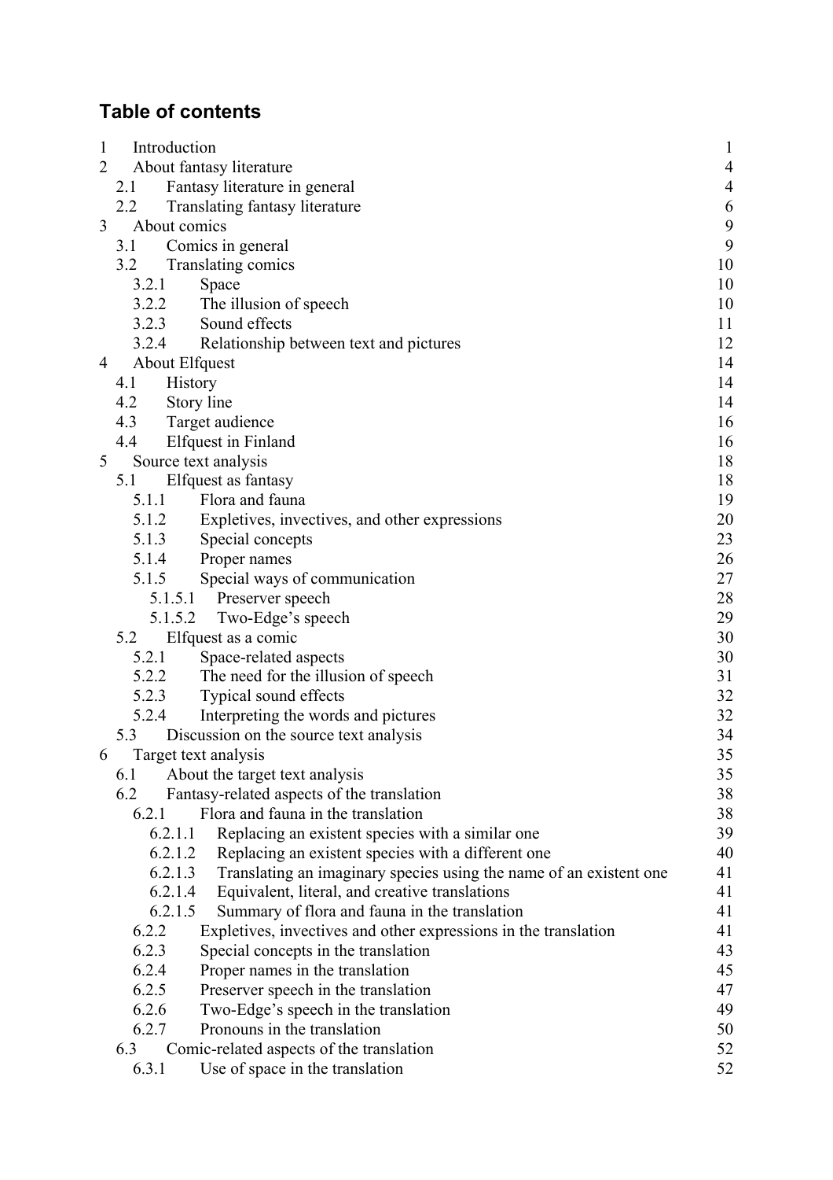## Table of contents

| | | |
|---|---|---|
| 1 | Introduction | 1 |
| 2 | About fantasy literature | 4 |
| 2.1 | Fantasy literature in general | 4 |
| 2.2 | Translating fantasy literature | 6 |
| 3 | About comics | 9 |
| 3.1 | Comics in general | 9 |
| 3.2 | Translating comics | 10 |
| 3.2.1 | Space | 10 |
| 3.2.2 | The illusion of speech | 10 |
| 3.2.3 | Sound effects | 11 |
| 3.2.4 | Relationship between text and pictures | 12 |
| 4 | About Elfquest | 14 |
| 4.1 | History | 14 |
| 4.2 | Story line | 14 |
| 4.3 | Target audience | 16 |
| 4.4 | Elfquest in Finland | 16 |
| 5 | Source text analysis | 18 |
| 5.1 | Elfquest as fantasy | 18 |
| 5.1.1 | Flora and fauna | 19 |
| 5.1.2 | Expletives, invectives, and other expressions | 20 |
| 5.1.3 | Special concepts | 23 |
| 5.1.4 | Proper names | 26 |
| 5.1.5 | Special ways of communication | 27 |
| 5.1.5.1 | Preserver speech | 28 |
| 5.1.5.2 | Two-Edge's speech | 29 |
| 5.2 | Elfquest as a comic | 30 |
| 5.2.1 | Space-related aspects | 30 |
| 5.2.2 | The need for the illusion of speech | 31 |
| 5.2.3 | Typical sound effects | 32 |
| 5.2.4 | Interpreting the words and pictures | 32 |
| 5.3 | Discussion on the source text analysis | 34 |
| 6 | Target text analysis | 35 |
| 6.1 | About the target text analysis | 35 |
| 6.2 | Fantasy-related aspects of the translation | 38 |
| 6.2.1 | Flora and fauna in the translation | 38 |
| 6.2.1.1 | Replacing an existent species with a similar one | 39 |
| 6.2.1.2 | Replacing an existent species with a different one | 40 |
| 6.2.1.3 | Translating an imaginary species using the name of an existent one | 41 |
| 6.2.1.4 | Equivalent, literal, and creative translations | 41 |
| 6.2.1.5 | Summary of flora and fauna in the translation | 41 |
| 6.2.2 | Expletives, invectives and other expressions in the translation | 41 |
| 6.2.3 | Special concepts in the translation | 43 |
| 6.2.4 | Proper names in the translation | 45 |
| 6.2.5 | Preserver speech in the translation | 47 |
| 6.2.6 | Two-Edge's speech in the translation | 49 |
| 6.2.7 | Pronouns in the translation | 50 |
| 6.3 | Comic-related aspects of the translation | 52 |
| 6.3.1 | Use of space in the translation | 52 |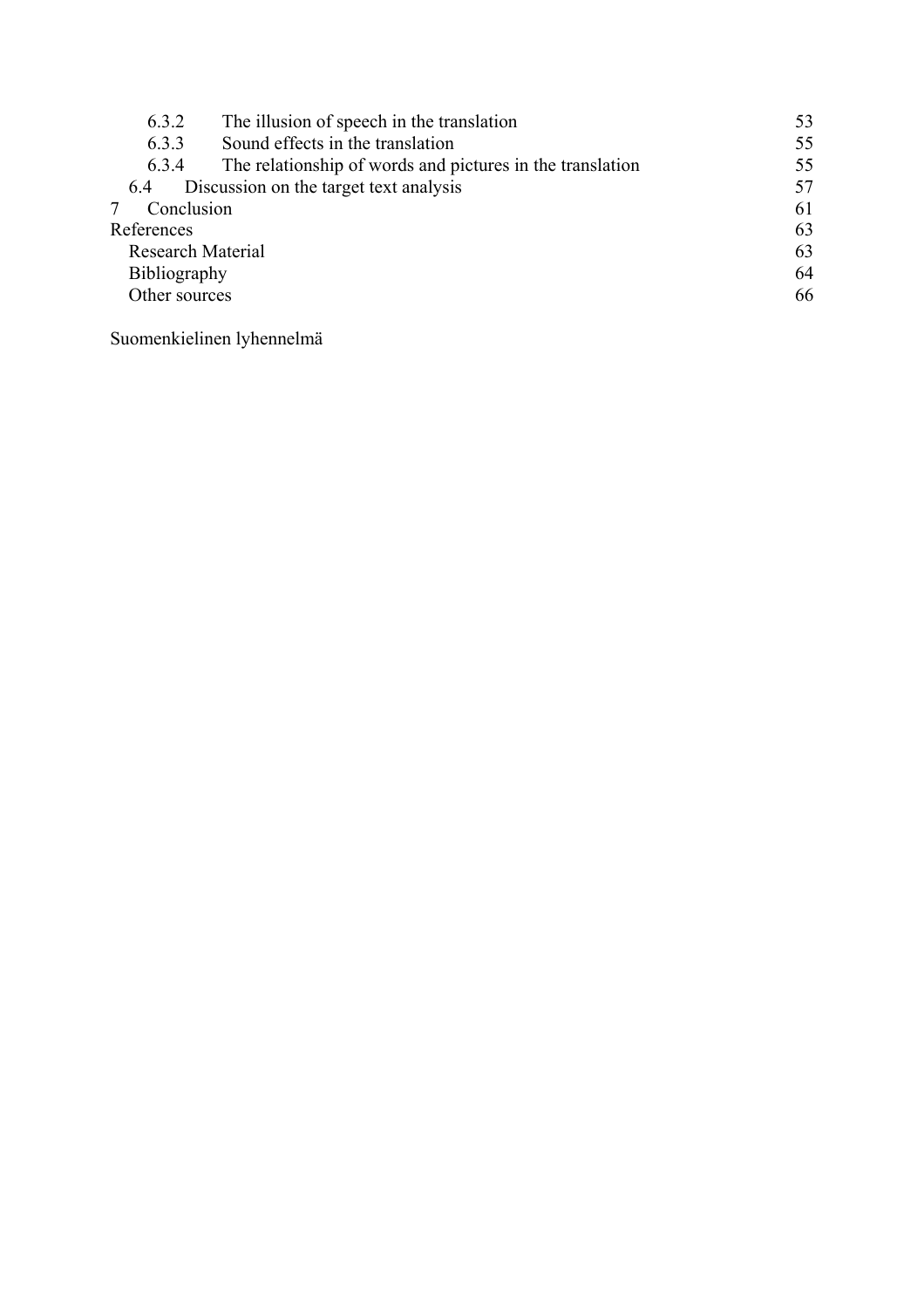| | | |
|---|---|---|
| 6.3.2 | The illusion of speech in the translation | 53 |
| 6.3.3 | Sound effects in the translation | 55 |
| 6.3.4 | The relationship of words and pictures in the translation | 55 |
| 6.4 | Discussion on the target text analysis | 57 |
| 7 | Conclusion | 61 |
| References | | 63 |
| Research Material | | 63 |
| Bibliography | | 64 |
| Other sources | | 66 |

Suomenkielinen lyhennelmä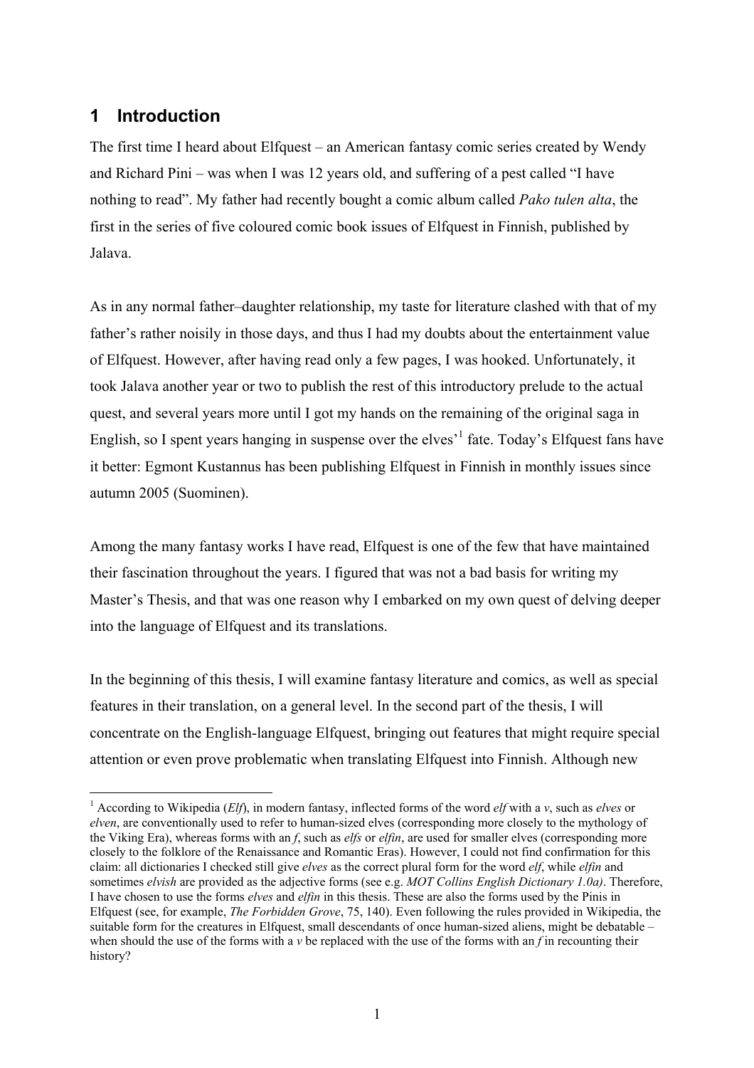# 1 Introduction

The first time I heard about Elfquest – an American fantasy comic series created by Wendy and Richard Pini – was when I was 12 years old, and suffering of a pest called "I have nothing to read". My father had recently bought a comic album called *Pako tulen alta*, the first in the series of five coloured comic book issues of Elfquest in Finnish, published by Jalava.

As in any normal father–daughter relationship, my taste for literature clashed with that of my father's rather noisily in those days, and thus I had my doubts about the entertainment value of Elfquest. However, after having read only a few pages, I was hooked. Unfortunately, it took Jalava another year or two to publish the rest of this introductory prelude to the actual quest, and several years more until I got my hands on the remaining of the original saga in English, so I spent years hanging in suspense over the elves'[1] fate. Today's Elfquest fans have it better: Egmont Kustannus has been publishing Elfquest in Finnish in monthly issues since autumn 2005 (Suominen).

Among the many fantasy works I have read, Elfquest is one of the few that have maintained their fascination throughout the years. I figured that was not a bad basis for writing my Master's Thesis, and that was one reason why I embarked on my own quest of delving deeper into the language of Elfquest and its translations.

In the beginning of this thesis, I will examine fantasy literature and comics, as well as special features in their translation, on a general level. In the second part of the thesis, I will concentrate on the English-language Elfquest, bringing out features that might require special attention or even prove problematic when translating Elfquest into Finnish. Although new

---

[1] According to Wikipedia (*Elf*), in modern fantasy, inflected forms of the word *elf* with a *v*, such as *elves* or *elven*, are conventionally used to refer to human-sized elves (corresponding more closely to the mythology of the Viking Era), whereas forms with an *f*, such as *elfs* or *elfin*, are used for smaller elves (corresponding more closely to the folklore of the Renaissance and Romantic Eras). However, I could not find confirmation for this claim: all dictionaries I checked still give *elves* as the correct plural form for the word *elf*, while *elfin* and sometimes *elvish* are provided as the adjective forms (see e.g. *MOT Collins English Dictionary 1.0a)*. Therefore, I have chosen to use the forms *elves* and *elfin* in this thesis. These are also the forms used by the Pinis in Elfquest (see, for example, *The Forbidden Grove*, 75, 140). Even following the rules provided in Wikipedia, the suitable form for the creatures in Elfquest, small descendants of once human-sized aliens, might be debatable – when should the use of the forms with a *v* be replaced with the use of the forms with an *f* in recounting their history?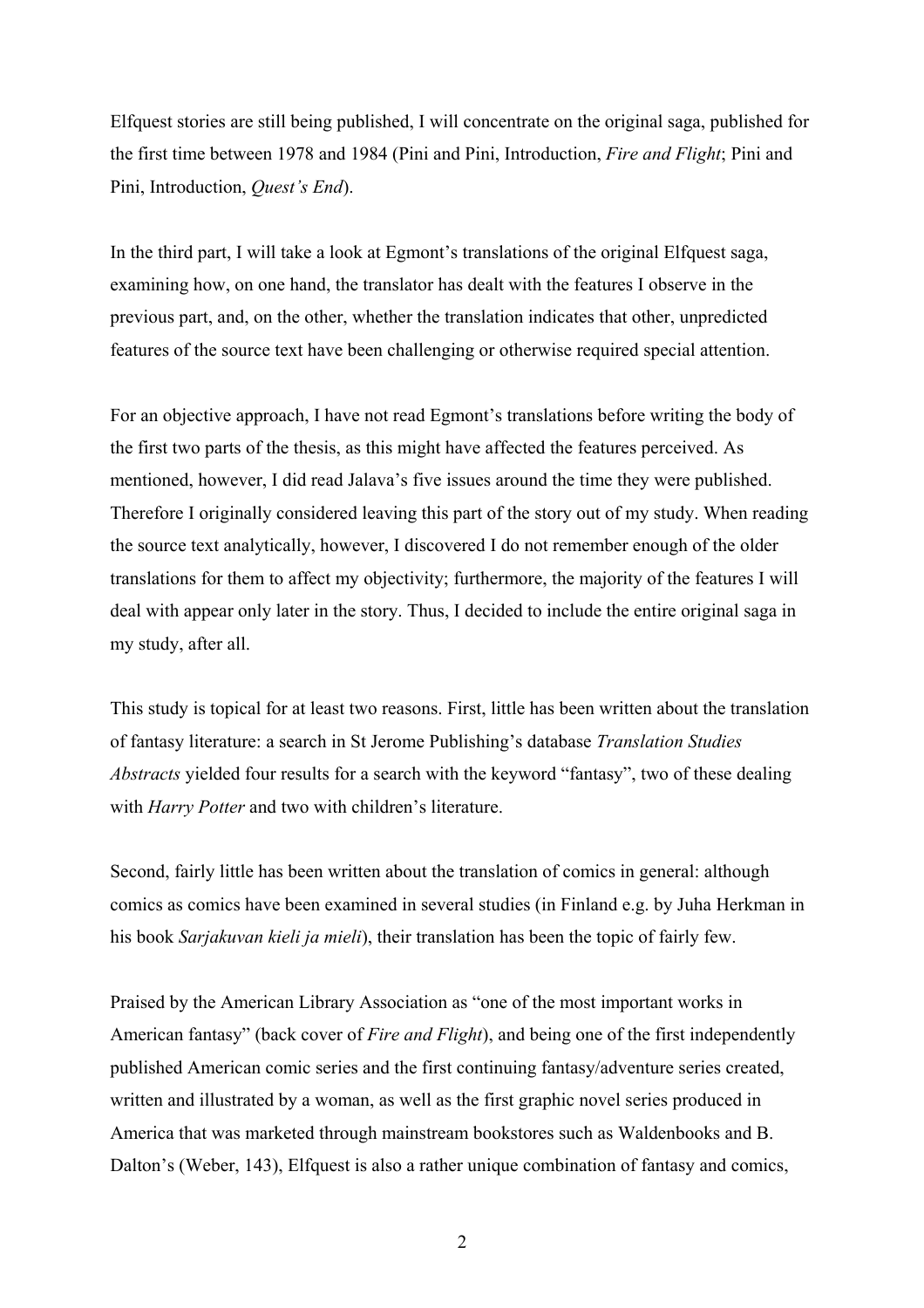Elfquest stories are still being published, I will concentrate on the original saga, published for the first time between 1978 and 1984 (Pini and Pini, Introduction, *Fire and Flight*; Pini and Pini, Introduction, *Quest's End*).

In the third part, I will take a look at Egmont's translations of the original Elfquest saga, examining how, on one hand, the translator has dealt with the features I observe in the previous part, and, on the other, whether the translation indicates that other, unpredicted features of the source text have been challenging or otherwise required special attention.

For an objective approach, I have not read Egmont's translations before writing the body of the first two parts of the thesis, as this might have affected the features perceived. As mentioned, however, I did read Jalava's five issues around the time they were published. Therefore I originally considered leaving this part of the story out of my study. When reading the source text analytically, however, I discovered I do not remember enough of the older translations for them to affect my objectivity; furthermore, the majority of the features I will deal with appear only later in the story. Thus, I decided to include the entire original saga in my study, after all.

This study is topical for at least two reasons. First, little has been written about the translation of fantasy literature: a search in St Jerome Publishing's database *Translation Studies Abstracts* yielded four results for a search with the keyword "fantasy", two of these dealing with *Harry Potter* and two with children's literature.

Second, fairly little has been written about the translation of comics in general: although comics as comics have been examined in several studies (in Finland e.g. by Juha Herkman in his book *Sarjakuvan kieli ja mieli*), their translation has been the topic of fairly few.

Praised by the American Library Association as "one of the most important works in American fantasy" (back cover of *Fire and Flight*), and being one of the first independently published American comic series and the first continuing fantasy/adventure series created, written and illustrated by a woman, as well as the first graphic novel series produced in America that was marketed through mainstream bookstores such as Waldenbooks and B. Dalton's (Weber, 143), Elfquest is also a rather unique combination of fantasy and comics,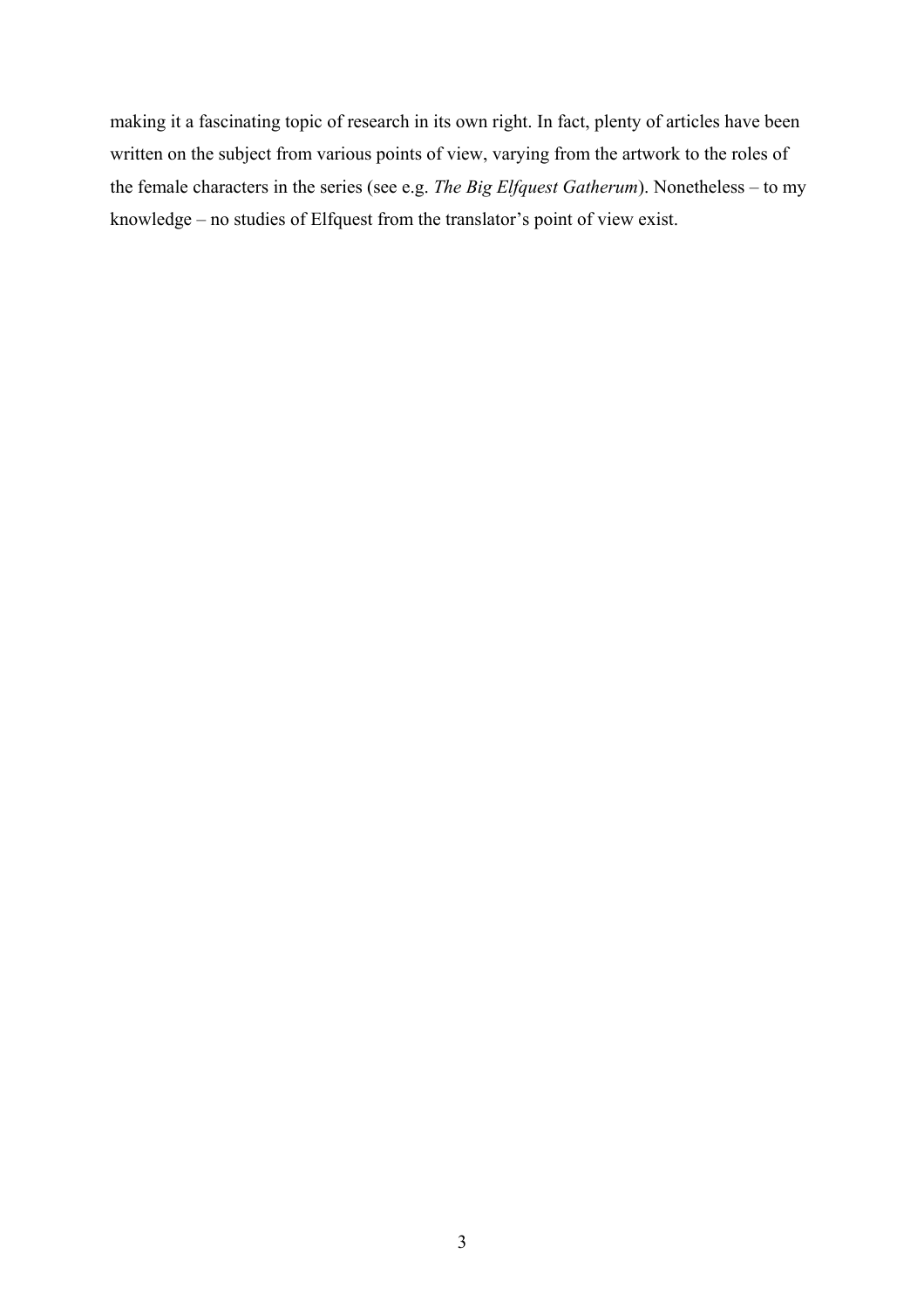making it a fascinating topic of research in its own right. In fact, plenty of articles have been written on the subject from various points of view, varying from the artwork to the roles of the female characters in the series (see e.g. *The Big Elfquest Gatherum*). Nonetheless – to my knowledge – no studies of Elfquest from the translator's point of view exist.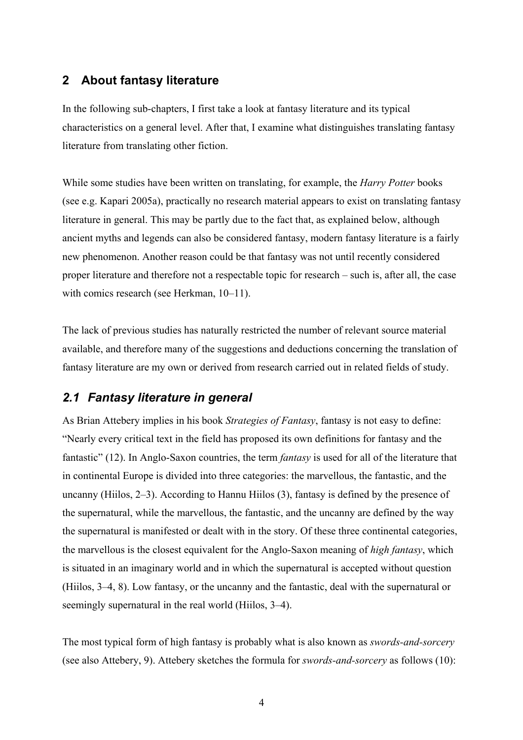## 2 About fantasy literature

In the following sub-chapters, I first take a look at fantasy literature and its typical characteristics on a general level. After that, I examine what distinguishes translating fantasy literature from translating other fiction.

While some studies have been written on translating, for example, the *Harry Potter* books (see e.g. Kapari 2005a), practically no research material appears to exist on translating fantasy literature in general. This may be partly due to the fact that, as explained below, although ancient myths and legends can also be considered fantasy, modern fantasy literature is a fairly new phenomenon. Another reason could be that fantasy was not until recently considered proper literature and therefore not a respectable topic for research – such is, after all, the case with comics research (see Herkman, 10–11).

The lack of previous studies has naturally restricted the number of relevant source material available, and therefore many of the suggestions and deductions concerning the translation of fantasy literature are my own or derived from research carried out in related fields of study.

### 2.1 Fantasy literature in general

As Brian Attebery implies in his book *Strategies of Fantasy*, fantasy is not easy to define: "Nearly every critical text in the field has proposed its own definitions for fantasy and the fantastic" (12). In Anglo-Saxon countries, the term *fantasy* is used for all of the literature that in continental Europe is divided into three categories: the marvellous, the fantastic, and the uncanny (Hiilos, 2–3). According to Hannu Hiilos (3), fantasy is defined by the presence of the supernatural, while the marvellous, the fantastic, and the uncanny are defined by the way the supernatural is manifested or dealt with in the story. Of these three continental categories, the marvellous is the closest equivalent for the Anglo-Saxon meaning of *high fantasy*, which is situated in an imaginary world and in which the supernatural is accepted without question (Hiilos, 3–4, 8). Low fantasy, or the uncanny and the fantastic, deal with the supernatural or seemingly supernatural in the real world (Hiilos, 3–4).

The most typical form of high fantasy is probably what is also known as *swords-and-sorcery* (see also Attebery, 9). Attebery sketches the formula for *swords-and-sorcery* as follows (10):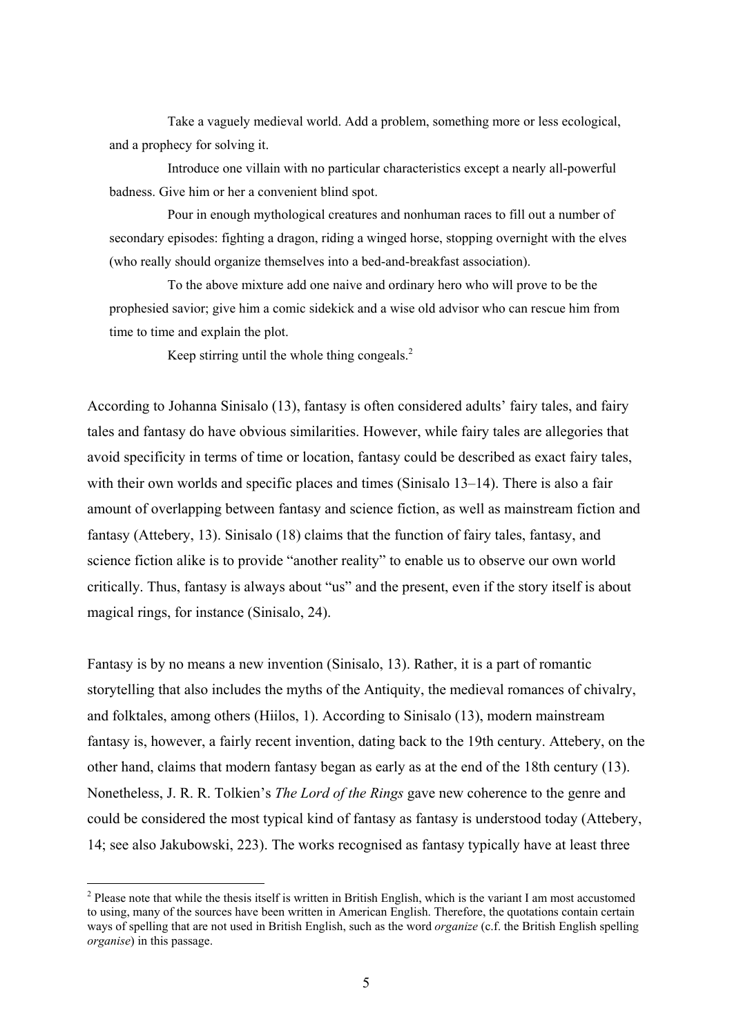> Take a vaguely medieval world. Add a problem, something more or less ecological, and a prophecy for solving it.
>
> Introduce one villain with no particular characteristics except a nearly all-powerful badness. Give him or her a convenient blind spot.
>
> Pour in enough mythological creatures and nonhuman races to fill out a number of secondary episodes: fighting a dragon, riding a winged horse, stopping overnight with the elves (who really should organize themselves into a bed-and-breakfast association).
>
> To the above mixture add one naive and ordinary hero who will prove to be the prophesied savior; give him a comic sidekick and a wise old advisor who can rescue him from time to time and explain the plot.
>
> Keep stirring until the whole thing congeals.[2]

According to Johanna Sinisalo (13), fantasy is often considered adults' fairy tales, and fairy tales and fantasy do have obvious similarities. However, while fairy tales are allegories that avoid specificity in terms of time or location, fantasy could be described as exact fairy tales, with their own worlds and specific places and times (Sinisalo 13–14). There is also a fair amount of overlapping between fantasy and science fiction, as well as mainstream fiction and fantasy (Attebery, 13). Sinisalo (18) claims that the function of fairy tales, fantasy, and science fiction alike is to provide "another reality" to enable us to observe our own world critically. Thus, fantasy is always about "us" and the present, even if the story itself is about magical rings, for instance (Sinisalo, 24).

Fantasy is by no means a new invention (Sinisalo, 13). Rather, it is a part of romantic storytelling that also includes the myths of the Antiquity, the medieval romances of chivalry, and folktales, among others (Hiilos, 1). According to Sinisalo (13), modern mainstream fantasy is, however, a fairly recent invention, dating back to the 19th century. Attebery, on the other hand, claims that modern fantasy began as early as at the end of the 18th century (13). Nonetheless, J. R. R. Tolkien's *The Lord of the Rings* gave new coherence to the genre and could be considered the most typical kind of fantasy as fantasy is understood today (Attebery, 14; see also Jakubowski, 223). The works recognised as fantasy typically have at least three

[2] Please note that while the thesis itself is written in British English, which is the variant I am most accustomed to using, many of the sources have been written in American English. Therefore, the quotations contain certain ways of spelling that are not used in British English, such as the word *organize* (c.f. the British English spelling *organise*) in this passage.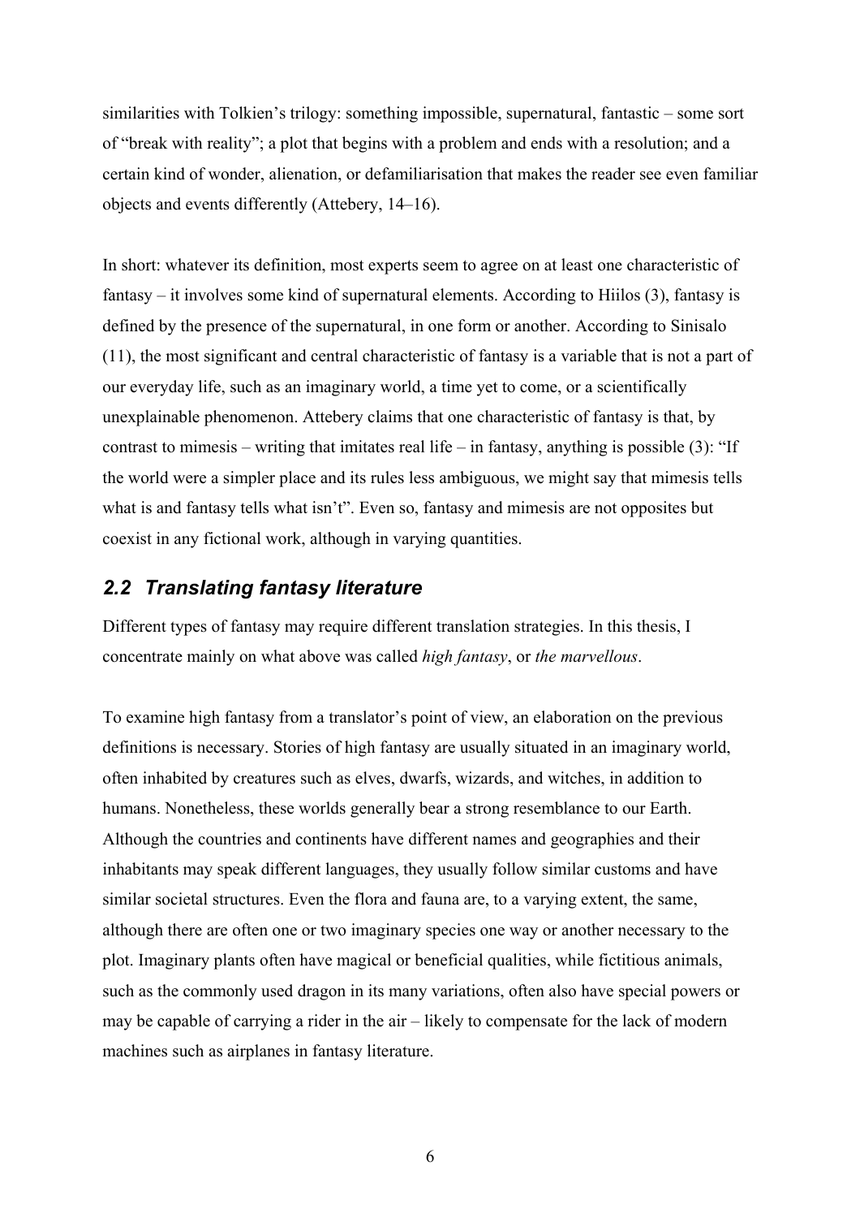similarities with Tolkien's trilogy: something impossible, supernatural, fantastic – some sort of "break with reality"; a plot that begins with a problem and ends with a resolution; and a certain kind of wonder, alienation, or defamiliarisation that makes the reader see even familiar objects and events differently (Attebery, 14–16).

In short: whatever its definition, most experts seem to agree on at least one characteristic of fantasy – it involves some kind of supernatural elements. According to Hiilos (3), fantasy is defined by the presence of the supernatural, in one form or another. According to Sinisalo (11), the most significant and central characteristic of fantasy is a variable that is not a part of our everyday life, such as an imaginary world, a time yet to come, or a scientifically unexplainable phenomenon. Attebery claims that one characteristic of fantasy is that, by contrast to mimesis – writing that imitates real life – in fantasy, anything is possible (3): "If the world were a simpler place and its rules less ambiguous, we might say that mimesis tells what is and fantasy tells what isn't". Even so, fantasy and mimesis are not opposites but coexist in any fictional work, although in varying quantities.

## *2.2 Translating fantasy literature*

Different types of fantasy may require different translation strategies. In this thesis, I concentrate mainly on what above was called *high fantasy*, or *the marvellous*.

To examine high fantasy from a translator's point of view, an elaboration on the previous definitions is necessary. Stories of high fantasy are usually situated in an imaginary world, often inhabited by creatures such as elves, dwarfs, wizards, and witches, in addition to humans. Nonetheless, these worlds generally bear a strong resemblance to our Earth. Although the countries and continents have different names and geographies and their inhabitants may speak different languages, they usually follow similar customs and have similar societal structures. Even the flora and fauna are, to a varying extent, the same, although there are often one or two imaginary species one way or another necessary to the plot. Imaginary plants often have magical or beneficial qualities, while fictitious animals, such as the commonly used dragon in its many variations, often also have special powers or may be capable of carrying a rider in the air – likely to compensate for the lack of modern machines such as airplanes in fantasy literature.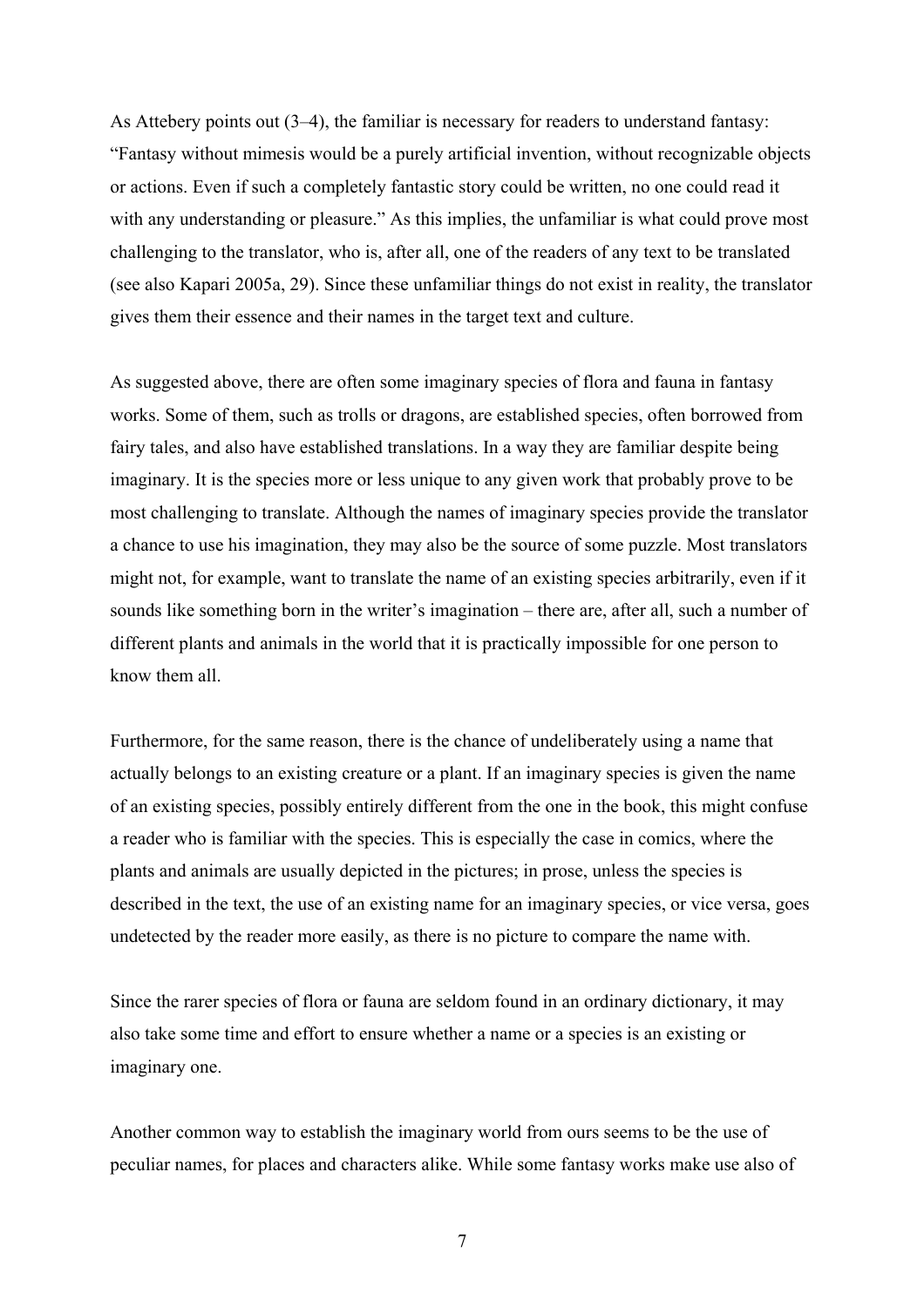As Attebery points out (3–4), the familiar is necessary for readers to understand fantasy: “Fantasy without mimesis would be a purely artificial invention, without recognizable objects or actions. Even if such a completely fantastic story could be written, no one could read it with any understanding or pleasure.” As this implies, the unfamiliar is what could prove most challenging to the translator, who is, after all, one of the readers of any text to be translated (see also Kapari 2005a, 29). Since these unfamiliar things do not exist in reality, the translator gives them their essence and their names in the target text and culture.

As suggested above, there are often some imaginary species of flora and fauna in fantasy works. Some of them, such as trolls or dragons, are established species, often borrowed from fairy tales, and also have established translations. In a way they are familiar despite being imaginary. It is the species more or less unique to any given work that probably prove to be most challenging to translate. Although the names of imaginary species provide the translator a chance to use his imagination, they may also be the source of some puzzle. Most translators might not, for example, want to translate the name of an existing species arbitrarily, even if it sounds like something born in the writer’s imagination – there are, after all, such a number of different plants and animals in the world that it is practically impossible for one person to know them all.

Furthermore, for the same reason, there is the chance of undeliberately using a name that actually belongs to an existing creature or a plant. If an imaginary species is given the name of an existing species, possibly entirely different from the one in the book, this might confuse a reader who is familiar with the species. This is especially the case in comics, where the plants and animals are usually depicted in the pictures; in prose, unless the species is described in the text, the use of an existing name for an imaginary species, or vice versa, goes undetected by the reader more easily, as there is no picture to compare the name with.

Since the rarer species of flora or fauna are seldom found in an ordinary dictionary, it may also take some time and effort to ensure whether a name or a species is an existing or imaginary one.

Another common way to establish the imaginary world from ours seems to be the use of peculiar names, for places and characters alike. While some fantasy works make use also of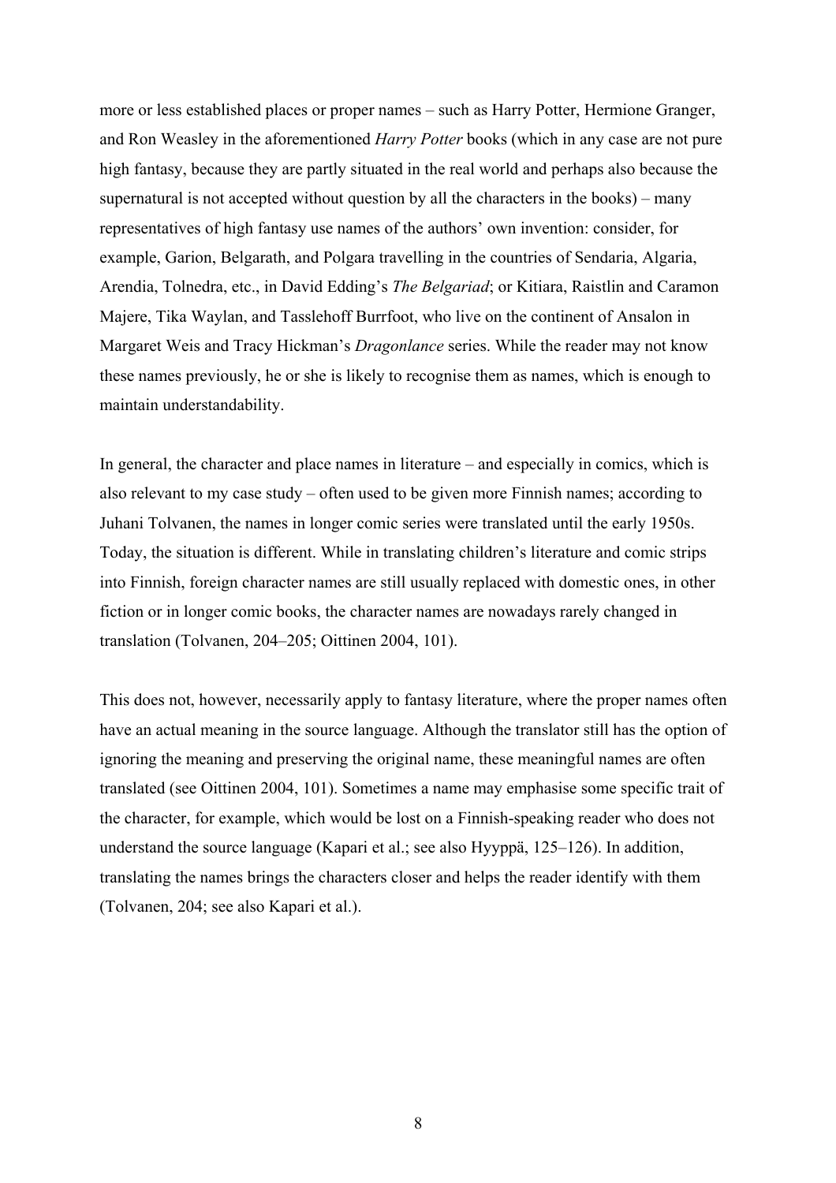more or less established places or proper names – such as Harry Potter, Hermione Granger, and Ron Weasley in the aforementioned *Harry Potter* books (which in any case are not pure high fantasy, because they are partly situated in the real world and perhaps also because the supernatural is not accepted without question by all the characters in the books) – many representatives of high fantasy use names of the authors' own invention: consider, for example, Garion, Belgarath, and Polgara travelling in the countries of Sendaria, Algaria, Arendia, Tolnedra, etc., in David Edding's *The Belgariad*; or Kitiara, Raistlin and Caramon Majere, Tika Waylan, and Tasslehoff Burrfoot, who live on the continent of Ansalon in Margaret Weis and Tracy Hickman's *Dragonlance* series. While the reader may not know these names previously, he or she is likely to recognise them as names, which is enough to maintain understandability.

In general, the character and place names in literature – and especially in comics, which is also relevant to my case study – often used to be given more Finnish names; according to Juhani Tolvanen, the names in longer comic series were translated until the early 1950s. Today, the situation is different. While in translating children's literature and comic strips into Finnish, foreign character names are still usually replaced with domestic ones, in other fiction or in longer comic books, the character names are nowadays rarely changed in translation (Tolvanen, 204–205; Oittinen 2004, 101).

This does not, however, necessarily apply to fantasy literature, where the proper names often have an actual meaning in the source language. Although the translator still has the option of ignoring the meaning and preserving the original name, these meaningful names are often translated (see Oittinen 2004, 101). Sometimes a name may emphasise some specific trait of the character, for example, which would be lost on a Finnish-speaking reader who does not understand the source language (Kapari et al.; see also Hyyppä, 125–126). In addition, translating the names brings the characters closer and helps the reader identify with them (Tolvanen, 204; see also Kapari et al.).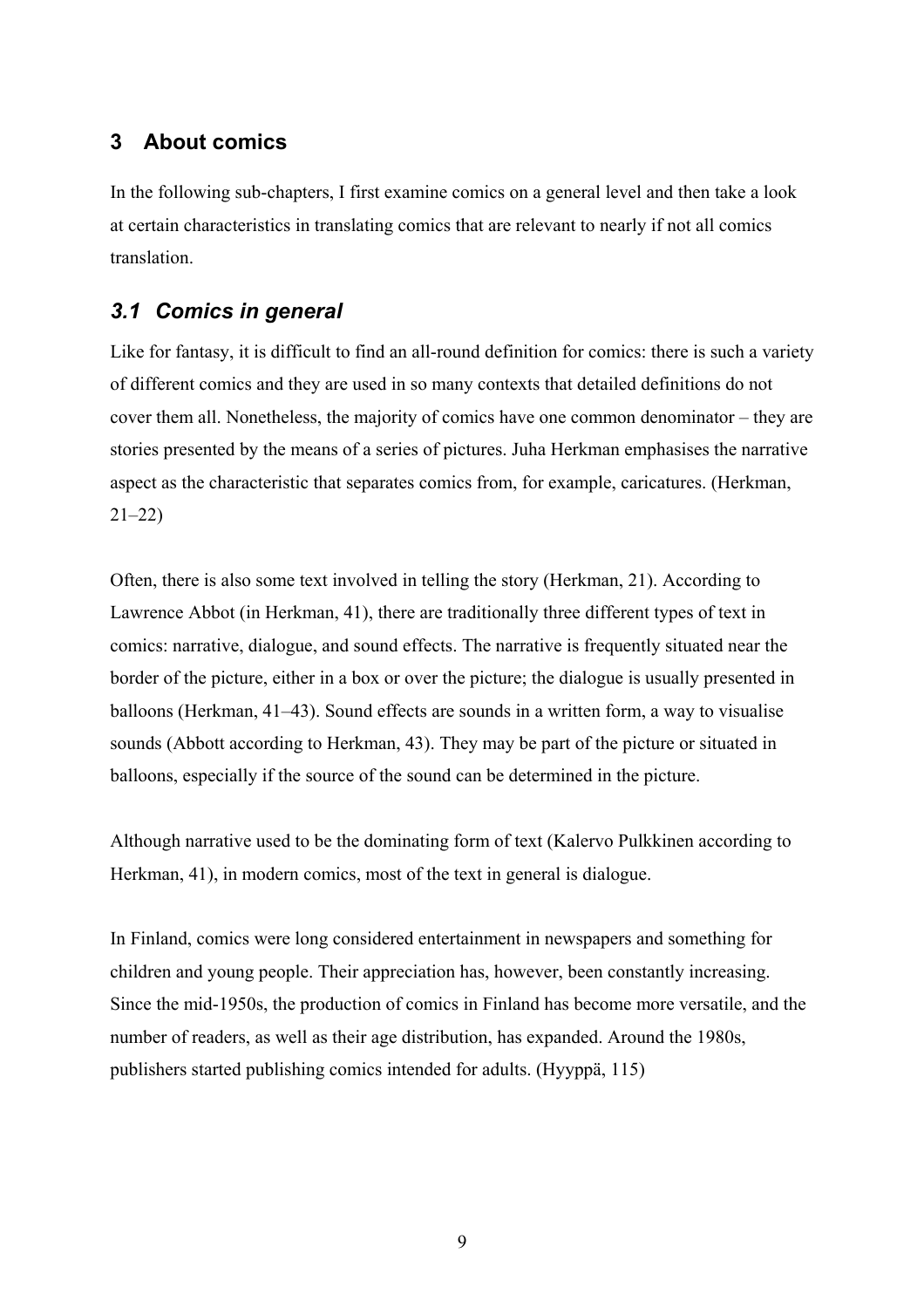## 3 About comics

In the following sub-chapters, I first examine comics on a general level and then take a look at certain characteristics in translating comics that are relevant to nearly if not all comics translation.

### *3.1 Comics in general*

Like for fantasy, it is difficult to find an all-round definition for comics: there is such a variety of different comics and they are used in so many contexts that detailed definitions do not cover them all. Nonetheless, the majority of comics have one common denominator – they are stories presented by the means of a series of pictures. Juha Herkman emphasises the narrative aspect as the characteristic that separates comics from, for example, caricatures. (Herkman, 21–22)

Often, there is also some text involved in telling the story (Herkman, 21). According to Lawrence Abbot (in Herkman, 41), there are traditionally three different types of text in comics: narrative, dialogue, and sound effects. The narrative is frequently situated near the border of the picture, either in a box or over the picture; the dialogue is usually presented in balloons (Herkman, 41–43). Sound effects are sounds in a written form, a way to visualise sounds (Abbott according to Herkman, 43). They may be part of the picture or situated in balloons, especially if the source of the sound can be determined in the picture.

Although narrative used to be the dominating form of text (Kalervo Pulkkinen according to Herkman, 41), in modern comics, most of the text in general is dialogue.

In Finland, comics were long considered entertainment in newspapers and something for children and young people. Their appreciation has, however, been constantly increasing. Since the mid-1950s, the production of comics in Finland has become more versatile, and the number of readers, as well as their age distribution, has expanded. Around the 1980s, publishers started publishing comics intended for adults. (Hyyppä, 115)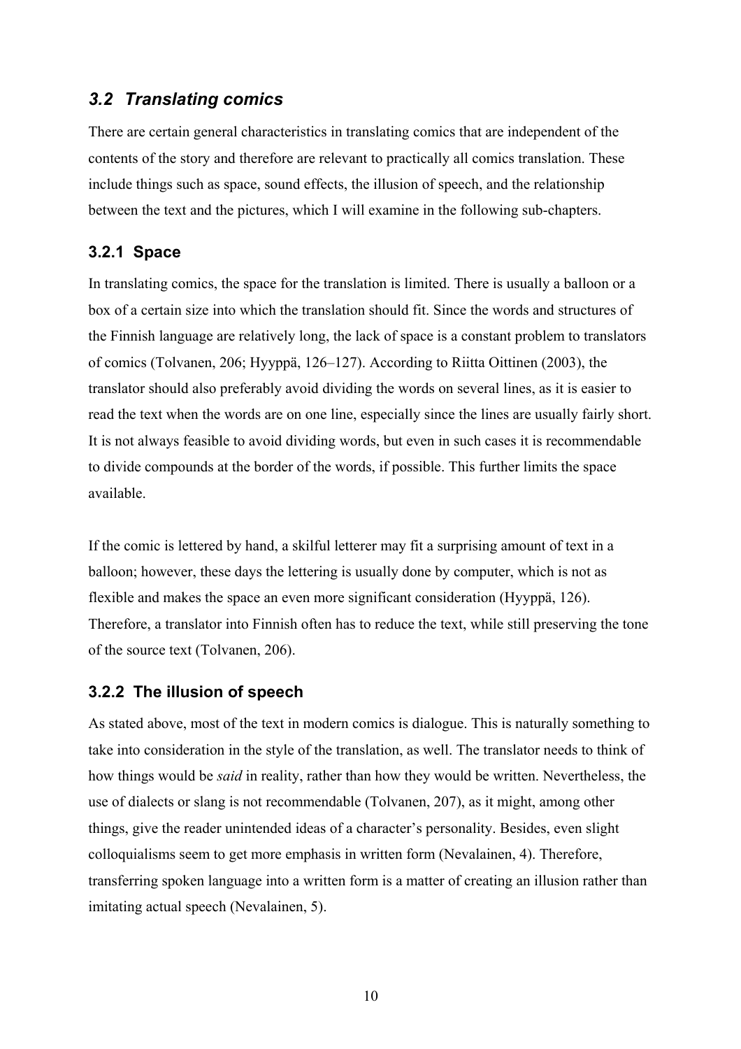## *3.2 Translating comics*

There are certain general characteristics in translating comics that are independent of the contents of the story and therefore are relevant to practically all comics translation. These include things such as space, sound effects, the illusion of speech, and the relationship between the text and the pictures, which I will examine in the following sub-chapters.

### 3.2.1 Space

In translating comics, the space for the translation is limited. There is usually a balloon or a box of a certain size into which the translation should fit. Since the words and structures of the Finnish language are relatively long, the lack of space is a constant problem to translators of comics (Tolvanen, 206; Hyyppä, 126–127). According to Riitta Oittinen (2003), the translator should also preferably avoid dividing the words on several lines, as it is easier to read the text when the words are on one line, especially since the lines are usually fairly short. It is not always feasible to avoid dividing words, but even in such cases it is recommendable to divide compounds at the border of the words, if possible. This further limits the space available.

If the comic is lettered by hand, a skilful letterer may fit a surprising amount of text in a balloon; however, these days the lettering is usually done by computer, which is not as flexible and makes the space an even more significant consideration (Hyyppä, 126). Therefore, a translator into Finnish often has to reduce the text, while still preserving the tone of the source text (Tolvanen, 206).

### 3.2.2 The illusion of speech

As stated above, most of the text in modern comics is dialogue. This is naturally something to take into consideration in the style of the translation, as well. The translator needs to think of how things would be *said* in reality, rather than how they would be written. Nevertheless, the use of dialects or slang is not recommendable (Tolvanen, 207), as it might, among other things, give the reader unintended ideas of a character's personality. Besides, even slight colloquialisms seem to get more emphasis in written form (Nevalainen, 4). Therefore, transferring spoken language into a written form is a matter of creating an illusion rather than imitating actual speech (Nevalainen, 5).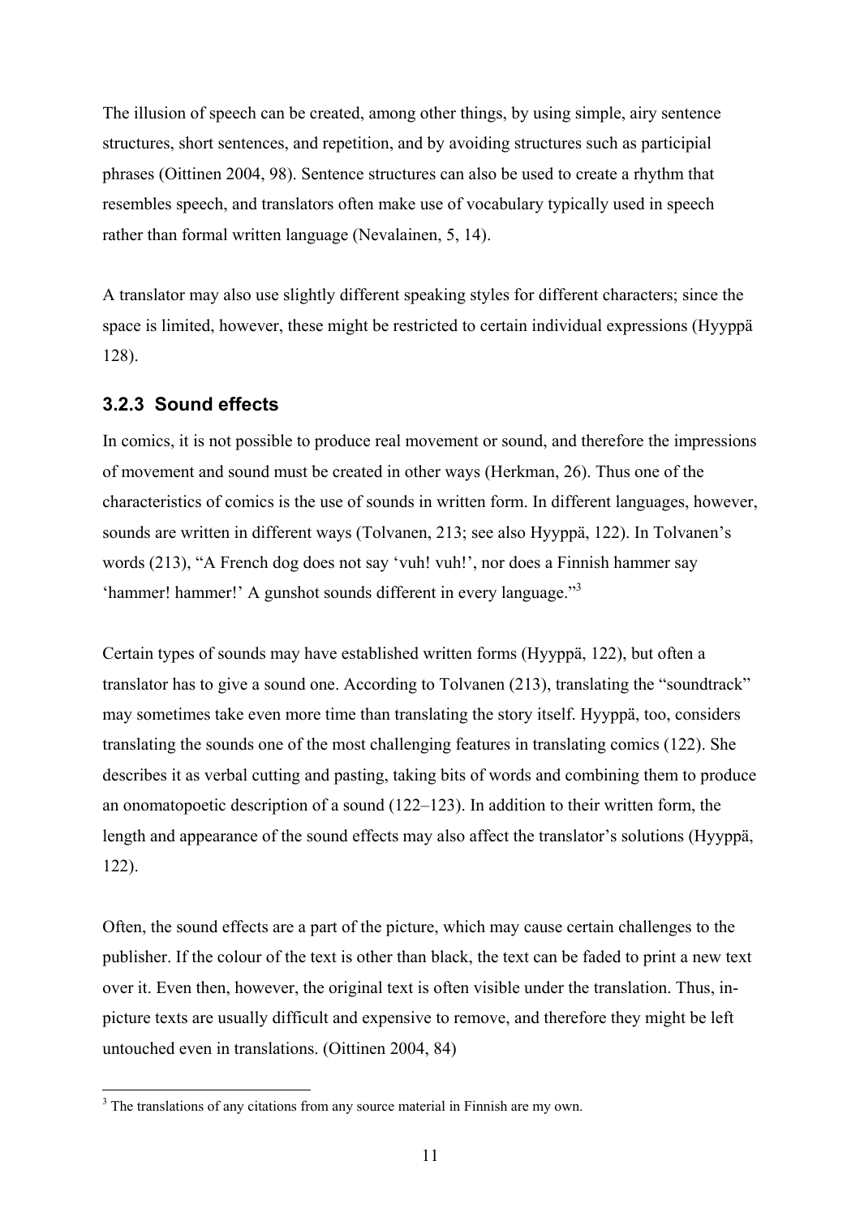The illusion of speech can be created, among other things, by using simple, airy sentence structures, short sentences, and repetition, and by avoiding structures such as participial phrases (Oittinen 2004, 98). Sentence structures can also be used to create a rhythm that resembles speech, and translators often make use of vocabulary typically used in speech rather than formal written language (Nevalainen, 5, 14).

A translator may also use slightly different speaking styles for different characters; since the space is limited, however, these might be restricted to certain individual expressions (Hyyppä 128).

### 3.2.3 Sound effects

In comics, it is not possible to produce real movement or sound, and therefore the impressions of movement and sound must be created in other ways (Herkman, 26). Thus one of the characteristics of comics is the use of sounds in written form. In different languages, however, sounds are written in different ways (Tolvanen, 213; see also Hyyppä, 122). In Tolvanen's words (213), "A French dog does not say 'vuh! vuh!', nor does a Finnish hammer say 'hammer! hammer!' A gunshot sounds different in every language."[3]

Certain types of sounds may have established written forms (Hyyppä, 122), but often a translator has to give a sound one. According to Tolvanen (213), translating the "soundtrack" may sometimes take even more time than translating the story itself. Hyyppä, too, considers translating the sounds one of the most challenging features in translating comics (122). She describes it as verbal cutting and pasting, taking bits of words and combining them to produce an onomatopoetic description of a sound (122–123). In addition to their written form, the length and appearance of the sound effects may also affect the translator's solutions (Hyyppä, 122).

Often, the sound effects are a part of the picture, which may cause certain challenges to the publisher. If the colour of the text is other than black, the text can be faded to print a new text over it. Even then, however, the original text is often visible under the translation. Thus, in-picture texts are usually difficult and expensive to remove, and therefore they might be left untouched even in translations. (Oittinen 2004, 84)

[3] The translations of any citations from any source material in Finnish are my own.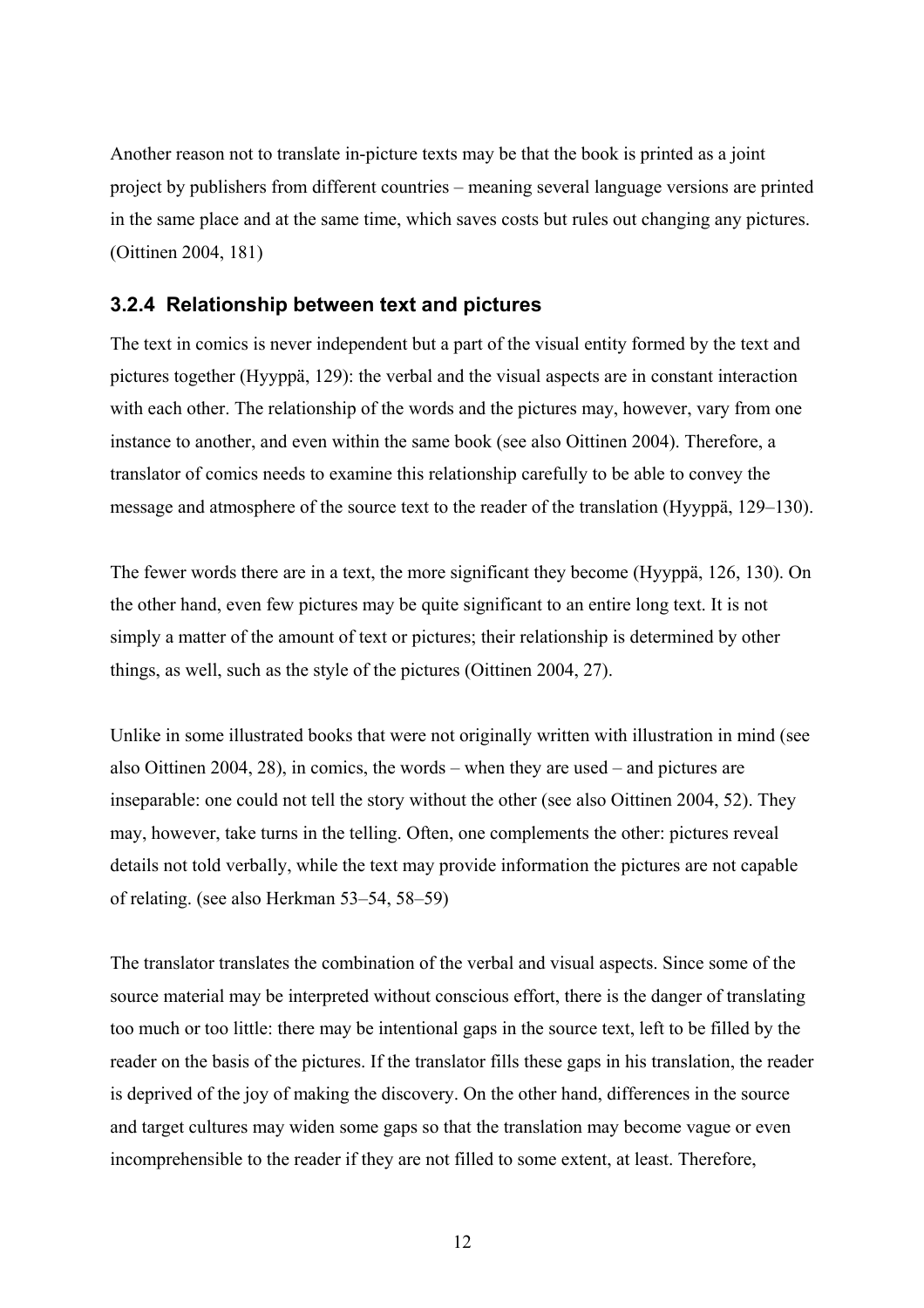Another reason not to translate in-picture texts may be that the book is printed as a joint project by publishers from different countries – meaning several language versions are printed in the same place and at the same time, which saves costs but rules out changing any pictures. (Oittinen 2004, 181)

### 3.2.4 Relationship between text and pictures

The text in comics is never independent but a part of the visual entity formed by the text and pictures together (Hyyppä, 129): the verbal and the visual aspects are in constant interaction with each other. The relationship of the words and the pictures may, however, vary from one instance to another, and even within the same book (see also Oittinen 2004). Therefore, a translator of comics needs to examine this relationship carefully to be able to convey the message and atmosphere of the source text to the reader of the translation (Hyyppä, 129–130).

The fewer words there are in a text, the more significant they become (Hyyppä, 126, 130). On the other hand, even few pictures may be quite significant to an entire long text. It is not simply a matter of the amount of text or pictures; their relationship is determined by other things, as well, such as the style of the pictures (Oittinen 2004, 27).

Unlike in some illustrated books that were not originally written with illustration in mind (see also Oittinen 2004, 28), in comics, the words – when they are used – and pictures are inseparable: one could not tell the story without the other (see also Oittinen 2004, 52). They may, however, take turns in the telling. Often, one complements the other: pictures reveal details not told verbally, while the text may provide information the pictures are not capable of relating. (see also Herkman 53–54, 58–59)

The translator translates the combination of the verbal and visual aspects. Since some of the source material may be interpreted without conscious effort, there is the danger of translating too much or too little: there may be intentional gaps in the source text, left to be filled by the reader on the basis of the pictures. If the translator fills these gaps in his translation, the reader is deprived of the joy of making the discovery. On the other hand, differences in the source and target cultures may widen some gaps so that the translation may become vague or even incomprehensible to the reader if they are not filled to some extent, at least. Therefore,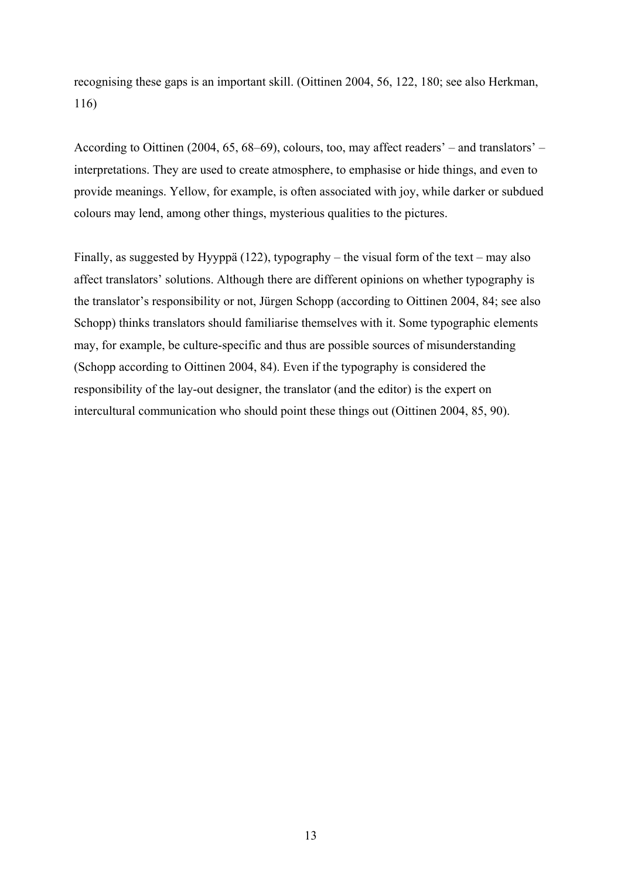recognising these gaps is an important skill. (Oittinen 2004, 56, 122, 180; see also Herkman, 116)

According to Oittinen (2004, 65, 68–69), colours, too, may affect readers' – and translators' – interpretations. They are used to create atmosphere, to emphasise or hide things, and even to provide meanings. Yellow, for example, is often associated with joy, while darker or subdued colours may lend, among other things, mysterious qualities to the pictures.

Finally, as suggested by Hyyppä (122), typography – the visual form of the text – may also affect translators' solutions. Although there are different opinions on whether typography is the translator's responsibility or not, Jürgen Schopp (according to Oittinen 2004, 84; see also Schopp) thinks translators should familiarise themselves with it. Some typographic elements may, for example, be culture-specific and thus are possible sources of misunderstanding (Schopp according to Oittinen 2004, 84). Even if the typography is considered the responsibility of the lay-out designer, the translator (and the editor) is the expert on intercultural communication who should point these things out (Oittinen 2004, 85, 90).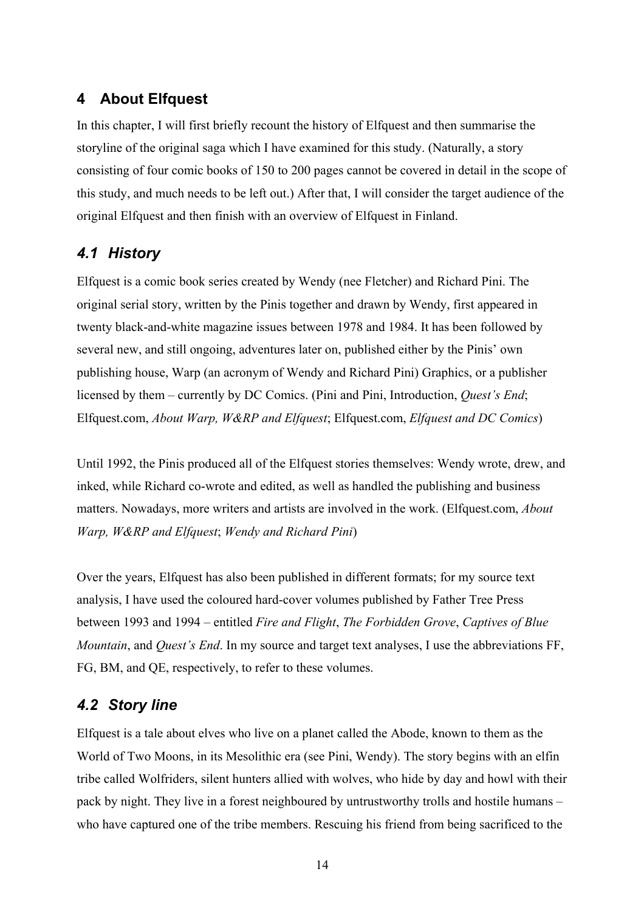## 4 About Elfquest

In this chapter, I will first briefly recount the history of Elfquest and then summarise the storyline of the original saga which I have examined for this study. (Naturally, a story consisting of four comic books of 150 to 200 pages cannot be covered in detail in the scope of this study, and much needs to be left out.) After that, I will consider the target audience of the original Elfquest and then finish with an overview of Elfquest in Finland.

### *4.1 History*

Elfquest is a comic book series created by Wendy (nee Fletcher) and Richard Pini. The original serial story, written by the Pinis together and drawn by Wendy, first appeared in twenty black-and-white magazine issues between 1978 and 1984. It has been followed by several new, and still ongoing, adventures later on, published either by the Pinis' own publishing house, Warp (an acronym of Wendy and Richard Pini) Graphics, or a publisher licensed by them – currently by DC Comics. (Pini and Pini, Introduction, *Quest's End*; Elfquest.com, *About Warp, W&RP and Elfquest*; Elfquest.com, *Elfquest and DC Comics*)

Until 1992, the Pinis produced all of the Elfquest stories themselves: Wendy wrote, drew, and inked, while Richard co-wrote and edited, as well as handled the publishing and business matters. Nowadays, more writers and artists are involved in the work. (Elfquest.com, *About Warp, W&RP and Elfquest*; *Wendy and Richard Pini*)

Over the years, Elfquest has also been published in different formats; for my source text analysis, I have used the coloured hard-cover volumes published by Father Tree Press between 1993 and 1994 – entitled *Fire and Flight*, *The Forbidden Grove*, *Captives of Blue Mountain*, and *Quest's End*. In my source and target text analyses, I use the abbreviations FF, FG, BM, and QE, respectively, to refer to these volumes.

### *4.2 Story line*

Elfquest is a tale about elves who live on a planet called the Abode, known to them as the World of Two Moons, in its Mesolithic era (see Pini, Wendy). The story begins with an elfin tribe called Wolfriders, silent hunters allied with wolves, who hide by day and howl with their pack by night. They live in a forest neighboured by untrustworthy trolls and hostile humans – who have captured one of the tribe members. Rescuing his friend from being sacrificed to the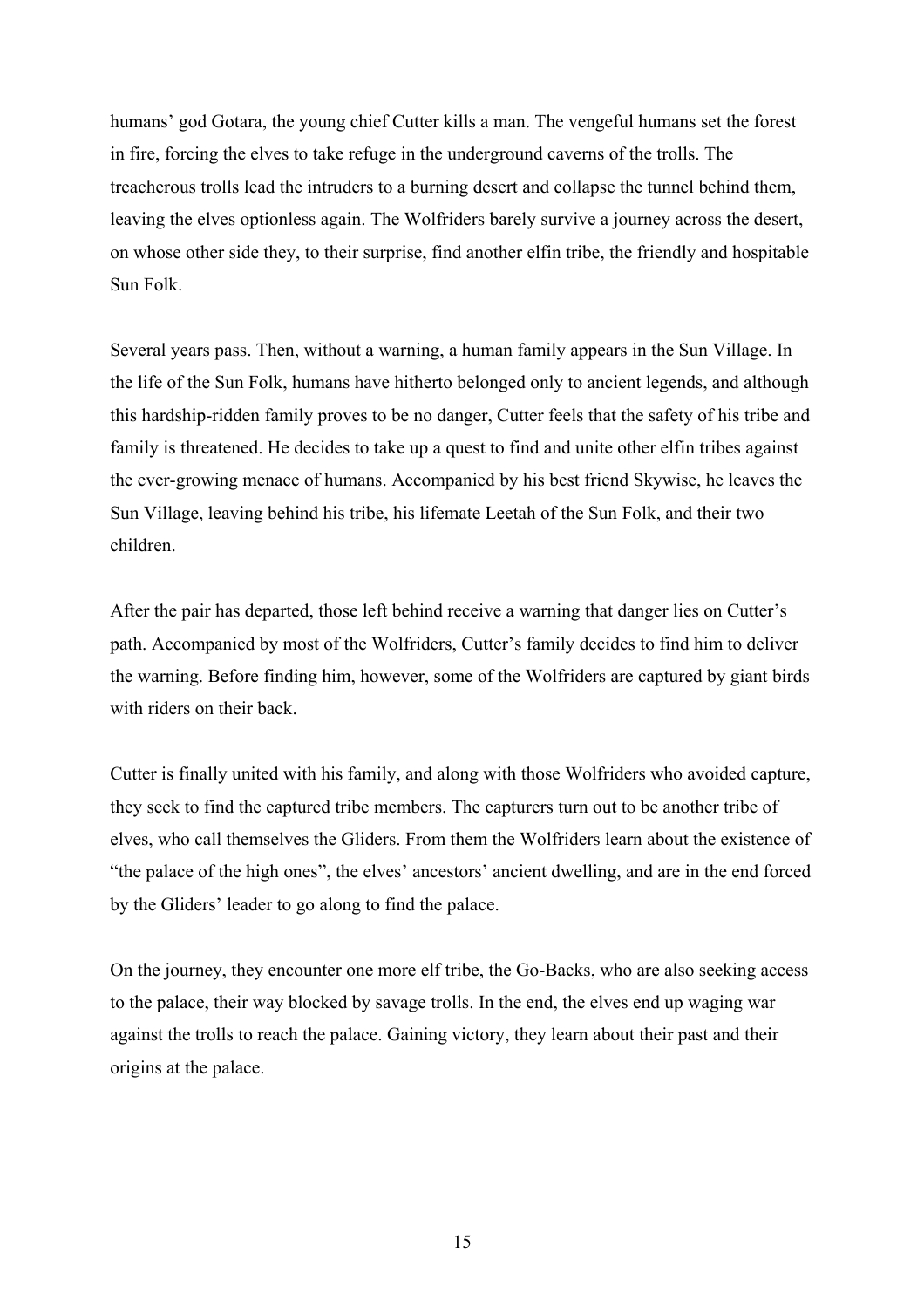humans' god Gotara, the young chief Cutter kills a man. The vengeful humans set the forest in fire, forcing the elves to take refuge in the underground caverns of the trolls. The treacherous trolls lead the intruders to a burning desert and collapse the tunnel behind them, leaving the elves optionless again. The Wolfriders barely survive a journey across the desert, on whose other side they, to their surprise, find another elfin tribe, the friendly and hospitable Sun Folk.

Several years pass. Then, without a warning, a human family appears in the Sun Village. In the life of the Sun Folk, humans have hitherto belonged only to ancient legends, and although this hardship-ridden family proves to be no danger, Cutter feels that the safety of his tribe and family is threatened. He decides to take up a quest to find and unite other elfin tribes against the ever-growing menace of humans. Accompanied by his best friend Skywise, he leaves the Sun Village, leaving behind his tribe, his lifemate Leetah of the Sun Folk, and their two children.

After the pair has departed, those left behind receive a warning that danger lies on Cutter's path. Accompanied by most of the Wolfriders, Cutter's family decides to find him to deliver the warning. Before finding him, however, some of the Wolfriders are captured by giant birds with riders on their back.

Cutter is finally united with his family, and along with those Wolfriders who avoided capture, they seek to find the captured tribe members. The capturers turn out to be another tribe of elves, who call themselves the Gliders. From them the Wolfriders learn about the existence of "the palace of the high ones", the elves' ancestors' ancient dwelling, and are in the end forced by the Gliders' leader to go along to find the palace.

On the journey, they encounter one more elf tribe, the Go-Backs, who are also seeking access to the palace, their way blocked by savage trolls. In the end, the elves end up waging war against the trolls to reach the palace. Gaining victory, they learn about their past and their origins at the palace.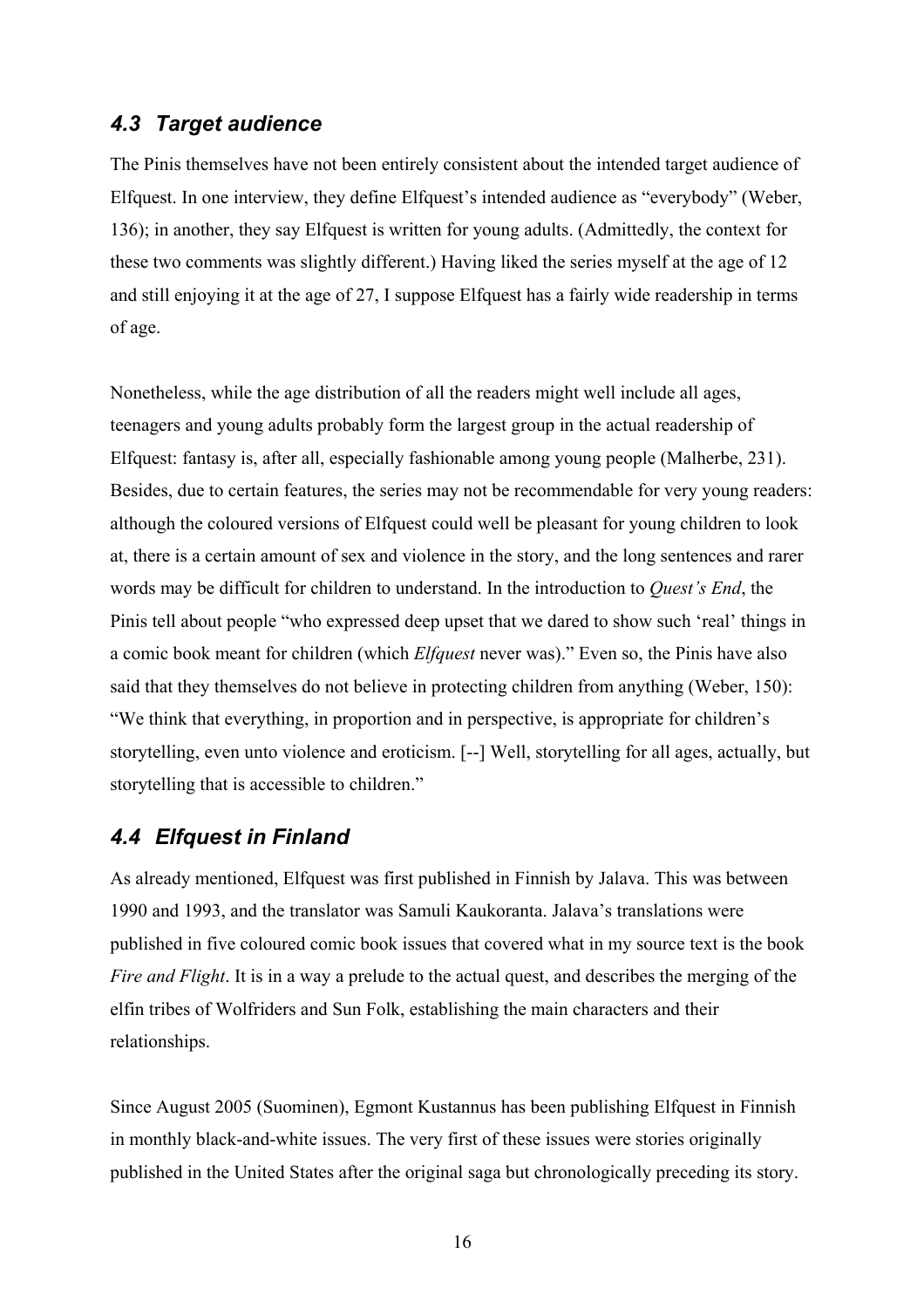## 4.3 Target audience

The Pinis themselves have not been entirely consistent about the intended target audience of Elfquest. In one interview, they define Elfquest's intended audience as "everybody" (Weber, 136); in another, they say Elfquest is written for young adults. (Admittedly, the context for these two comments was slightly different.) Having liked the series myself at the age of 12 and still enjoying it at the age of 27, I suppose Elfquest has a fairly wide readership in terms of age.

Nonetheless, while the age distribution of all the readers might well include all ages, teenagers and young adults probably form the largest group in the actual readership of Elfquest: fantasy is, after all, especially fashionable among young people (Malherbe, 231). Besides, due to certain features, the series may not be recommendable for very young readers: although the coloured versions of Elfquest could well be pleasant for young children to look at, there is a certain amount of sex and violence in the story, and the long sentences and rarer words may be difficult for children to understand. In the introduction to *Quest's End*, the Pinis tell about people "who expressed deep upset that we dared to show such 'real' things in a comic book meant for children (which *Elfquest* never was)." Even so, the Pinis have also said that they themselves do not believe in protecting children from anything (Weber, 150): "We think that everything, in proportion and in perspective, is appropriate for children's storytelling, even unto violence and eroticism. [--] Well, storytelling for all ages, actually, but storytelling that is accessible to children."

## 4.4 Elfquest in Finland

As already mentioned, Elfquest was first published in Finnish by Jalava. This was between 1990 and 1993, and the translator was Samuli Kaukoranta. Jalava's translations were published in five coloured comic book issues that covered what in my source text is the book *Fire and Flight*. It is in a way a prelude to the actual quest, and describes the merging of the elfin tribes of Wolfriders and Sun Folk, establishing the main characters and their relationships.

Since August 2005 (Suominen), Egmont Kustannus has been publishing Elfquest in Finnish in monthly black-and-white issues. The very first of these issues were stories originally published in the United States after the original saga but chronologically preceding its story.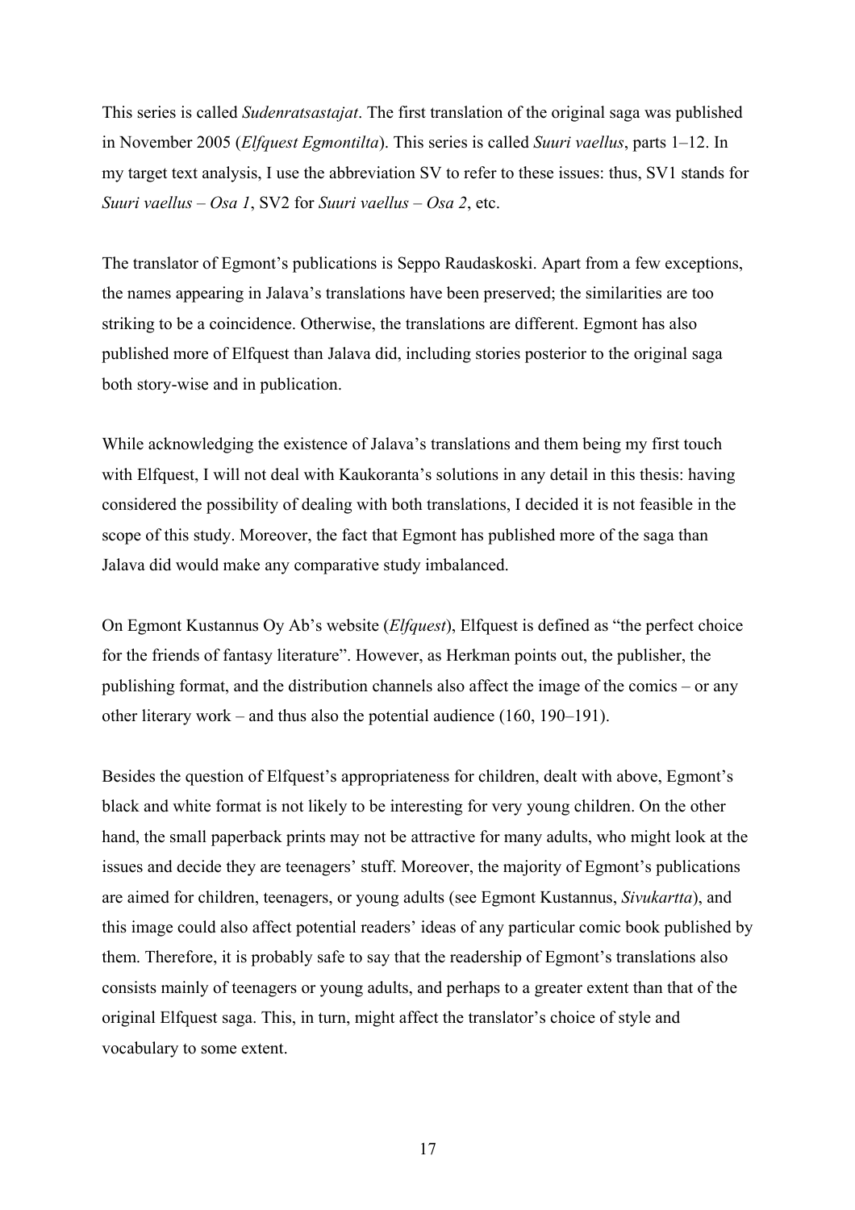This series is called *Sudenratsastajat*. The first translation of the original saga was published in November 2005 (*Elfquest Egmontilta*). This series is called *Suuri vaellus*, parts 1–12. In my target text analysis, I use the abbreviation SV to refer to these issues: thus, SV1 stands for *Suuri vaellus – Osa 1*, SV2 for *Suuri vaellus – Osa 2*, etc.

The translator of Egmont's publications is Seppo Raudaskoski. Apart from a few exceptions, the names appearing in Jalava's translations have been preserved; the similarities are too striking to be a coincidence. Otherwise, the translations are different. Egmont has also published more of Elfquest than Jalava did, including stories posterior to the original saga both story-wise and in publication.

While acknowledging the existence of Jalava's translations and them being my first touch with Elfquest, I will not deal with Kaukoranta's solutions in any detail in this thesis: having considered the possibility of dealing with both translations, I decided it is not feasible in the scope of this study. Moreover, the fact that Egmont has published more of the saga than Jalava did would make any comparative study imbalanced.

On Egmont Kustannus Oy Ab's website (*Elfquest*), Elfquest is defined as "the perfect choice for the friends of fantasy literature". However, as Herkman points out, the publisher, the publishing format, and the distribution channels also affect the image of the comics – or any other literary work – and thus also the potential audience (160, 190–191).

Besides the question of Elfquest's appropriateness for children, dealt with above, Egmont's black and white format is not likely to be interesting for very young children. On the other hand, the small paperback prints may not be attractive for many adults, who might look at the issues and decide they are teenagers' stuff. Moreover, the majority of Egmont's publications are aimed for children, teenagers, or young adults (see Egmont Kustannus, *Sivukartta*), and this image could also affect potential readers' ideas of any particular comic book published by them. Therefore, it is probably safe to say that the readership of Egmont's translations also consists mainly of teenagers or young adults, and perhaps to a greater extent than that of the original Elfquest saga. This, in turn, might affect the translator's choice of style and vocabulary to some extent.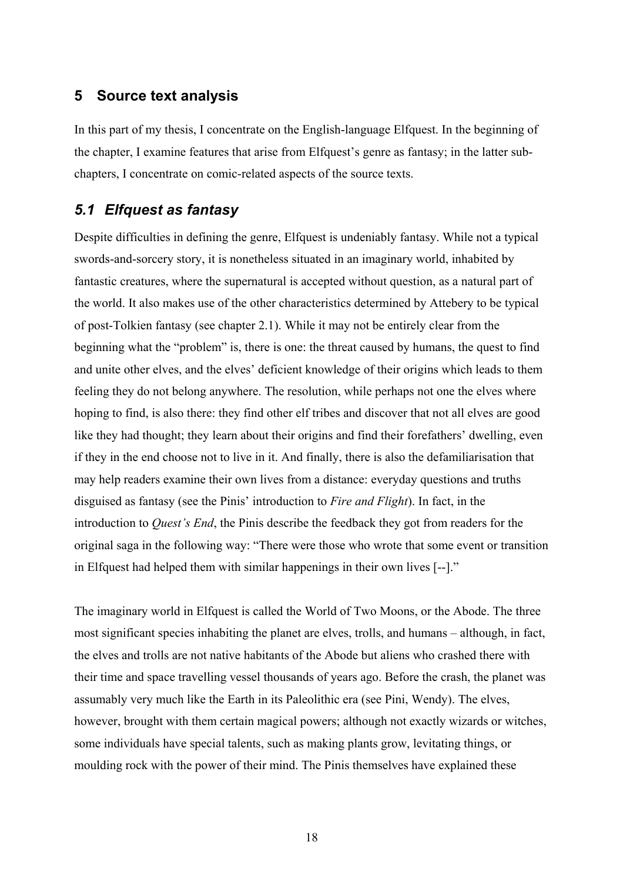# 5 Source text analysis

In this part of my thesis, I concentrate on the English-language Elfquest. In the beginning of the chapter, I examine features that arise from Elfquest's genre as fantasy; in the latter sub-chapters, I concentrate on comic-related aspects of the source texts.

## *5.1 Elfquest as fantasy*

Despite difficulties in defining the genre, Elfquest is undeniably fantasy. While not a typical swords-and-sorcery story, it is nonetheless situated in an imaginary world, inhabited by fantastic creatures, where the supernatural is accepted without question, as a natural part of the world. It also makes use of the other characteristics determined by Attebery to be typical of post-Tolkien fantasy (see chapter 2.1). While it may not be entirely clear from the beginning what the "problem" is, there is one: the threat caused by humans, the quest to find and unite other elves, and the elves' deficient knowledge of their origins which leads to them feeling they do not belong anywhere. The resolution, while perhaps not one the elves where hoping to find, is also there: they find other elf tribes and discover that not all elves are good like they had thought; they learn about their origins and find their forefathers' dwelling, even if they in the end choose not to live in it. And finally, there is also the defamiliarisation that may help readers examine their own lives from a distance: everyday questions and truths disguised as fantasy (see the Pinis' introduction to *Fire and Flight*). In fact, in the introduction to *Quest's End*, the Pinis describe the feedback they got from readers for the original saga in the following way: "There were those who wrote that some event or transition in Elfquest had helped them with similar happenings in their own lives [--]."

The imaginary world in Elfquest is called the World of Two Moons, or the Abode. The three most significant species inhabiting the planet are elves, trolls, and humans – although, in fact, the elves and trolls are not native habitants of the Abode but aliens who crashed there with their time and space travelling vessel thousands of years ago. Before the crash, the planet was assumably very much like the Earth in its Paleolithic era (see Pini, Wendy). The elves, however, brought with them certain magical powers; although not exactly wizards or witches, some individuals have special talents, such as making plants grow, levitating things, or moulding rock with the power of their mind. The Pinis themselves have explained these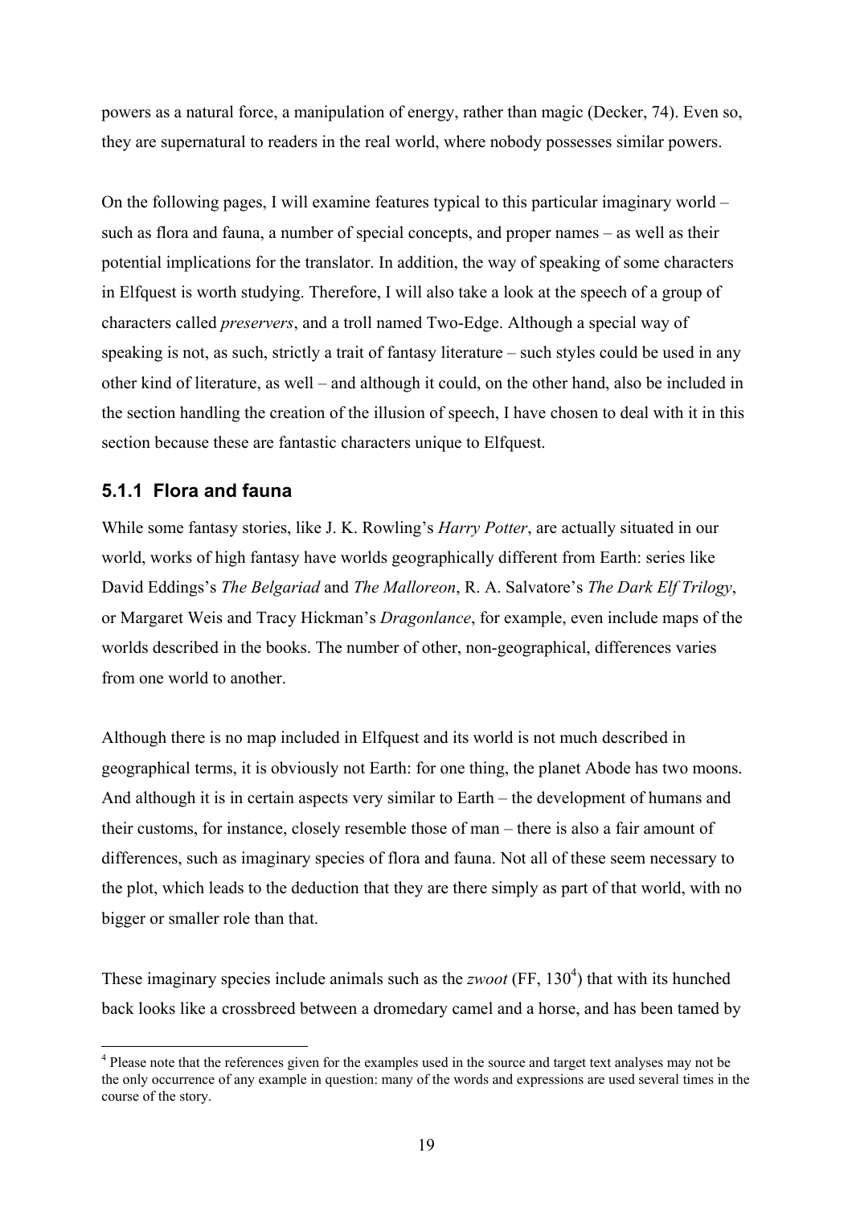powers as a natural force, a manipulation of energy, rather than magic (Decker, 74). Even so, they are supernatural to readers in the real world, where nobody possesses similar powers.

On the following pages, I will examine features typical to this particular imaginary world – such as flora and fauna, a number of special concepts, and proper names – as well as their potential implications for the translator. In addition, the way of speaking of some characters in Elfquest is worth studying. Therefore, I will also take a look at the speech of a group of characters called *preservers*, and a troll named Two-Edge. Although a special way of speaking is not, as such, strictly a trait of fantasy literature – such styles could be used in any other kind of literature, as well – and although it could, on the other hand, also be included in the section handling the creation of the illusion of speech, I have chosen to deal with it in this section because these are fantastic characters unique to Elfquest.

### 5.1.1 Flora and fauna

While some fantasy stories, like J. K. Rowling's *Harry Potter*, are actually situated in our world, works of high fantasy have worlds geographically different from Earth: series like David Eddings's *The Belgariad* and *The Malloreon*, R. A. Salvatore's *The Dark Elf Trilogy*, or Margaret Weis and Tracy Hickman's *Dragonlance*, for example, even include maps of the worlds described in the books. The number of other, non-geographical, differences varies from one world to another.

Although there is no map included in Elfquest and its world is not much described in geographical terms, it is obviously not Earth: for one thing, the planet Abode has two moons. And although it is in certain aspects very similar to Earth – the development of humans and their customs, for instance, closely resemble those of man – there is also a fair amount of differences, such as imaginary species of flora and fauna. Not all of these seem necessary to the plot, which leads to the deduction that they are there simply as part of that world, with no bigger or smaller role than that.

These imaginary species include animals such as the *zwoot* (FF, 130[4]) that with its hunched back looks like a crossbreed between a dromedary camel and a horse, and has been tamed by

[4] Please note that the references given for the examples used in the source and target text analyses may not be the only occurrence of any example in question: many of the words and expressions are used several times in the course of the story.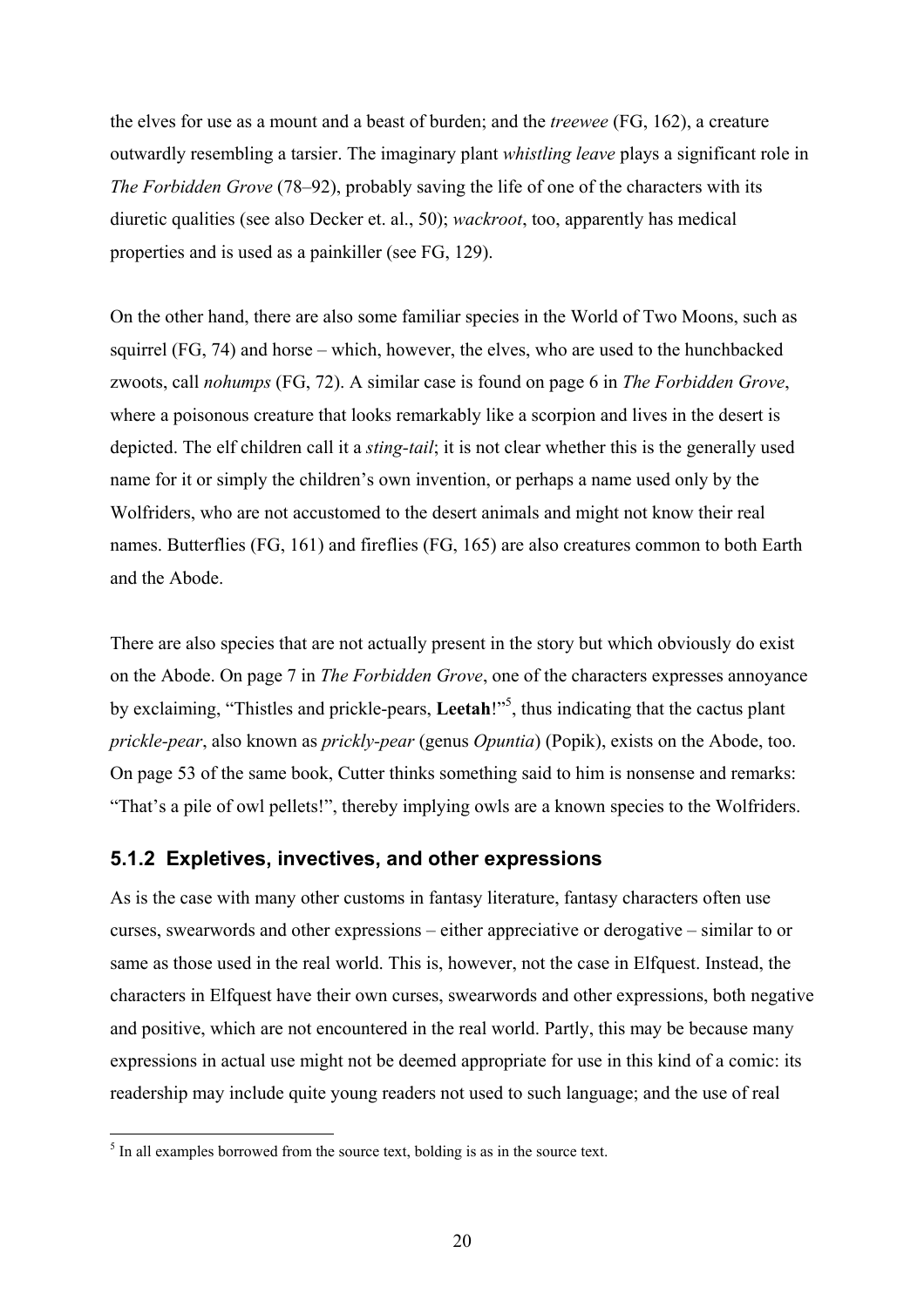the elves for use as a mount and a beast of burden; and the *treewee* (FG, 162), a creature outwardly resembling a tarsier. The imaginary plant *whistling leave* plays a significant role in *The Forbidden Grove* (78–92), probably saving the life of one of the characters with its diuretic qualities (see also Decker et. al., 50); *wackroot*, too, apparently has medical properties and is used as a painkiller (see FG, 129).

On the other hand, there are also some familiar species in the World of Two Moons, such as squirrel (FG, 74) and horse – which, however, the elves, who are used to the hunchbacked zwoots, call *nohumps* (FG, 72). A similar case is found on page 6 in *The Forbidden Grove*, where a poisonous creature that looks remarkably like a scorpion and lives in the desert is depicted. The elf children call it a *sting-tail*; it is not clear whether this is the generally used name for it or simply the children's own invention, or perhaps a name used only by the Wolfriders, who are not accustomed to the desert animals and might not know their real names. Butterflies (FG, 161) and fireflies (FG, 165) are also creatures common to both Earth and the Abode.

There are also species that are not actually present in the story but which obviously do exist on the Abode. On page 7 in *The Forbidden Grove*, one of the characters expresses annoyance by exclaiming, "Thistles and prickle-pears, **Leetah**!"[5], thus indicating that the cactus plant *prickle-pear*, also known as *prickly-pear* (genus *Opuntia*) (Popik), exists on the Abode, too. On page 53 of the same book, Cutter thinks something said to him is nonsense and remarks: "That's a pile of owl pellets!", thereby implying owls are a known species to the Wolfriders.

### 5.1.2 Expletives, invectives, and other expressions

As is the case with many other customs in fantasy literature, fantasy characters often use curses, swearwords and other expressions – either appreciative or derogative – similar to or same as those used in the real world. This is, however, not the case in Elfquest. Instead, the characters in Elfquest have their own curses, swearwords and other expressions, both negative and positive, which are not encountered in the real world. Partly, this may be because many expressions in actual use might not be deemed appropriate for use in this kind of a comic: its readership may include quite young readers not used to such language; and the use of real

[5] In all examples borrowed from the source text, bolding is as in the source text.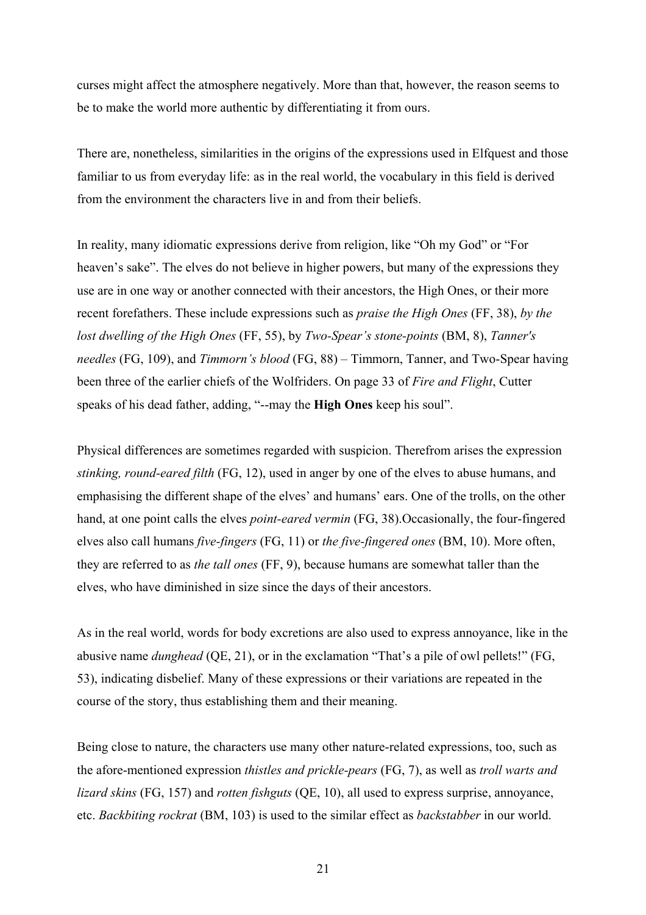curses might affect the atmosphere negatively. More than that, however, the reason seems to be to make the world more authentic by differentiating it from ours.

There are, nonetheless, similarities in the origins of the expressions used in Elfquest and those familiar to us from everyday life: as in the real world, the vocabulary in this field is derived from the environment the characters live in and from their beliefs.

In reality, many idiomatic expressions derive from religion, like "Oh my God" or "For heaven's sake". The elves do not believe in higher powers, but many of the expressions they use are in one way or another connected with their ancestors, the High Ones, or their more recent forefathers. These include expressions such as *praise the High Ones* (FF, 38), *by the lost dwelling of the High Ones* (FF, 55), by *Two-Spear's stone-points* (BM, 8), *Tanner's needles* (FG, 109), and *Timmorn's blood* (FG, 88) – Timmorn, Tanner, and Two-Spear having been three of the earlier chiefs of the Wolfriders. On page 33 of *Fire and Flight*, Cutter speaks of his dead father, adding, "--may the **High Ones** keep his soul".

Physical differences are sometimes regarded with suspicion. Therefrom arises the expression *stinking, round-eared filth* (FG, 12), used in anger by one of the elves to abuse humans, and emphasising the different shape of the elves' and humans' ears. One of the trolls, on the other hand, at one point calls the elves *point-eared vermin* (FG, 38).Occasionally, the four-fingered elves also call humans *five-fingers* (FG, 11) or *the five-fingered ones* (BM, 10). More often, they are referred to as *the tall ones* (FF, 9), because humans are somewhat taller than the elves, who have diminished in size since the days of their ancestors.

As in the real world, words for body excretions are also used to express annoyance, like in the abusive name *dunghead* (QE, 21), or in the exclamation "That's a pile of owl pellets!" (FG, 53), indicating disbelief. Many of these expressions or their variations are repeated in the course of the story, thus establishing them and their meaning.

Being close to nature, the characters use many other nature-related expressions, too, such as the afore-mentioned expression *thistles and prickle-pears* (FG, 7), as well as *troll warts and lizard skins* (FG, 157) and *rotten fishguts* (QE, 10), all used to express surprise, annoyance, etc. *Backbiting rockrat* (BM, 103) is used to the similar effect as *backstabber* in our world.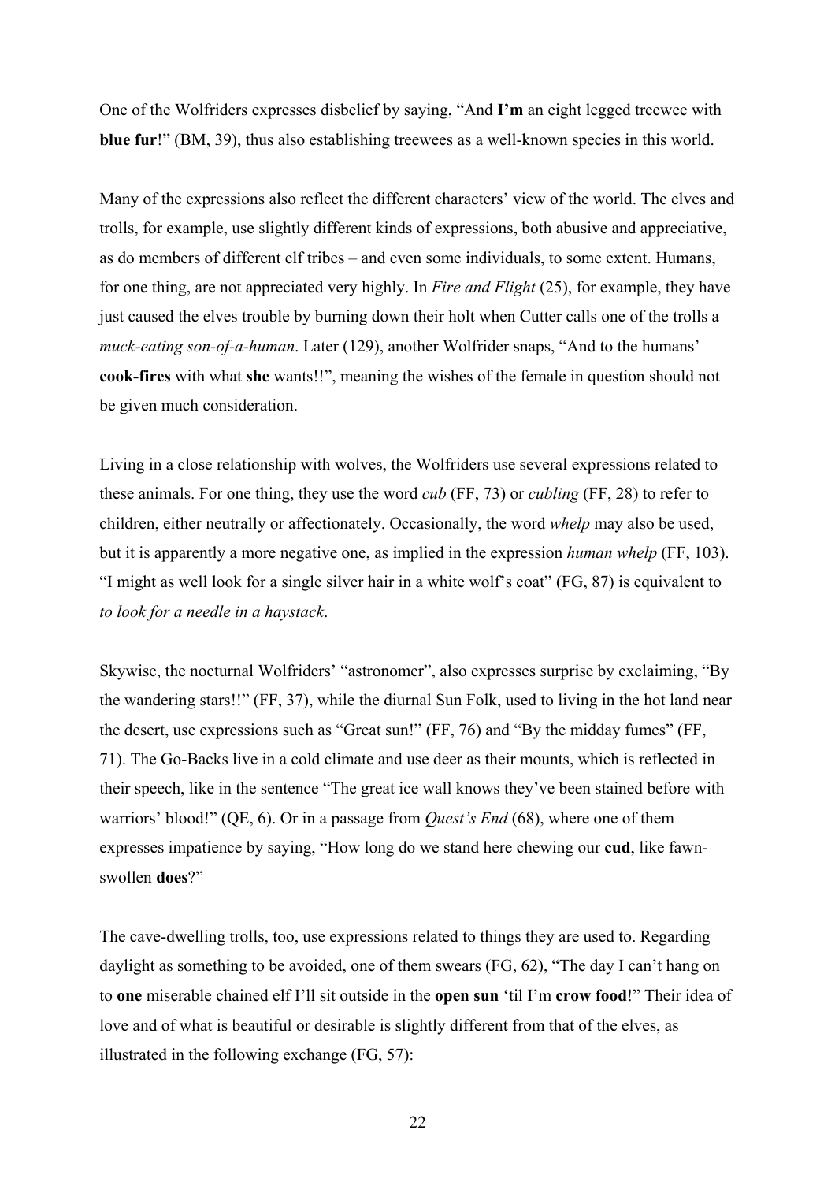One of the Wolfriders expresses disbelief by saying, "And **I'm** an eight legged treewee with **blue fur**!" (BM, 39), thus also establishing treewees as a well-known species in this world.

Many of the expressions also reflect the different characters' view of the world. The elves and trolls, for example, use slightly different kinds of expressions, both abusive and appreciative, as do members of different elf tribes – and even some individuals, to some extent. Humans, for one thing, are not appreciated very highly. In *Fire and Flight* (25), for example, they have just caused the elves trouble by burning down their holt when Cutter calls one of the trolls a *muck-eating son-of-a-human*. Later (129), another Wolfrider snaps, "And to the humans' **cook-fires** with what **she** wants!!", meaning the wishes of the female in question should not be given much consideration.

Living in a close relationship with wolves, the Wolfriders use several expressions related to these animals. For one thing, they use the word *cub* (FF, 73) or *cubling* (FF, 28) to refer to children, either neutrally or affectionately. Occasionally, the word *whelp* may also be used, but it is apparently a more negative one, as implied in the expression *human whelp* (FF, 103). "I might as well look for a single silver hair in a white wolf's coat" (FG, 87) is equivalent to *to look for a needle in a haystack*.

Skywise, the nocturnal Wolfriders' "astronomer", also expresses surprise by exclaiming, "By the wandering stars!!" (FF, 37), while the diurnal Sun Folk, used to living in the hot land near the desert, use expressions such as "Great sun!" (FF, 76) and "By the midday fumes" (FF, 71). The Go-Backs live in a cold climate and use deer as their mounts, which is reflected in their speech, like in the sentence "The great ice wall knows they've been stained before with warriors' blood!" (QE, 6). Or in a passage from *Quest's End* (68), where one of them expresses impatience by saying, "How long do we stand here chewing our **cud**, like fawn-swollen **does**?"

The cave-dwelling trolls, too, use expressions related to things they are used to. Regarding daylight as something to be avoided, one of them swears (FG, 62), "The day I can't hang on to **one** miserable chained elf I'll sit outside in the **open sun** 'til I'm **crow food**!" Their idea of love and of what is beautiful or desirable is slightly different from that of the elves, as illustrated in the following exchange (FG, 57):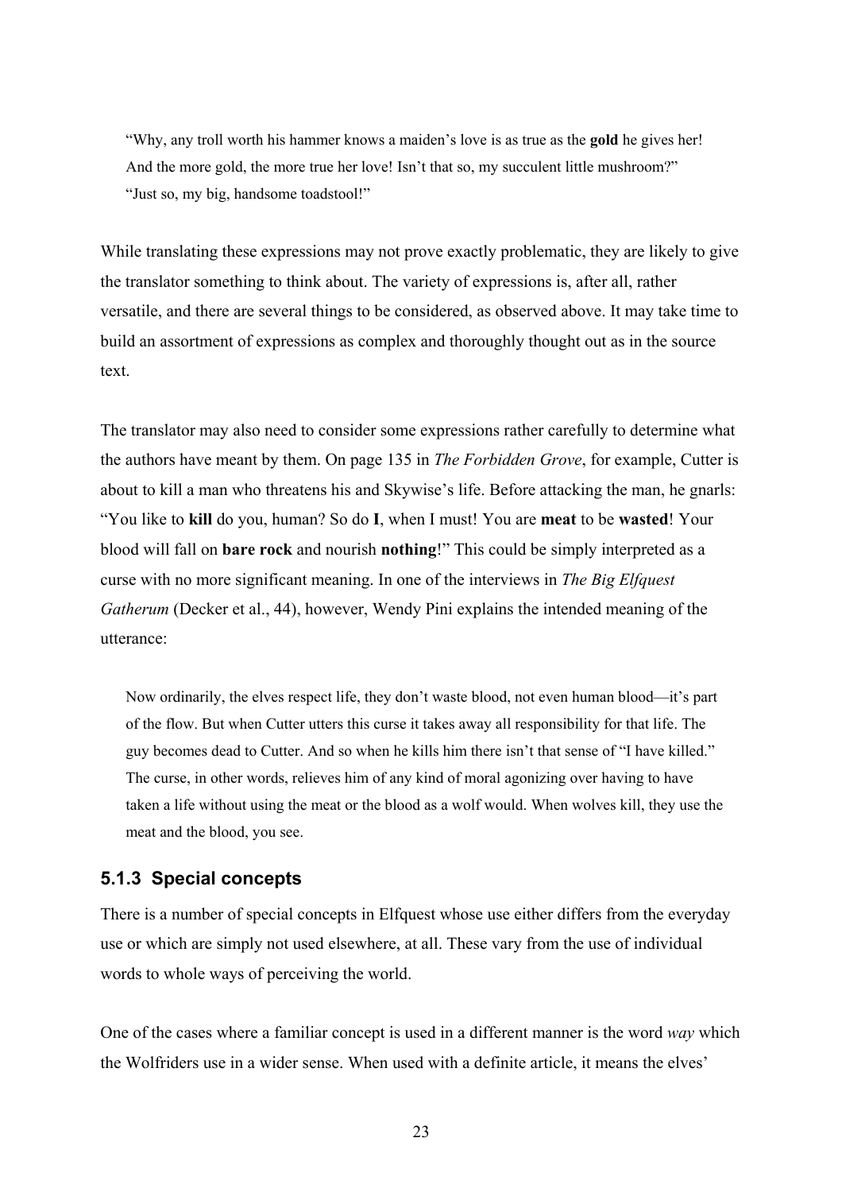> “Why, any troll worth his hammer knows a maiden’s love is as true as the **gold** he gives her! And the more gold, the more true her love! Isn’t that so, my succulent little mushroom?”
> “Just so, my big, handsome toadstool!”

While translating these expressions may not prove exactly problematic, they are likely to give the translator something to think about. The variety of expressions is, after all, rather versatile, and there are several things to be considered, as observed above. It may take time to build an assortment of expressions as complex and thoroughly thought out as in the source text.

The translator may also need to consider some expressions rather carefully to determine what the authors have meant by them. On page 135 in *The Forbidden Grove*, for example, Cutter is about to kill a man who threatens his and Skywise’s life. Before attacking the man, he gnarls: “You like to **kill** do you, human? So do **I**, when I must! You are **meat** to be **wasted**! Your blood will fall on **bare rock** and nourish **nothing**!” This could be simply interpreted as a curse with no more significant meaning. In one of the interviews in *The Big Elfquest Gatherum* (Decker et al., 44), however, Wendy Pini explains the intended meaning of the utterance:

> Now ordinarily, the elves respect life, they don’t waste blood, not even human blood—it’s part of the flow. But when Cutter utters this curse it takes away all responsibility for that life. The guy becomes dead to Cutter. And so when he kills him there isn’t that sense of “I have killed.” The curse, in other words, relieves him of any kind of moral agonizing over having to have taken a life without using the meat or the blood as a wolf would. When wolves kill, they use the meat and the blood, you see.

### 5.1.3 Special concepts

There is a number of special concepts in Elfquest whose use either differs from the everyday use or which are simply not used elsewhere, at all. These vary from the use of individual words to whole ways of perceiving the world.

One of the cases where a familiar concept is used in a different manner is the word *way* which the Wolfriders use in a wider sense. When used with a definite article, it means the elves’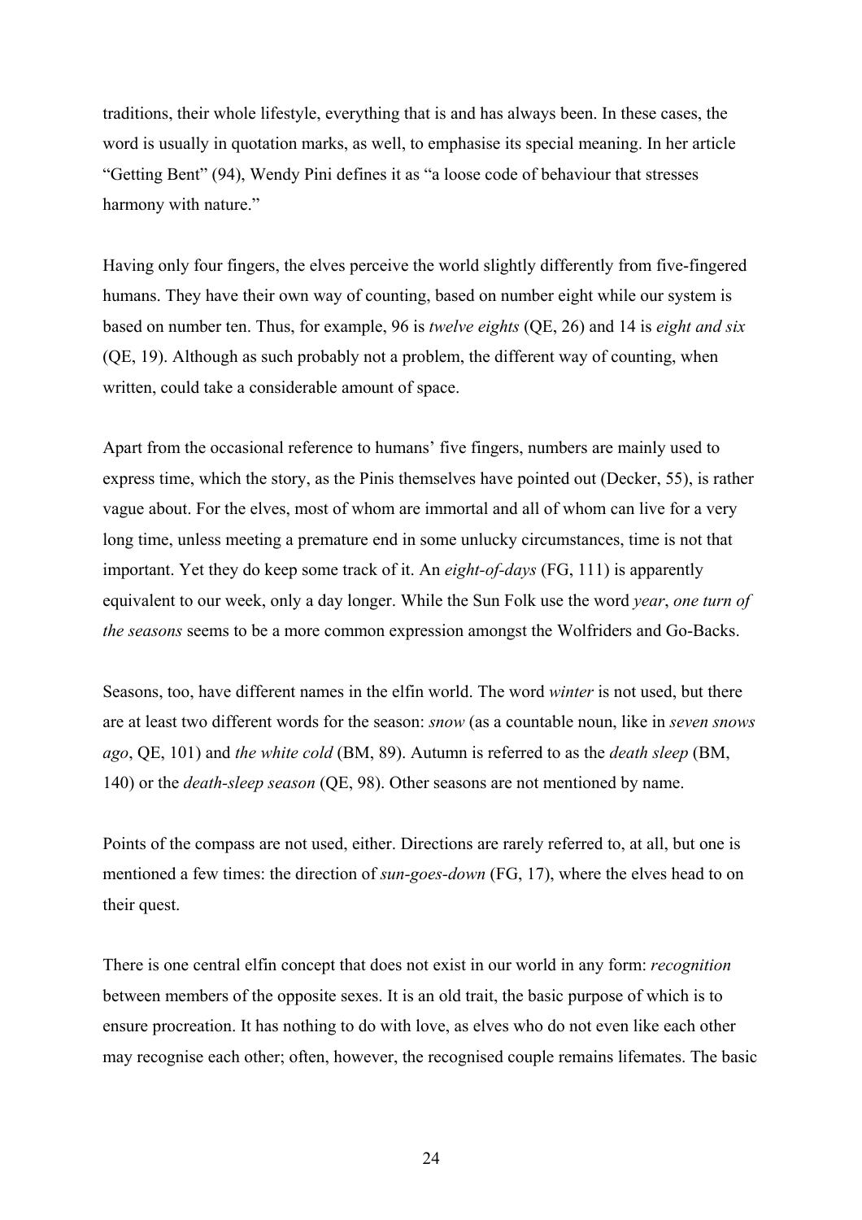traditions, their whole lifestyle, everything that is and has always been. In these cases, the word is usually in quotation marks, as well, to emphasise its special meaning. In her article "Getting Bent" (94), Wendy Pini defines it as "a loose code of behaviour that stresses harmony with nature."

Having only four fingers, the elves perceive the world slightly differently from five-fingered humans. They have their own way of counting, based on number eight while our system is based on number ten. Thus, for example, 96 is *twelve eights* (QE, 26) and 14 is *eight and six* (QE, 19). Although as such probably not a problem, the different way of counting, when written, could take a considerable amount of space.

Apart from the occasional reference to humans' five fingers, numbers are mainly used to express time, which the story, as the Pinis themselves have pointed out (Decker, 55), is rather vague about. For the elves, most of whom are immortal and all of whom can live for a very long time, unless meeting a premature end in some unlucky circumstances, time is not that important. Yet they do keep some track of it. An *eight-of-days* (FG, 111) is apparently equivalent to our week, only a day longer. While the Sun Folk use the word *year*, *one turn of the seasons* seems to be a more common expression amongst the Wolfriders and Go-Backs.

Seasons, too, have different names in the elfin world. The word *winter* is not used, but there are at least two different words for the season: *snow* (as a countable noun, like in *seven snows ago*, QE, 101) and *the white cold* (BM, 89). Autumn is referred to as the *death sleep* (BM, 140) or the *death-sleep season* (QE, 98). Other seasons are not mentioned by name.

Points of the compass are not used, either. Directions are rarely referred to, at all, but one is mentioned a few times: the direction of *sun-goes-down* (FG, 17), where the elves head to on their quest.

There is one central elfin concept that does not exist in our world in any form: *recognition* between members of the opposite sexes. It is an old trait, the basic purpose of which is to ensure procreation. It has nothing to do with love, as elves who do not even like each other may recognise each other; often, however, the recognised couple remains lifemates. The basic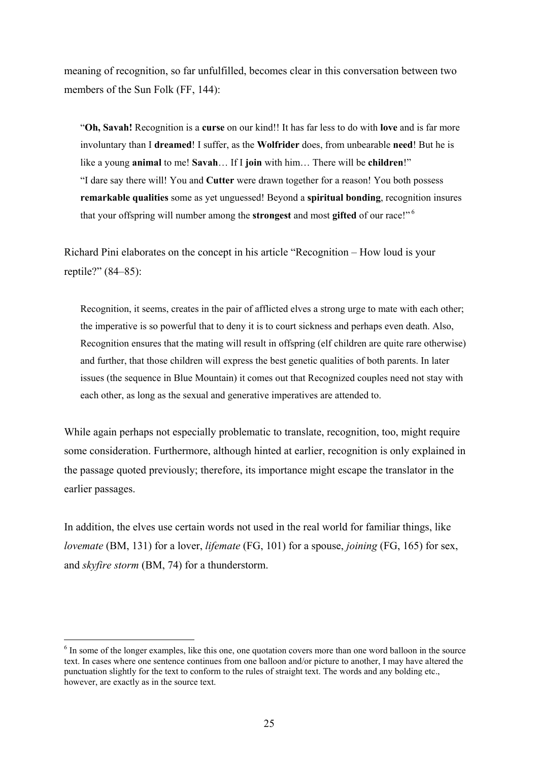meaning of recognition, so far unfulfilled, becomes clear in this conversation between two members of the Sun Folk (FF, 144):

> "**Oh, Savah!** Recognition is a **curse** on our kind!! It has far less to do with **love** and is far more involuntary than I **dreamed**! I suffer, as the **Wolfrider** does, from unbearable **need**! But he is like a young **animal** to me! **Savah**… If I **join** with him… There will be **children**!"
> "I dare say there will! You and **Cutter** were drawn together for a reason! You both possess **remarkable qualities** some as yet unguessed! Beyond a **spiritual bonding**, recognition insures that your offspring will number among the **strongest** and most **gifted** of our race!" [6]

Richard Pini elaborates on the concept in his article "Recognition – How loud is your reptile?" (84–85):

> Recognition, it seems, creates in the pair of afflicted elves a strong urge to mate with each other; the imperative is so powerful that to deny it is to court sickness and perhaps even death. Also, Recognition ensures that the mating will result in offspring (elf children are quite rare otherwise) and further, that those children will express the best genetic qualities of both parents. In later issues (the sequence in Blue Mountain) it comes out that Recognized couples need not stay with each other, as long as the sexual and generative imperatives are attended to.

While again perhaps not especially problematic to translate, recognition, too, might require some consideration. Furthermore, although hinted at earlier, recognition is only explained in the passage quoted previously; therefore, its importance might escape the translator in the earlier passages.

In addition, the elves use certain words not used in the real world for familiar things, like *lovemate* (BM, 131) for a lover, *lifemate* (FG, 101) for a spouse, *joining* (FG, 165) for sex, and *skyfire storm* (BM, 74) for a thunderstorm.

---

[6] In some of the longer examples, like this one, one quotation covers more than one word balloon in the source text. In cases where one sentence continues from one balloon and/or picture to another, I may have altered the punctuation slightly for the text to conform to the rules of straight text. The words and any bolding etc., however, are exactly as in the source text.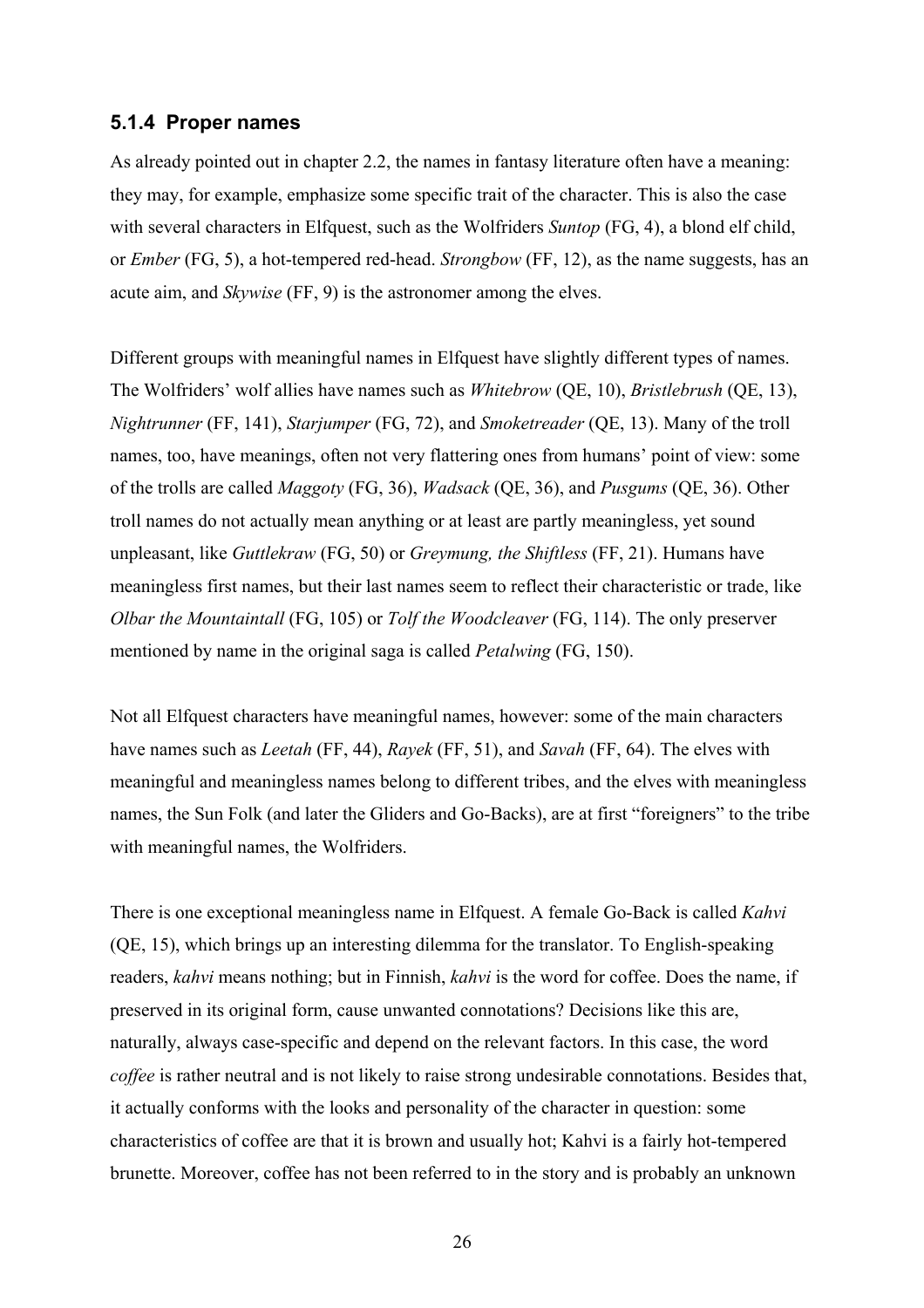### 5.1.4 Proper names

As already pointed out in chapter 2.2, the names in fantasy literature often have a meaning: they may, for example, emphasize some specific trait of the character. This is also the case with several characters in Elfquest, such as the Wolfriders *Suntop* (FG, 4), a blond elf child, or *Ember* (FG, 5), a hot-tempered red-head. *Strongbow* (FF, 12), as the name suggests, has an acute aim, and *Skywise* (FF, 9) is the astronomer among the elves.

Different groups with meaningful names in Elfquest have slightly different types of names. The Wolfriders' wolf allies have names such as *Whitebrow* (QE, 10), *Bristlebrush* (QE, 13), *Nightrunner* (FF, 141), *Starjumper* (FG, 72), and *Smoketreader* (QE, 13). Many of the troll names, too, have meanings, often not very flattering ones from humans' point of view: some of the trolls are called *Maggoty* (FG, 36), *Wadsack* (QE, 36), and *Pusgums* (QE, 36). Other troll names do not actually mean anything or at least are partly meaningless, yet sound unpleasant, like *Guttlekraw* (FG, 50) or *Greymung, the Shiftless* (FF, 21). Humans have meaningless first names, but their last names seem to reflect their characteristic or trade, like *Olbar the Mountaintall* (FG, 105) or *Tolf the Woodcleaver* (FG, 114). The only preserver mentioned by name in the original saga is called *Petalwing* (FG, 150).

Not all Elfquest characters have meaningful names, however: some of the main characters have names such as *Leetah* (FF, 44), *Rayek* (FF, 51), and *Savah* (FF, 64). The elves with meaningful and meaningless names belong to different tribes, and the elves with meaningless names, the Sun Folk (and later the Gliders and Go-Backs), are at first "foreigners" to the tribe with meaningful names, the Wolfriders.

There is one exceptional meaningless name in Elfquest. A female Go-Back is called *Kahvi* (QE, 15), which brings up an interesting dilemma for the translator. To English-speaking readers, *kahvi* means nothing; but in Finnish, *kahvi* is the word for coffee. Does the name, if preserved in its original form, cause unwanted connotations? Decisions like this are, naturally, always case-specific and depend on the relevant factors. In this case, the word *coffee* is rather neutral and is not likely to raise strong undesirable connotations. Besides that, it actually conforms with the looks and personality of the character in question: some characteristics of coffee are that it is brown and usually hot; Kahvi is a fairly hot-tempered brunette. Moreover, coffee has not been referred to in the story and is probably an unknown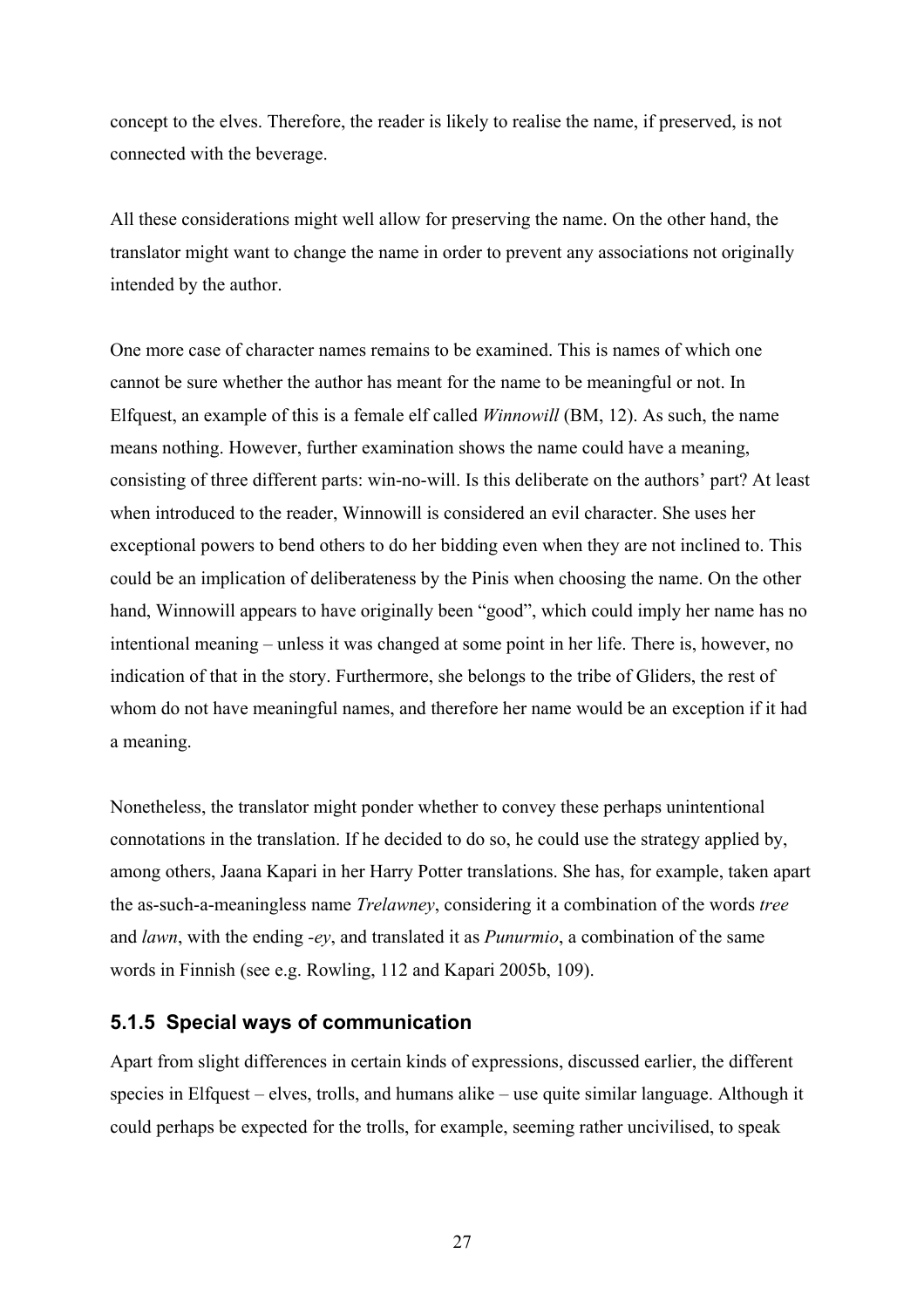concept to the elves. Therefore, the reader is likely to realise the name, if preserved, is not connected with the beverage.

All these considerations might well allow for preserving the name. On the other hand, the translator might want to change the name in order to prevent any associations not originally intended by the author.

One more case of character names remains to be examined. This is names of which one cannot be sure whether the author has meant for the name to be meaningful or not. In Elfquest, an example of this is a female elf called *Winnowill* (BM, 12). As such, the name means nothing. However, further examination shows the name could have a meaning, consisting of three different parts: win-no-will. Is this deliberate on the authors' part? At least when introduced to the reader, Winnowill is considered an evil character. She uses her exceptional powers to bend others to do her bidding even when they are not inclined to. This could be an implication of deliberateness by the Pinis when choosing the name. On the other hand, Winnowill appears to have originally been "good", which could imply her name has no intentional meaning – unless it was changed at some point in her life. There is, however, no indication of that in the story. Furthermore, she belongs to the tribe of Gliders, the rest of whom do not have meaningful names, and therefore her name would be an exception if it had a meaning.

Nonetheless, the translator might ponder whether to convey these perhaps unintentional connotations in the translation. If he decided to do so, he could use the strategy applied by, among others, Jaana Kapari in her Harry Potter translations. She has, for example, taken apart the as-such-a-meaningless name *Trelawney*, considering it a combination of the words *tree* and *lawn*, with the ending *-ey*, and translated it as *Punurmio*, a combination of the same words in Finnish (see e.g. Rowling, 112 and Kapari 2005b, 109).

### 5.1.5 Special ways of communication

Apart from slight differences in certain kinds of expressions, discussed earlier, the different species in Elfquest – elves, trolls, and humans alike – use quite similar language. Although it could perhaps be expected for the trolls, for example, seeming rather uncivilised, to speak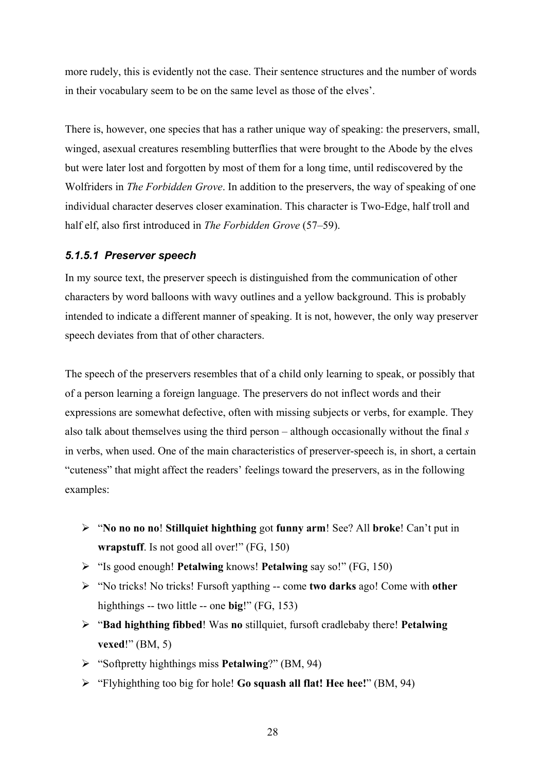more rudely, this is evidently not the case. Their sentence structures and the number of words in their vocabulary seem to be on the same level as those of the elves'.

There is, however, one species that has a rather unique way of speaking: the preservers, small, winged, asexual creatures resembling butterflies that were brought to the Abode by the elves but were later lost and forgotten by most of them for a long time, until rediscovered by the Wolfriders in *The Forbidden Grove*. In addition to the preservers, the way of speaking of one individual character deserves closer examination. This character is Two-Edge, half troll and half elf, also first introduced in *The Forbidden Grove* (57–59).

#### *5.1.5.1 Preserver speech*

In my source text, the preserver speech is distinguished from the communication of other characters by word balloons with wavy outlines and a yellow background. This is probably intended to indicate a different manner of speaking. It is not, however, the only way preserver speech deviates from that of other characters.

The speech of the preservers resembles that of a child only learning to speak, or possibly that of a person learning a foreign language. The preservers do not inflect words and their expressions are somewhat defective, often with missing subjects or verbs, for example. They also talk about themselves using the third person – although occasionally without the final *s* in verbs, when used. One of the main characteristics of preserver-speech is, in short, a certain "cuteness" that might affect the readers' feelings toward the preservers, as in the following examples:

- "**No no no no**! **Stillquiet highthing** got **funny arm**! See? All **broke**! Can't put in **wrapstuff**. Is not good all over!" (FG, 150)
- "Is good enough! **Petalwing** knows! **Petalwing** say so!" (FG, 150)
- "No tricks! No tricks! Fursoft yapthing -- come **two darks** ago! Come with **other** highthings -- two little -- one **big**!" (FG, 153)
- "**Bad highthing fibbed**! Was **no** stillquiet, fursoft cradlebaby there! **Petalwing vexed**!" (BM, 5)
- "Softpretty highthings miss **Petalwing**?" (BM, 94)
- "Flyhighthing too big for hole! **Go squash all flat! Hee hee!**" (BM, 94)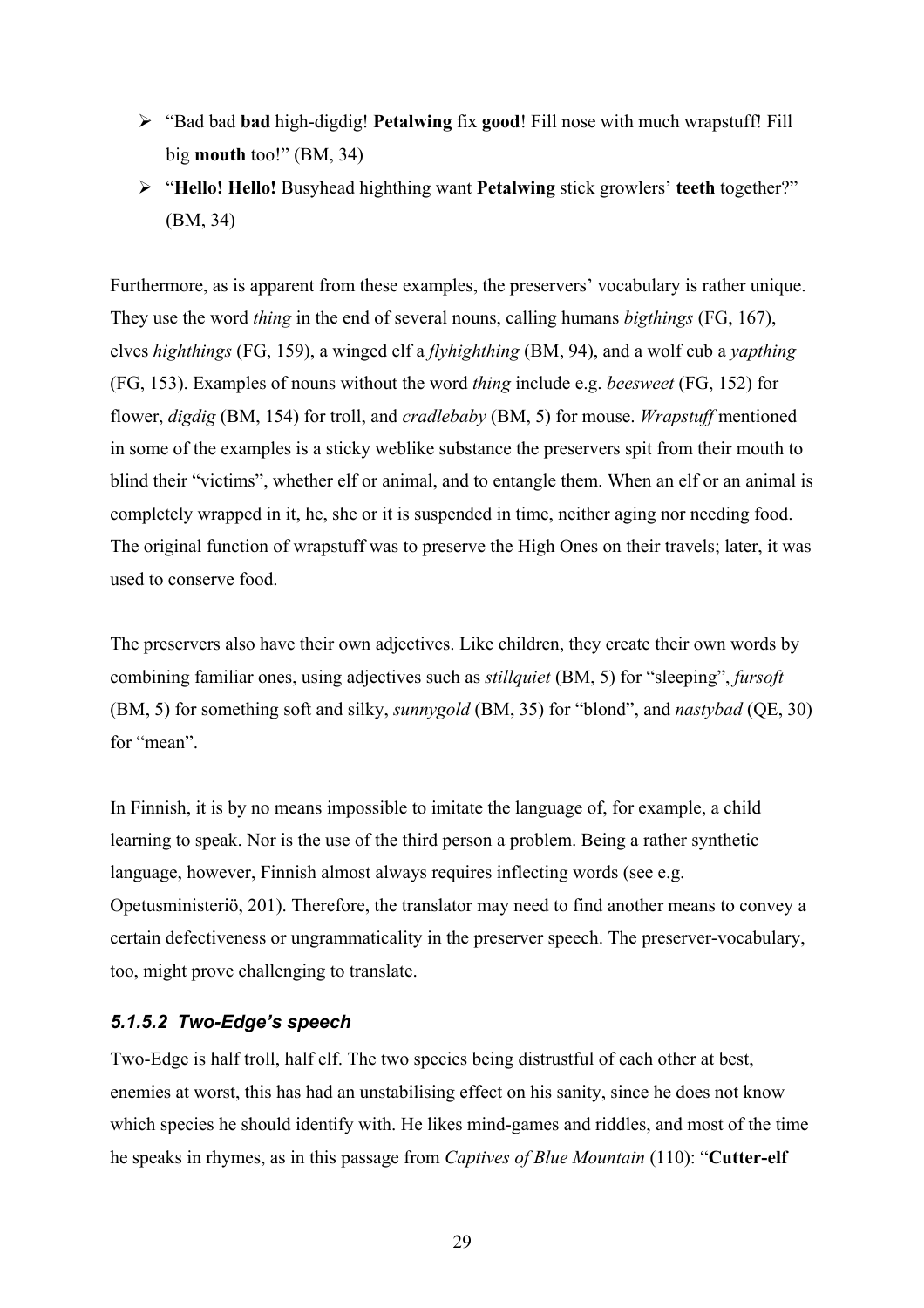- "Bad bad **bad** high-digdig! **Petalwing** fix **good**! Fill nose with much wrapstuff! Fill big **mouth** too!" (BM, 34)
- "**Hello! Hello!** Busyhead highthing want **Petalwing** stick growlers' **teeth** together?" (BM, 34)

Furthermore, as is apparent from these examples, the preservers' vocabulary is rather unique. They use the word *thing* in the end of several nouns, calling humans *bigthings* (FG, 167), elves *highthings* (FG, 159), a winged elf a *flyhighthing* (BM, 94), and a wolf cub a *yapthing* (FG, 153). Examples of nouns without the word *thing* include e.g. *beesweet* (FG, 152) for flower, *digdig* (BM, 154) for troll, and *cradlebaby* (BM, 5) for mouse. *Wrapstuff* mentioned in some of the examples is a sticky weblike substance the preservers spit from their mouth to blind their "victims", whether elf or animal, and to entangle them. When an elf or an animal is completely wrapped in it, he, she or it is suspended in time, neither aging nor needing food. The original function of wrapstuff was to preserve the High Ones on their travels; later, it was used to conserve food.

The preservers also have their own adjectives. Like children, they create their own words by combining familiar ones, using adjectives such as *stillquiet* (BM, 5) for "sleeping", *fursoft* (BM, 5) for something soft and silky, *sunnygold* (BM, 35) for "blond", and *nastybad* (QE, 30) for "mean".

In Finnish, it is by no means impossible to imitate the language of, for example, a child learning to speak. Nor is the use of the third person a problem. Being a rather synthetic language, however, Finnish almost always requires inflecting words (see e.g. Opetusministeriö, 201). Therefore, the translator may need to find another means to convey a certain defectiveness or ungrammaticality in the preserver speech. The preserver-vocabulary, too, might prove challenging to translate.

#### *5.1.5.2 Two-Edge's speech*

Two-Edge is half troll, half elf. The two species being distrustful of each other at best, enemies at worst, this has had an unstabilising effect on his sanity, since he does not know which species he should identify with. He likes mind-games and riddles, and most of the time he speaks in rhymes, as in this passage from *Captives of Blue Mountain* (110): "**Cutter-elf**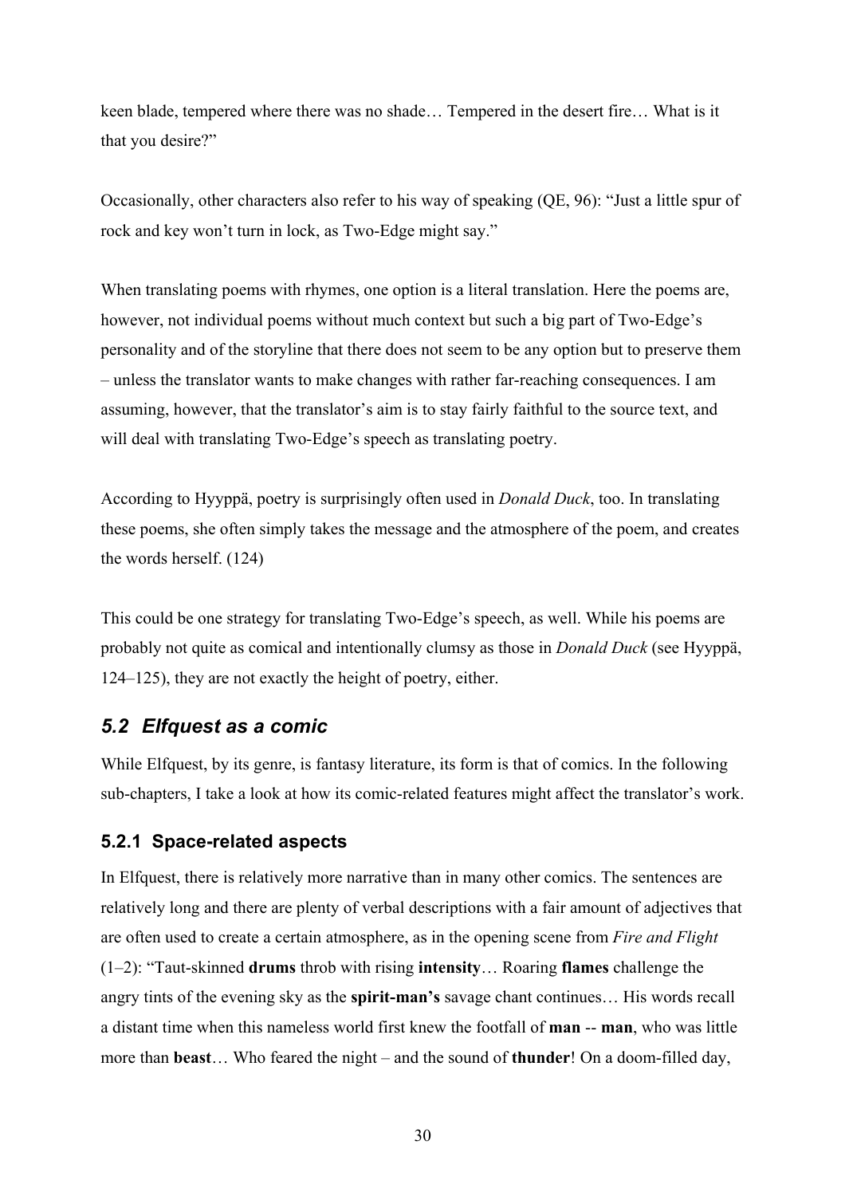keen blade, tempered where there was no shade… Tempered in the desert fire… What is it that you desire?"

Occasionally, other characters also refer to his way of speaking (QE, 96): "Just a little spur of rock and key won't turn in lock, as Two-Edge might say."

When translating poems with rhymes, one option is a literal translation. Here the poems are, however, not individual poems without much context but such a big part of Two-Edge's personality and of the storyline that there does not seem to be any option but to preserve them – unless the translator wants to make changes with rather far-reaching consequences. I am assuming, however, that the translator's aim is to stay fairly faithful to the source text, and will deal with translating Two-Edge's speech as translating poetry.

According to Hyyppä, poetry is surprisingly often used in *Donald Duck*, too. In translating these poems, she often simply takes the message and the atmosphere of the poem, and creates the words herself. (124)

This could be one strategy for translating Two-Edge's speech, as well. While his poems are probably not quite as comical and intentionally clumsy as those in *Donald Duck* (see Hyyppä, 124–125), they are not exactly the height of poetry, either.

## *5.2 Elfquest as a comic*

While Elfquest, by its genre, is fantasy literature, its form is that of comics. In the following sub-chapters, I take a look at how its comic-related features might affect the translator's work.

### 5.2.1 Space-related aspects

In Elfquest, there is relatively more narrative than in many other comics. The sentences are relatively long and there are plenty of verbal descriptions with a fair amount of adjectives that are often used to create a certain atmosphere, as in the opening scene from *Fire and Flight* (1–2): "Taut-skinned **drums** throb with rising **intensity**… Roaring **flames** challenge the angry tints of the evening sky as the **spirit-man's** savage chant continues… His words recall a distant time when this nameless world first knew the footfall of **man** -- **man**, who was little more than **beast**… Who feared the night – and the sound of **thunder**! On a doom-filled day,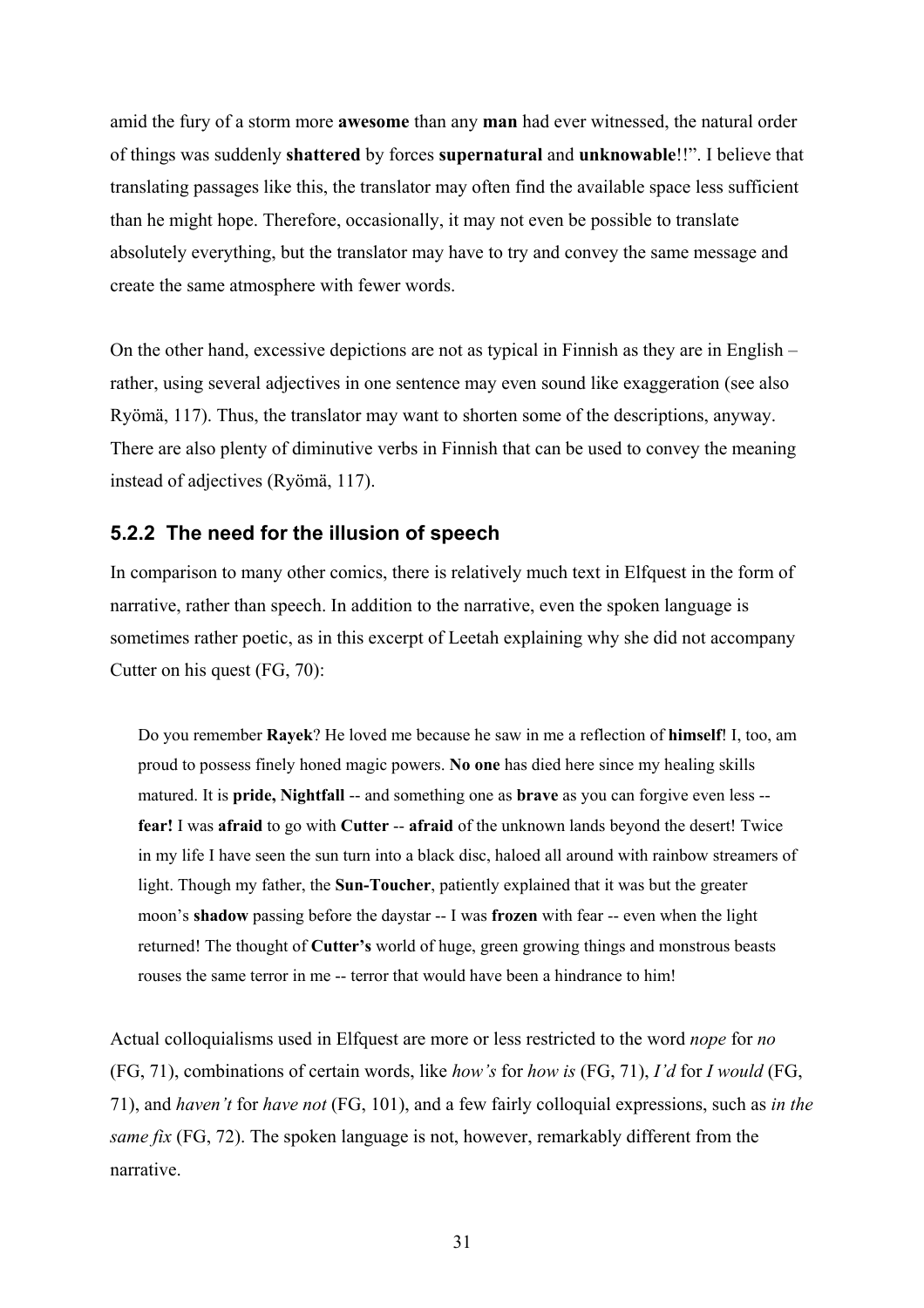amid the fury of a storm more **awesome** than any **man** had ever witnessed, the natural order of things was suddenly **shattered** by forces **supernatural** and **unknowable**!!". I believe that translating passages like this, the translator may often find the available space less sufficient than he might hope. Therefore, occasionally, it may not even be possible to translate absolutely everything, but the translator may have to try and convey the same message and create the same atmosphere with fewer words.

On the other hand, excessive depictions are not as typical in Finnish as they are in English – rather, using several adjectives in one sentence may even sound like exaggeration (see also Ryömä, 117). Thus, the translator may want to shorten some of the descriptions, anyway. There are also plenty of diminutive verbs in Finnish that can be used to convey the meaning instead of adjectives (Ryömä, 117).

### 5.2.2 The need for the illusion of speech

In comparison to many other comics, there is relatively much text in Elfquest in the form of narrative, rather than speech. In addition to the narrative, even the spoken language is sometimes rather poetic, as in this excerpt of Leetah explaining why she did not accompany Cutter on his quest (FG, 70):

> Do you remember **Rayek**? He loved me because he saw in me a reflection of **himself**! I, too, am proud to possess finely honed magic powers. **No one** has died here since my healing skills matured. It is **pride, Nightfall** -- and something one as **brave** as you can forgive even less -- **fear!** I was **afraid** to go with **Cutter** -- **afraid** of the unknown lands beyond the desert! Twice in my life I have seen the sun turn into a black disc, haloed all around with rainbow streamers of light. Though my father, the **Sun-Toucher**, patiently explained that it was but the greater moon's **shadow** passing before the daystar -- I was **frozen** with fear -- even when the light returned! The thought of **Cutter's** world of huge, green growing things and monstrous beasts rouses the same terror in me -- terror that would have been a hindrance to him!

Actual colloquialisms used in Elfquest are more or less restricted to the word *nope* for *no* (FG, 71), combinations of certain words, like *how's* for *how is* (FG, 71), *I'd* for *I would* (FG, 71), and *haven't* for *have not* (FG, 101), and a few fairly colloquial expressions, such as *in the same fix* (FG, 72). The spoken language is not, however, remarkably different from the narrative.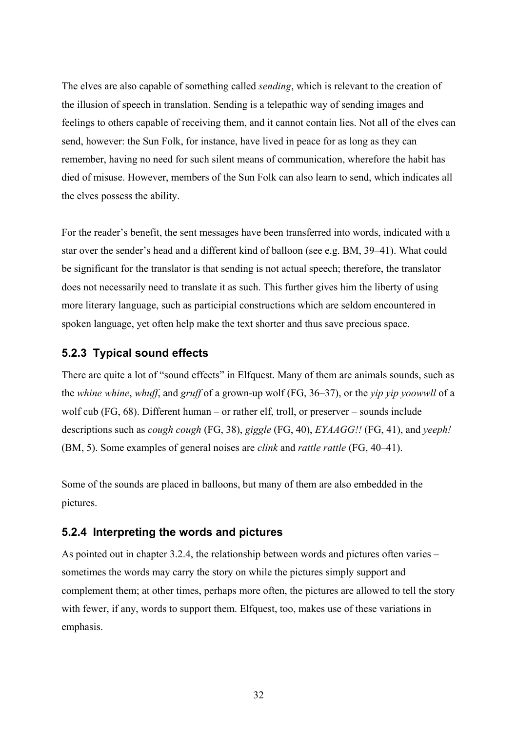The elves are also capable of something called *sending*, which is relevant to the creation of the illusion of speech in translation. Sending is a telepathic way of sending images and feelings to others capable of receiving them, and it cannot contain lies. Not all of the elves can send, however: the Sun Folk, for instance, have lived in peace for as long as they can remember, having no need for such silent means of communication, wherefore the habit has died of misuse. However, members of the Sun Folk can also learn to send, which indicates all the elves possess the ability.

For the reader's benefit, the sent messages have been transferred into words, indicated with a star over the sender's head and a different kind of balloon (see e.g. BM, 39–41). What could be significant for the translator is that sending is not actual speech; therefore, the translator does not necessarily need to translate it as such. This further gives him the liberty of using more literary language, such as participial constructions which are seldom encountered in spoken language, yet often help make the text shorter and thus save precious space.

### 5.2.3 Typical sound effects

There are quite a lot of "sound effects" in Elfquest. Many of them are animals sounds, such as the *whine whine*, *whuff*, and *gruff* of a grown-up wolf (FG, 36–37), or the *yip yip yoowwll* of a wolf cub (FG, 68). Different human – or rather elf, troll, or preserver – sounds include descriptions such as *cough cough* (FG, 38), *giggle* (FG, 40), *EYAAGG!!* (FG, 41), and *yeeph!* (BM, 5). Some examples of general noises are *clink* and *rattle rattle* (FG, 40–41).

Some of the sounds are placed in balloons, but many of them are also embedded in the pictures.

### 5.2.4 Interpreting the words and pictures

As pointed out in chapter 3.2.4, the relationship between words and pictures often varies – sometimes the words may carry the story on while the pictures simply support and complement them; at other times, perhaps more often, the pictures are allowed to tell the story with fewer, if any, words to support them. Elfquest, too, makes use of these variations in emphasis.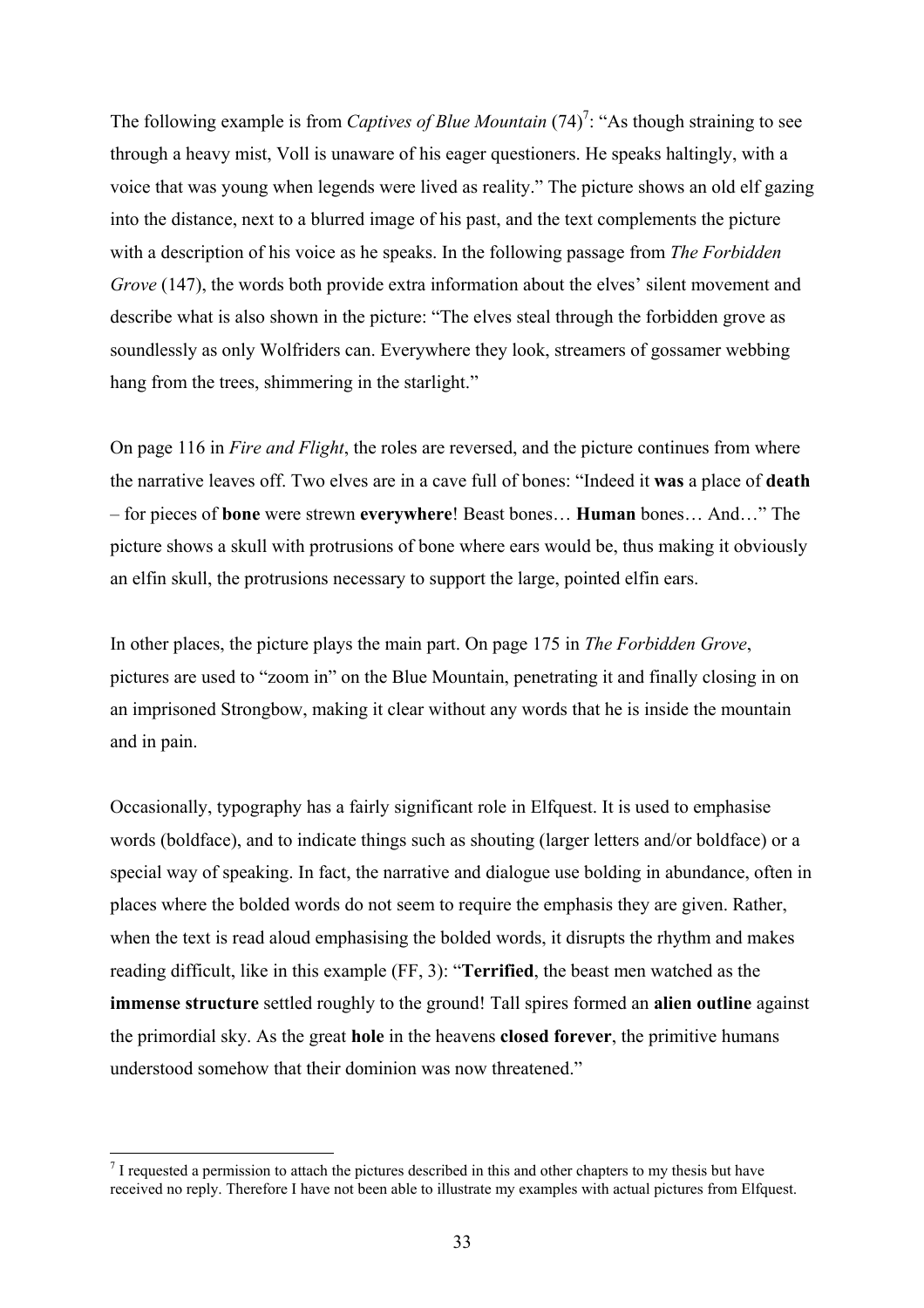The following example is from *Captives of Blue Mountain* (74)[7]: "As though straining to see through a heavy mist, Voll is unaware of his eager questioners. He speaks haltingly, with a voice that was young when legends were lived as reality." The picture shows an old elf gazing into the distance, next to a blurred image of his past, and the text complements the picture with a description of his voice as he speaks. In the following passage from *The Forbidden Grove* (147), the words both provide extra information about the elves' silent movement and describe what is also shown in the picture: "The elves steal through the forbidden grove as soundlessly as only Wolfriders can. Everywhere they look, streamers of gossamer webbing hang from the trees, shimmering in the starlight."

On page 116 in *Fire and Flight*, the roles are reversed, and the picture continues from where the narrative leaves off. Two elves are in a cave full of bones: "Indeed it **was** a place of **death** – for pieces of **bone** were strewn **everywhere**! Beast bones… **Human** bones… And…" The picture shows a skull with protrusions of bone where ears would be, thus making it obviously an elfin skull, the protrusions necessary to support the large, pointed elfin ears.

In other places, the picture plays the main part. On page 175 in *The Forbidden Grove*, pictures are used to "zoom in" on the Blue Mountain, penetrating it and finally closing in on an imprisoned Strongbow, making it clear without any words that he is inside the mountain and in pain.

Occasionally, typography has a fairly significant role in Elfquest. It is used to emphasise words (boldface), and to indicate things such as shouting (larger letters and/or boldface) or a special way of speaking. In fact, the narrative and dialogue use bolding in abundance, often in places where the bolded words do not seem to require the emphasis they are given. Rather, when the text is read aloud emphasising the bolded words, it disrupts the rhythm and makes reading difficult, like in this example (FF, 3): "**Terrified**, the beast men watched as the **immense structure** settled roughly to the ground! Tall spires formed an **alien outline** against the primordial sky. As the great **hole** in the heavens **closed forever**, the primitive humans understood somehow that their dominion was now threatened."

---

[7] I requested a permission to attach the pictures described in this and other chapters to my thesis but have received no reply. Therefore I have not been able to illustrate my examples with actual pictures from Elfquest.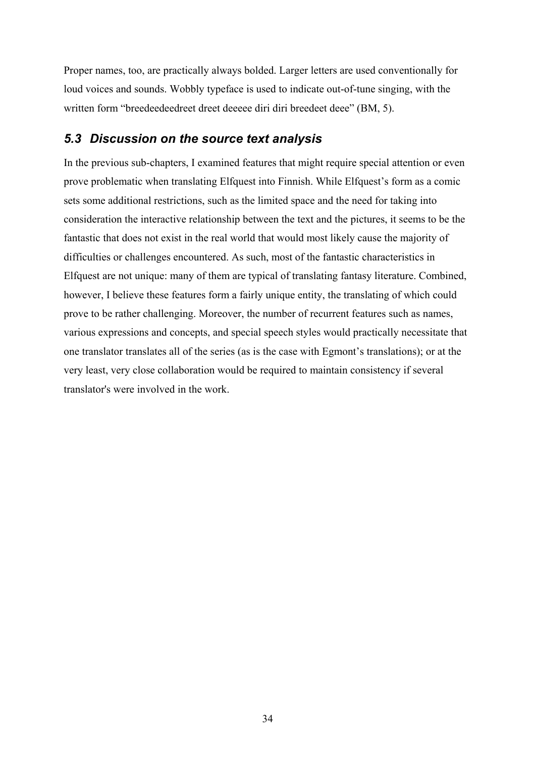Proper names, too, are practically always bolded. Larger letters are used conventionally for loud voices and sounds. Wobbly typeface is used to indicate out-of-tune singing, with the written form "breedeedeedreet dreet deeeee diri diri breedeet deee" (BM, 5).

## *5.3 Discussion on the source text analysis*

In the previous sub-chapters, I examined features that might require special attention or even prove problematic when translating Elfquest into Finnish. While Elfquest's form as a comic sets some additional restrictions, such as the limited space and the need for taking into consideration the interactive relationship between the text and the pictures, it seems to be the fantastic that does not exist in the real world that would most likely cause the majority of difficulties or challenges encountered. As such, most of the fantastic characteristics in Elfquest are not unique: many of them are typical of translating fantasy literature. Combined, however, I believe these features form a fairly unique entity, the translating of which could prove to be rather challenging. Moreover, the number of recurrent features such as names, various expressions and concepts, and special speech styles would practically necessitate that one translator translates all of the series (as is the case with Egmont's translations); or at the very least, very close collaboration would be required to maintain consistency if several translator's were involved in the work.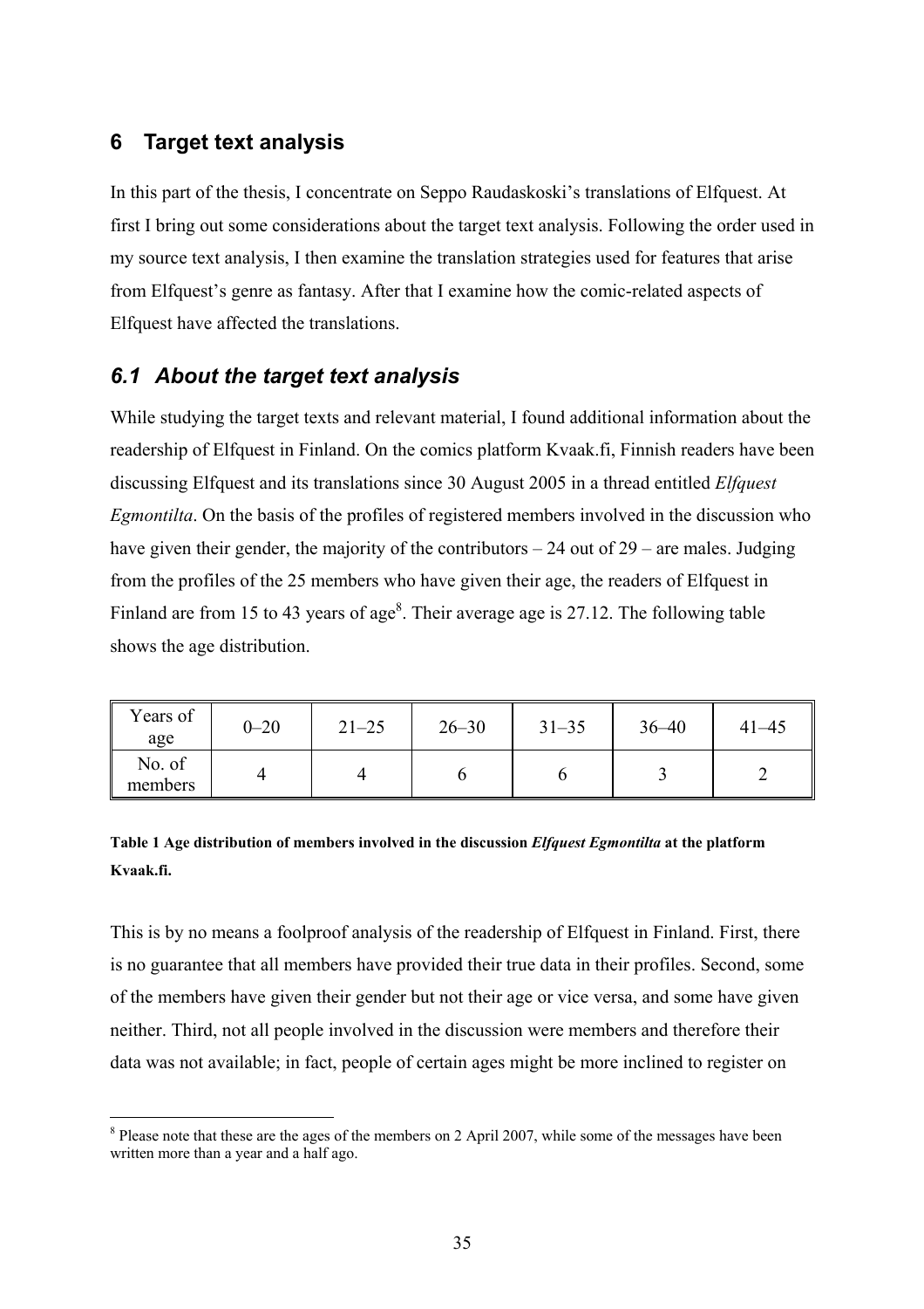# 6 Target text analysis

In this part of the thesis, I concentrate on Seppo Raudaskoski's translations of Elfquest. At first I bring out some considerations about the target text analysis. Following the order used in my source text analysis, I then examine the translation strategies used for features that arise from Elfquest's genre as fantasy. After that I examine how the comic-related aspects of Elfquest have affected the translations.

## *6.1 About the target text analysis*

While studying the target texts and relevant material, I found additional information about the readership of Elfquest in Finland. On the comics platform Kvaak.fi, Finnish readers have been discussing Elfquest and its translations since 30 August 2005 in a thread entitled *Elfquest Egmontilta*. On the basis of the profiles of registered members involved in the discussion who have given their gender, the majority of the contributors – 24 out of 29 – are males. Judging from the profiles of the 25 members who have given their age, the readers of Elfquest in Finland are from 15 to 43 years of age[8]. Their average age is 27.12. The following table shows the age distribution.

| Years of age | 0–20 | 21–25 | 26–30 | 31–35 | 36–40 | 41–45 |
|---|---|---|---|---|---|---|
| No. of members | 4 | 4 | 6 | 6 | 3 | 2 |

**Table 1 Age distribution of members involved in the discussion *Elfquest Egmontilta* at the platform Kvaak.fi.**

This is by no means a foolproof analysis of the readership of Elfquest in Finland. First, there is no guarantee that all members have provided their true data in their profiles. Second, some of the members have given their gender but not their age or vice versa, and some have given neither. Third, not all people involved in the discussion were members and therefore their data was not available; in fact, people of certain ages might be more inclined to register on

[8] Please note that these are the ages of the members on 2 April 2007, while some of the messages have been written more than a year and a half ago.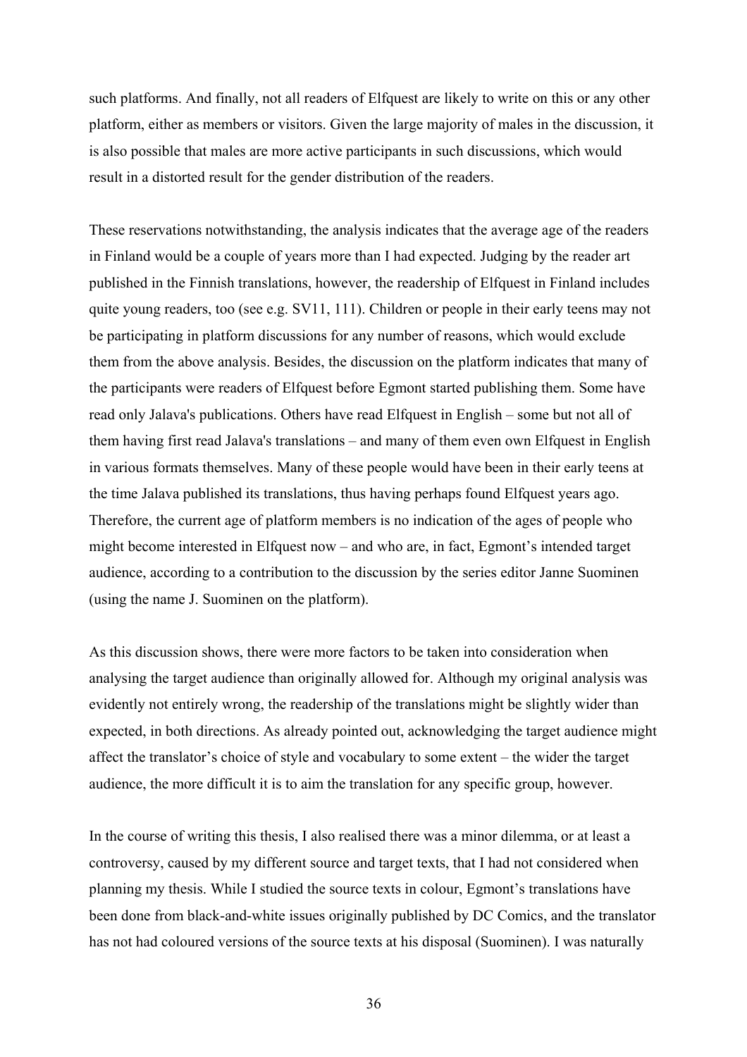such platforms. And finally, not all readers of Elfquest are likely to write on this or any other platform, either as members or visitors. Given the large majority of males in the discussion, it is also possible that males are more active participants in such discussions, which would result in a distorted result for the gender distribution of the readers.

These reservations notwithstanding, the analysis indicates that the average age of the readers in Finland would be a couple of years more than I had expected. Judging by the reader art published in the Finnish translations, however, the readership of Elfquest in Finland includes quite young readers, too (see e.g. SV11, 111). Children or people in their early teens may not be participating in platform discussions for any number of reasons, which would exclude them from the above analysis. Besides, the discussion on the platform indicates that many of the participants were readers of Elfquest before Egmont started publishing them. Some have read only Jalava's publications. Others have read Elfquest in English – some but not all of them having first read Jalava's translations – and many of them even own Elfquest in English in various formats themselves. Many of these people would have been in their early teens at the time Jalava published its translations, thus having perhaps found Elfquest years ago. Therefore, the current age of platform members is no indication of the ages of people who might become interested in Elfquest now – and who are, in fact, Egmont's intended target audience, according to a contribution to the discussion by the series editor Janne Suominen (using the name J. Suominen on the platform).

As this discussion shows, there were more factors to be taken into consideration when analysing the target audience than originally allowed for. Although my original analysis was evidently not entirely wrong, the readership of the translations might be slightly wider than expected, in both directions. As already pointed out, acknowledging the target audience might affect the translator's choice of style and vocabulary to some extent – the wider the target audience, the more difficult it is to aim the translation for any specific group, however.

In the course of writing this thesis, I also realised there was a minor dilemma, or at least a controversy, caused by my different source and target texts, that I had not considered when planning my thesis. While I studied the source texts in colour, Egmont's translations have been done from black-and-white issues originally published by DC Comics, and the translator has not had coloured versions of the source texts at his disposal (Suominen). I was naturally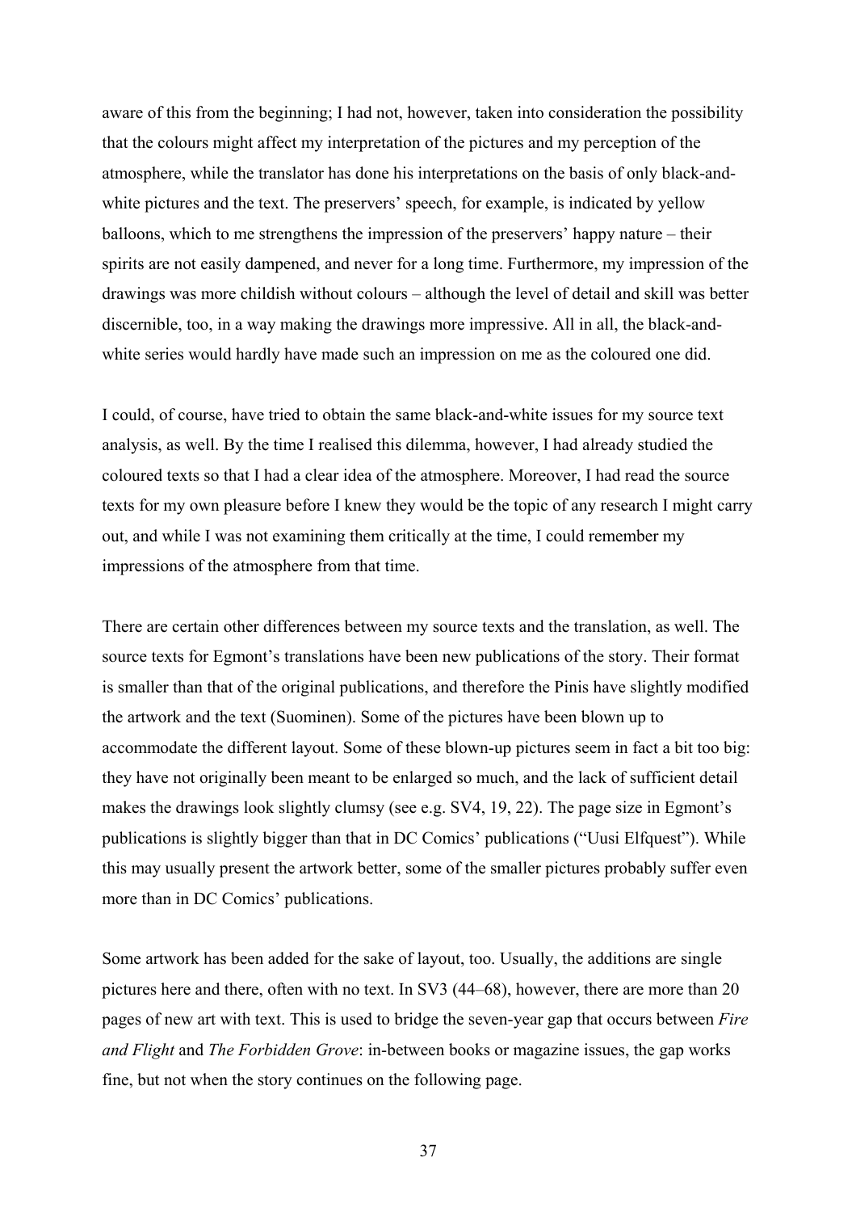aware of this from the beginning; I had not, however, taken into consideration the possibility that the colours might affect my interpretation of the pictures and my perception of the atmosphere, while the translator has done his interpretations on the basis of only black-and-white pictures and the text. The preservers' speech, for example, is indicated by yellow balloons, which to me strengthens the impression of the preservers' happy nature – their spirits are not easily dampened, and never for a long time. Furthermore, my impression of the drawings was more childish without colours – although the level of detail and skill was better discernible, too, in a way making the drawings more impressive. All in all, the black-and-white series would hardly have made such an impression on me as the coloured one did.

I could, of course, have tried to obtain the same black-and-white issues for my source text analysis, as well. By the time I realised this dilemma, however, I had already studied the coloured texts so that I had a clear idea of the atmosphere. Moreover, I had read the source texts for my own pleasure before I knew they would be the topic of any research I might carry out, and while I was not examining them critically at the time, I could remember my impressions of the atmosphere from that time.

There are certain other differences between my source texts and the translation, as well. The source texts for Egmont's translations have been new publications of the story. Their format is smaller than that of the original publications, and therefore the Pinis have slightly modified the artwork and the text (Suominen). Some of the pictures have been blown up to accommodate the different layout. Some of these blown-up pictures seem in fact a bit too big: they have not originally been meant to be enlarged so much, and the lack of sufficient detail makes the drawings look slightly clumsy (see e.g. SV4, 19, 22). The page size in Egmont's publications is slightly bigger than that in DC Comics' publications ("Uusi Elfquest"). While this may usually present the artwork better, some of the smaller pictures probably suffer even more than in DC Comics' publications.

Some artwork has been added for the sake of layout, too. Usually, the additions are single pictures here and there, often with no text. In SV3 (44–68), however, there are more than 20 pages of new art with text. This is used to bridge the seven-year gap that occurs between *Fire and Flight* and *The Forbidden Grove*: in-between books or magazine issues, the gap works fine, but not when the story continues on the following page.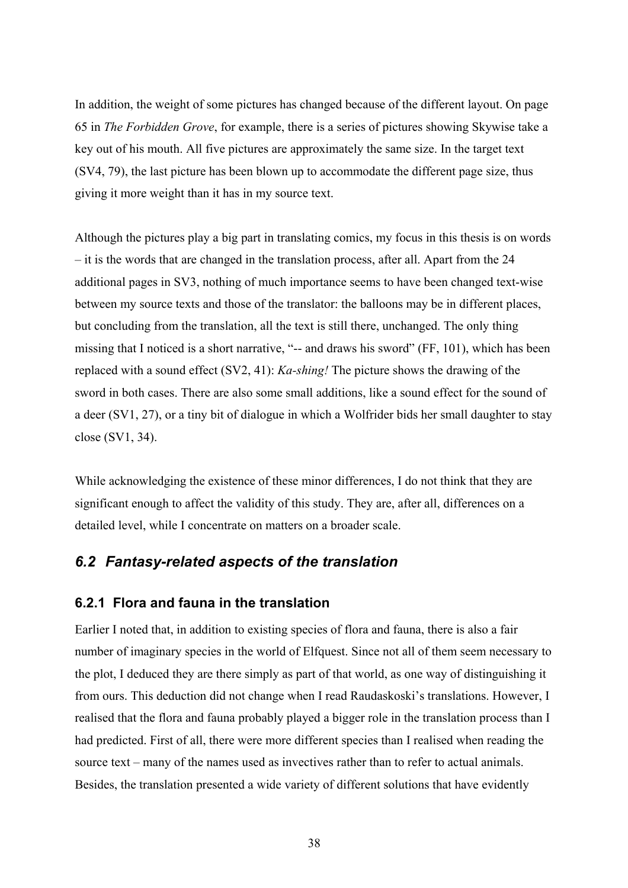In addition, the weight of some pictures has changed because of the different layout. On page 65 in *The Forbidden Grove*, for example, there is a series of pictures showing Skywise take a key out of his mouth. All five pictures are approximately the same size. In the target text (SV4, 79), the last picture has been blown up to accommodate the different page size, thus giving it more weight than it has in my source text.

Although the pictures play a big part in translating comics, my focus in this thesis is on words – it is the words that are changed in the translation process, after all. Apart from the 24 additional pages in SV3, nothing of much importance seems to have been changed text-wise between my source texts and those of the translator: the balloons may be in different places, but concluding from the translation, all the text is still there, unchanged. The only thing missing that I noticed is a short narrative, "-- and draws his sword" (FF, 101), which has been replaced with a sound effect (SV2, 41): *Ka-shing!* The picture shows the drawing of the sword in both cases. There are also some small additions, like a sound effect for the sound of a deer (SV1, 27), or a tiny bit of dialogue in which a Wolfrider bids her small daughter to stay close (SV1, 34).

While acknowledging the existence of these minor differences, I do not think that they are significant enough to affect the validity of this study. They are, after all, differences on a detailed level, while I concentrate on matters on a broader scale.

## *6.2 Fantasy-related aspects of the translation*

### 6.2.1 Flora and fauna in the translation

Earlier I noted that, in addition to existing species of flora and fauna, there is also a fair number of imaginary species in the world of Elfquest. Since not all of them seem necessary to the plot, I deduced they are there simply as part of that world, as one way of distinguishing it from ours. This deduction did not change when I read Raudaskoski's translations. However, I realised that the flora and fauna probably played a bigger role in the translation process than I had predicted. First of all, there were more different species than I realised when reading the source text – many of the names used as invectives rather than to refer to actual animals. Besides, the translation presented a wide variety of different solutions that have evidently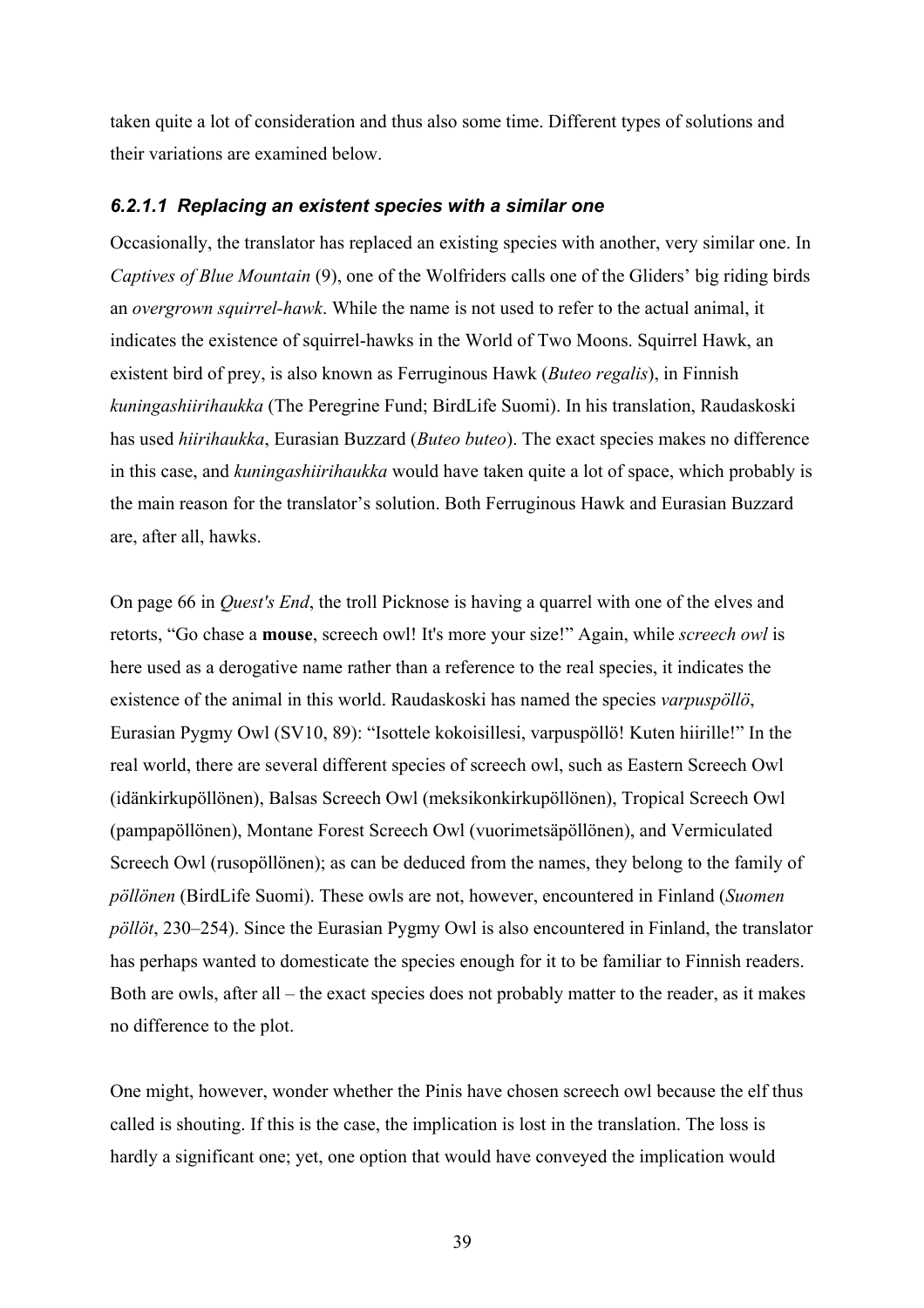taken quite a lot of consideration and thus also some time. Different types of solutions and their variations are examined below.

#### *6.2.1.1 Replacing an existent species with a similar one*

Occasionally, the translator has replaced an existing species with another, very similar one. In *Captives of Blue Mountain* (9), one of the Wolfriders calls one of the Gliders' big riding birds an *overgrown squirrel-hawk*. While the name is not used to refer to the actual animal, it indicates the existence of squirrel-hawks in the World of Two Moons. Squirrel Hawk, an existent bird of prey, is also known as Ferruginous Hawk (*Buteo regalis*), in Finnish *kuningashiirihaukka* (The Peregrine Fund; BirdLife Suomi). In his translation, Raudaskoski has used *hiirihaukka*, Eurasian Buzzard (*Buteo buteo*). The exact species makes no difference in this case, and *kuningashiirihaukka* would have taken quite a lot of space, which probably is the main reason for the translator's solution. Both Ferruginous Hawk and Eurasian Buzzard are, after all, hawks.

On page 66 in *Quest's End*, the troll Picknose is having a quarrel with one of the elves and retorts, "Go chase a **mouse**, screech owl! It's more your size!" Again, while *screech owl* is here used as a derogative name rather than a reference to the real species, it indicates the existence of the animal in this world. Raudaskoski has named the species *varpuspöllö*, Eurasian Pygmy Owl (SV10, 89): "Isottele kokoisillesi, varpuspöllö! Kuten hiirille!" In the real world, there are several different species of screech owl, such as Eastern Screech Owl (idänkirkupöllönen), Balsas Screech Owl (meksikonkirkupöllönen), Tropical Screech Owl (pampapöllönen), Montane Forest Screech Owl (vuorimetsäpöllönen), and Vermiculated Screech Owl (rusopöllönen); as can be deduced from the names, they belong to the family of *pöllönen* (BirdLife Suomi). These owls are not, however, encountered in Finland (*Suomen pöllöt*, 230–254). Since the Eurasian Pygmy Owl is also encountered in Finland, the translator has perhaps wanted to domesticate the species enough for it to be familiar to Finnish readers. Both are owls, after all – the exact species does not probably matter to the reader, as it makes no difference to the plot.

One might, however, wonder whether the Pinis have chosen screech owl because the elf thus called is shouting. If this is the case, the implication is lost in the translation. The loss is hardly a significant one; yet, one option that would have conveyed the implication would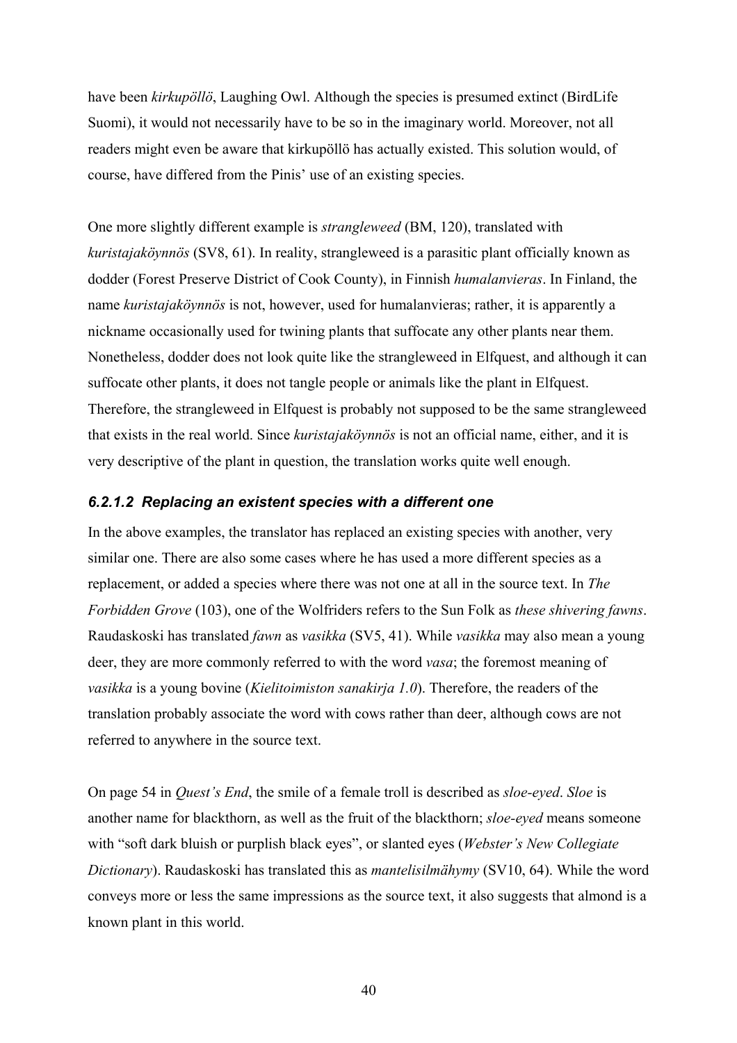have been *kirkupöllö*, Laughing Owl. Although the species is presumed extinct (BirdLife Suomi), it would not necessarily have to be so in the imaginary world. Moreover, not all readers might even be aware that kirkupöllö has actually existed. This solution would, of course, have differed from the Pinis' use of an existing species.

One more slightly different example is *strangleweed* (BM, 120), translated with *kuristajaköynnös* (SV8, 61). In reality, strangleweed is a parasitic plant officially known as dodder (Forest Preserve District of Cook County), in Finnish *humalanvieras*. In Finland, the name *kuristajaköynnös* is not, however, used for humalanvieras; rather, it is apparently a nickname occasionally used for twining plants that suffocate any other plants near them. Nonetheless, dodder does not look quite like the strangleweed in Elfquest, and although it can suffocate other plants, it does not tangle people or animals like the plant in Elfquest. Therefore, the strangleweed in Elfquest is probably not supposed to be the same strangleweed that exists in the real world. Since *kuristajaköynnös* is not an official name, either, and it is very descriptive of the plant in question, the translation works quite well enough.

#### *6.2.1.2 Replacing an existent species with a different one*

In the above examples, the translator has replaced an existing species with another, very similar one. There are also some cases where he has used a more different species as a replacement, or added a species where there was not one at all in the source text. In *The Forbidden Grove* (103), one of the Wolfriders refers to the Sun Folk as *these shivering fawns*. Raudaskoski has translated *fawn* as *vasikka* (SV5, 41). While *vasikka* may also mean a young deer, they are more commonly referred to with the word *vasa*; the foremost meaning of *vasikka* is a young bovine (*Kielitoimiston sanakirja 1.0*). Therefore, the readers of the translation probably associate the word with cows rather than deer, although cows are not referred to anywhere in the source text.

On page 54 in *Quest's End*, the smile of a female troll is described as *sloe-eyed*. *Sloe* is another name for blackthorn, as well as the fruit of the blackthorn; *sloe-eyed* means someone with "soft dark bluish or purplish black eyes", or slanted eyes (*Webster's New Collegiate Dictionary*). Raudaskoski has translated this as *mantelisilmähymy* (SV10, 64). While the word conveys more or less the same impressions as the source text, it also suggests that almond is a known plant in this world.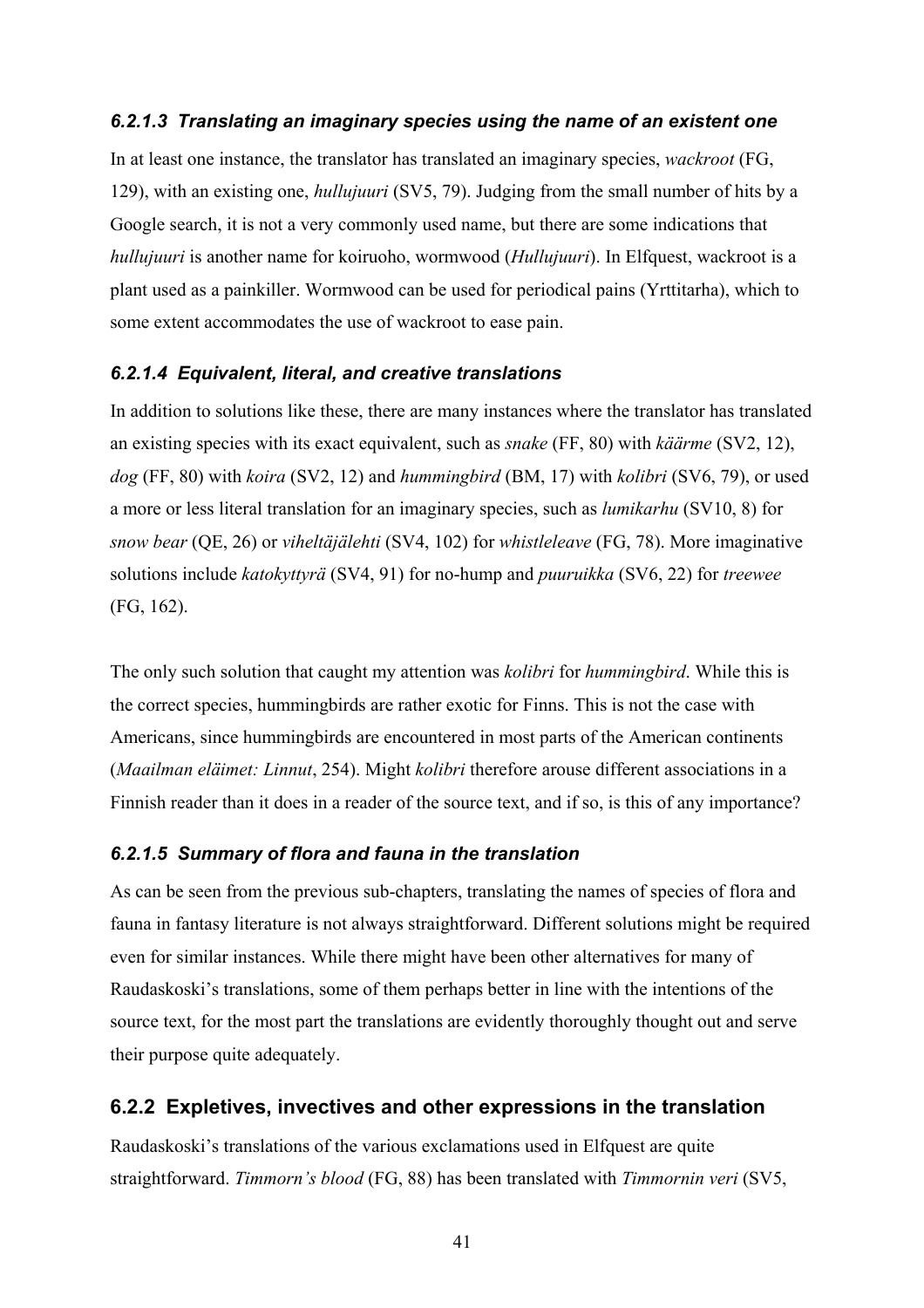#### *6.2.1.3 Translating an imaginary species using the name of an existent one*

In at least one instance, the translator has translated an imaginary species, *wackroot* (FG, 129), with an existing one, *hullujuuri* (SV5, 79). Judging from the small number of hits by a Google search, it is not a very commonly used name, but there are some indications that *hullujuuri* is another name for koiruoho, wormwood (*Hullujuuri*). In Elfquest, wackroot is a plant used as a painkiller. Wormwood can be used for periodical pains (Yrttitarha), which to some extent accommodates the use of wackroot to ease pain.

#### *6.2.1.4 Equivalent, literal, and creative translations*

In addition to solutions like these, there are many instances where the translator has translated an existing species with its exact equivalent, such as *snake* (FF, 80) with *käärme* (SV2, 12), *dog* (FF, 80) with *koira* (SV2, 12) and *hummingbird* (BM, 17) with *kolibri* (SV6, 79), or used a more or less literal translation for an imaginary species, such as *lumikarhu* (SV10, 8) for *snow bear* (QE, 26) or *viheltäjälehti* (SV4, 102) for *whistleleave* (FG, 78). More imaginative solutions include *katokyttyrä* (SV4, 91) for no-hump and *puuruikka* (SV6, 22) for *treewee* (FG, 162).

The only such solution that caught my attention was *kolibri* for *hummingbird*. While this is the correct species, hummingbirds are rather exotic for Finns. This is not the case with Americans, since hummingbirds are encountered in most parts of the American continents (*Maailman eläimet: Linnut*, 254). Might *kolibri* therefore arouse different associations in a Finnish reader than it does in a reader of the source text, and if so, is this of any importance?

#### *6.2.1.5 Summary of flora and fauna in the translation*

As can be seen from the previous sub-chapters, translating the names of species of flora and fauna in fantasy literature is not always straightforward. Different solutions might be required even for similar instances. While there might have been other alternatives for many of Raudaskoski's translations, some of them perhaps better in line with the intentions of the source text, for the most part the translations are evidently thoroughly thought out and serve their purpose quite adequately.

### 6.2.2 Expletives, invectives and other expressions in the translation

Raudaskoski's translations of the various exclamations used in Elfquest are quite straightforward. *Timmorn's blood* (FG, 88) has been translated with *Timmornin veri* (SV5,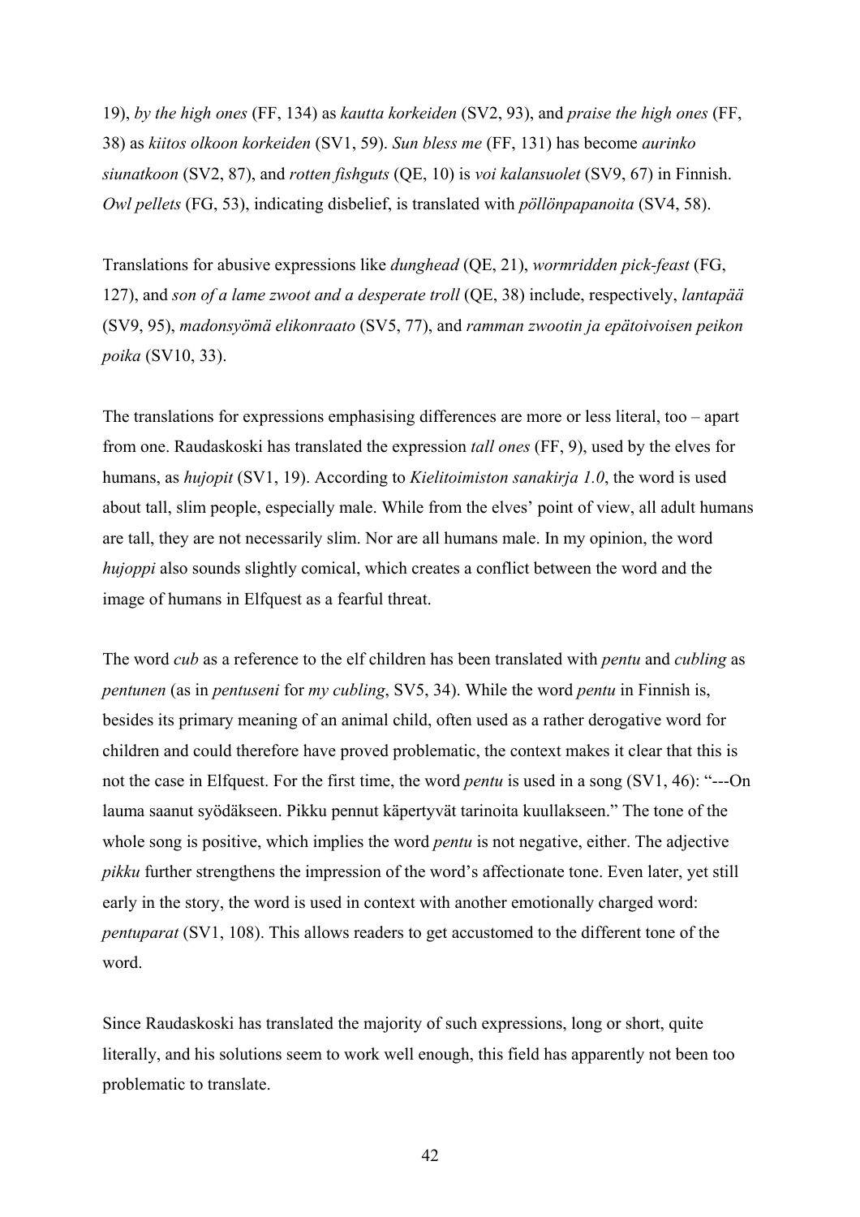19), *by the high ones* (FF, 134) as *kautta korkeiden* (SV2, 93), and *praise the high ones* (FF, 38) as *kiitos olkoon korkeiden* (SV1, 59). *Sun bless me* (FF, 131) has become *aurinko siunatkoon* (SV2, 87), and *rotten fishguts* (QE, 10) is *voi kalansuolet* (SV9, 67) in Finnish. *Owl pellets* (FG, 53), indicating disbelief, is translated with *pöllönpapanoita* (SV4, 58).

Translations for abusive expressions like *dunghead* (QE, 21), *wormridden pick-feast* (FG, 127), and *son of a lame zwoot and a desperate troll* (QE, 38) include, respectively, *lantapää* (SV9, 95), *madonsyömä elikonraato* (SV5, 77), and *ramman zwootin ja epätoivoisen peikon poika* (SV10, 33).

The translations for expressions emphasising differences are more or less literal, too – apart from one. Raudaskoski has translated the expression *tall ones* (FF, 9), used by the elves for humans, as *hujopit* (SV1, 19). According to *Kielitoimiston sanakirja 1.0*, the word is used about tall, slim people, especially male. While from the elves' point of view, all adult humans are tall, they are not necessarily slim. Nor are all humans male. In my opinion, the word *hujoppi* also sounds slightly comical, which creates a conflict between the word and the image of humans in Elfquest as a fearful threat.

The word *cub* as a reference to the elf children has been translated with *pentu* and *cubling* as *pentunen* (as in *pentuseni* for *my cubling*, SV5, 34). While the word *pentu* in Finnish is, besides its primary meaning of an animal child, often used as a rather derogative word for children and could therefore have proved problematic, the context makes it clear that this is not the case in Elfquest. For the first time, the word *pentu* is used in a song (SV1, 46): "---On lauma saanut syödäkseen. Pikku pennut käpertyvät tarinoita kuullakseen." The tone of the whole song is positive, which implies the word *pentu* is not negative, either. The adjective *pikku* further strengthens the impression of the word's affectionate tone. Even later, yet still early in the story, the word is used in context with another emotionally charged word: *pentuparat* (SV1, 108). This allows readers to get accustomed to the different tone of the word.

Since Raudaskoski has translated the majority of such expressions, long or short, quite literally, and his solutions seem to work well enough, this field has apparently not been too problematic to translate.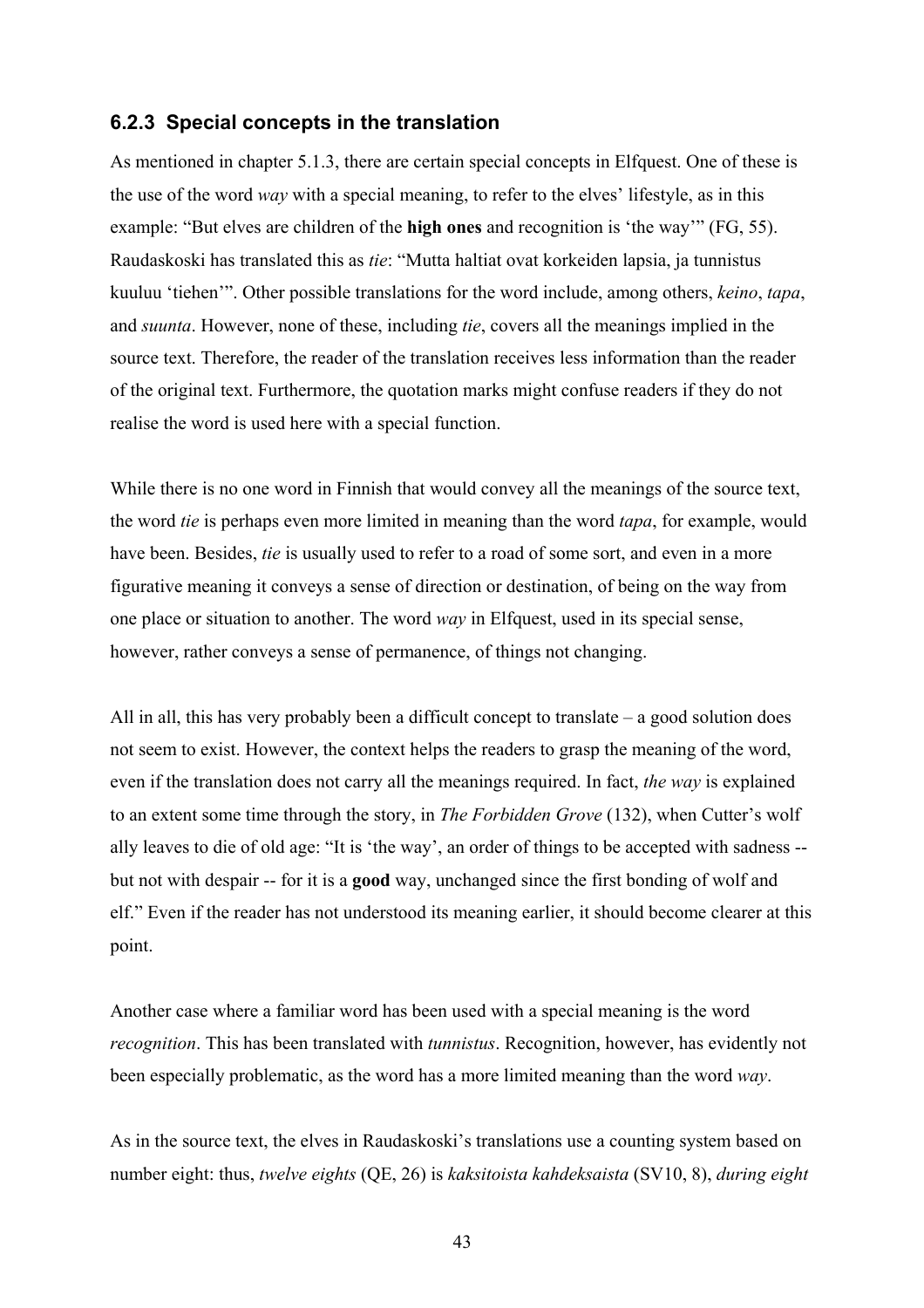### 6.2.3 Special concepts in the translation

As mentioned in chapter 5.1.3, there are certain special concepts in Elfquest. One of these is the use of the word *way* with a special meaning, to refer to the elves' lifestyle, as in this example: "But elves are children of the **high ones** and recognition is 'the way'" (FG, 55). Raudaskoski has translated this as *tie*: "Mutta haltiat ovat korkeiden lapsia, ja tunnistus kuuluu 'tiehen'". Other possible translations for the word include, among others, *keino*, *tapa*, and *suunta*. However, none of these, including *tie*, covers all the meanings implied in the source text. Therefore, the reader of the translation receives less information than the reader of the original text. Furthermore, the quotation marks might confuse readers if they do not realise the word is used here with a special function.

While there is no one word in Finnish that would convey all the meanings of the source text, the word *tie* is perhaps even more limited in meaning than the word *tapa*, for example, would have been. Besides, *tie* is usually used to refer to a road of some sort, and even in a more figurative meaning it conveys a sense of direction or destination, of being on the way from one place or situation to another. The word *way* in Elfquest, used in its special sense, however, rather conveys a sense of permanence, of things not changing.

All in all, this has very probably been a difficult concept to translate – a good solution does not seem to exist. However, the context helps the readers to grasp the meaning of the word, even if the translation does not carry all the meanings required. In fact, *the way* is explained to an extent some time through the story, in *The Forbidden Grove* (132), when Cutter's wolf ally leaves to die of old age: "It is 'the way', an order of things to be accepted with sadness -- but not with despair -- for it is a **good** way, unchanged since the first bonding of wolf and elf." Even if the reader has not understood its meaning earlier, it should become clearer at this point.

Another case where a familiar word has been used with a special meaning is the word *recognition*. This has been translated with *tunnistus*. Recognition, however, has evidently not been especially problematic, as the word has a more limited meaning than the word *way*.

As in the source text, the elves in Raudaskoski's translations use a counting system based on number eight: thus, *twelve eights* (QE, 26) is *kaksitoista kahdeksaista* (SV10, 8), *during eight*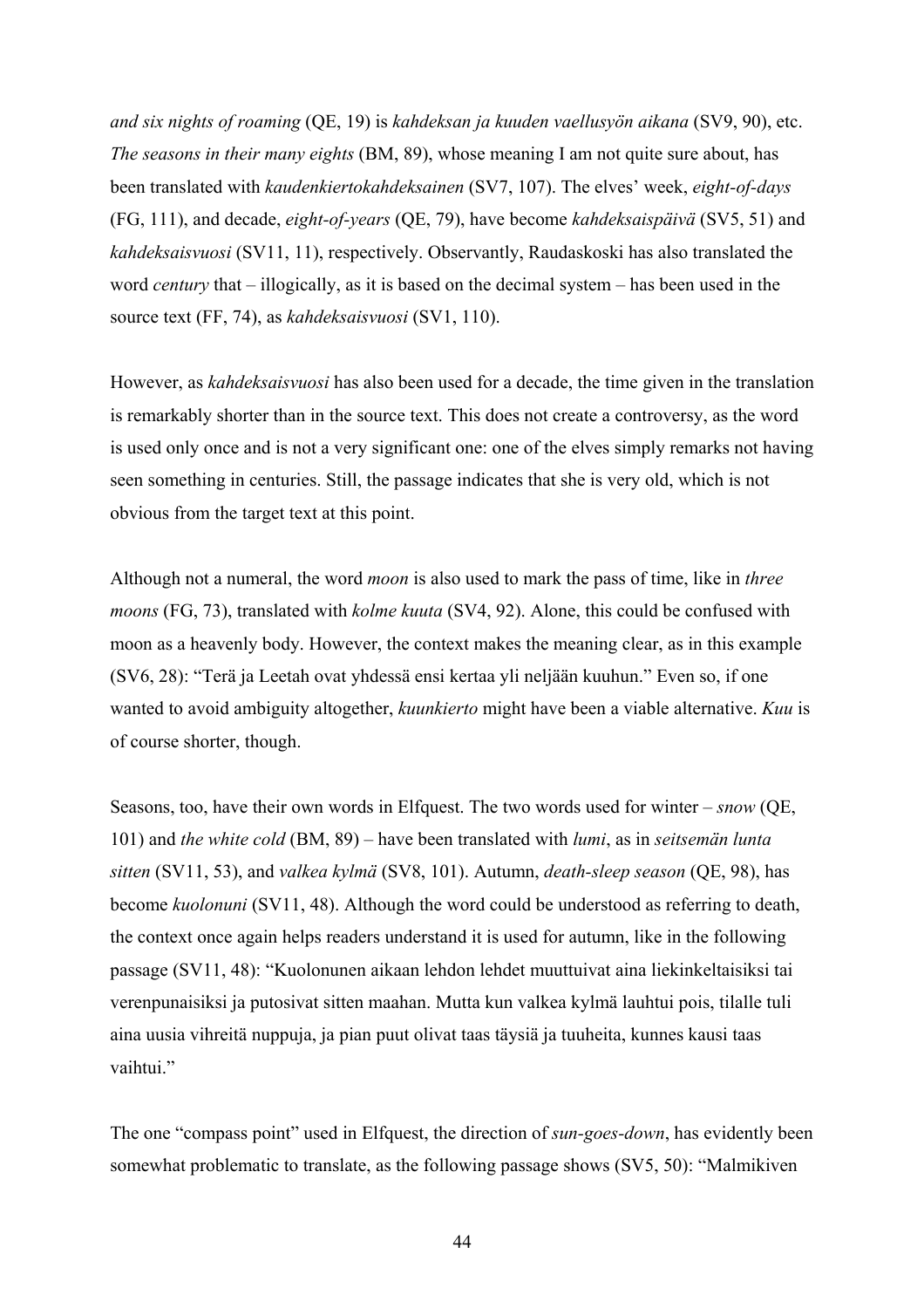*and six nights of roaming* (QE, 19) is *kahdeksan ja kuuden vaellusyön aikana* (SV9, 90), etc. *The seasons in their many eights* (BM, 89), whose meaning I am not quite sure about, has been translated with *kaudenkiertokahdeksainen* (SV7, 107). The elves' week, *eight-of-days* (FG, 111), and decade, *eight-of-years* (QE, 79), have become *kahdeksaispäivä* (SV5, 51) and *kahdeksaisvuosi* (SV11, 11), respectively. Observantly, Raudaskoski has also translated the word *century* that – illogically, as it is based on the decimal system – has been used in the source text (FF, 74), as *kahdeksaisvuosi* (SV1, 110).

However, as *kahdeksaisvuosi* has also been used for a decade, the time given in the translation is remarkably shorter than in the source text. This does not create a controversy, as the word is used only once and is not a very significant one: one of the elves simply remarks not having seen something in centuries. Still, the passage indicates that she is very old, which is not obvious from the target text at this point.

Although not a numeral, the word *moon* is also used to mark the pass of time, like in *three moons* (FG, 73), translated with *kolme kuuta* (SV4, 92). Alone, this could be confused with moon as a heavenly body. However, the context makes the meaning clear, as in this example (SV6, 28): "Terä ja Leetah ovat yhdessä ensi kertaa yli neljään kuuhun." Even so, if one wanted to avoid ambiguity altogether, *kuunkierto* might have been a viable alternative. *Kuu* is of course shorter, though.

Seasons, too, have their own words in Elfquest. The two words used for winter – *snow* (QE, 101) and *the white cold* (BM, 89) – have been translated with *lumi*, as in *seitsemän lunta sitten* (SV11, 53), and *valkea kylmä* (SV8, 101). Autumn, *death-sleep season* (QE, 98), has become *kuolonuni* (SV11, 48). Although the word could be understood as referring to death, the context once again helps readers understand it is used for autumn, like in the following passage (SV11, 48): "Kuolonunen aikaan lehdon lehdet muuttuivat aina liekinkeltaisiksi tai verenpunaisiksi ja putosivat sitten maahan. Mutta kun valkea kylmä lauhtui pois, tilalle tuli aina uusia vihreitä nuppuja, ja pian puut olivat taas täysiä ja tuuheita, kunnes kausi taas vaihtui."

The one "compass point" used in Elfquest, the direction of *sun-goes-down*, has evidently been somewhat problematic to translate, as the following passage shows (SV5, 50): "Malmikiven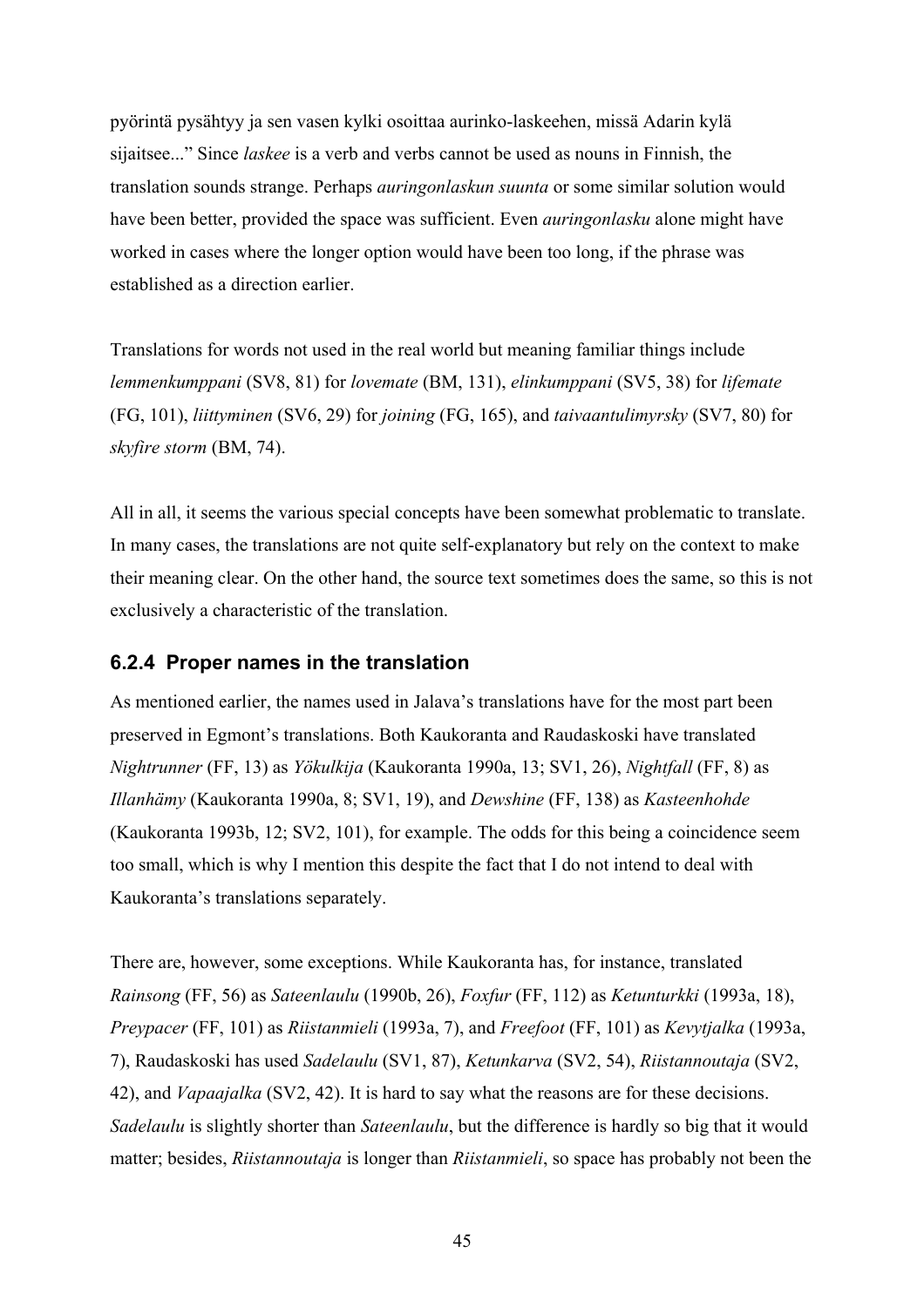pyörintä pysähtyy ja sen vasen kylki osoittaa aurinko-laskeehen, missä Adarin kylä sijaitsee..." Since *laskee* is a verb and verbs cannot be used as nouns in Finnish, the translation sounds strange. Perhaps *auringonlaskun suunta* or some similar solution would have been better, provided the space was sufficient. Even *auringonlasku* alone might have worked in cases where the longer option would have been too long, if the phrase was established as a direction earlier.

Translations for words not used in the real world but meaning familiar things include *lemmenkumppani* (SV8, 81) for *lovemate* (BM, 131), *elinkumppani* (SV5, 38) for *lifemate* (FG, 101), *liittyminen* (SV6, 29) for *joining* (FG, 165), and *taivaantulimyrsky* (SV7, 80) for *skyfire storm* (BM, 74).

All in all, it seems the various special concepts have been somewhat problematic to translate. In many cases, the translations are not quite self-explanatory but rely on the context to make their meaning clear. On the other hand, the source text sometimes does the same, so this is not exclusively a characteristic of the translation.

### 6.2.4 Proper names in the translation

As mentioned earlier, the names used in Jalava's translations have for the most part been preserved in Egmont's translations. Both Kaukoranta and Raudaskoski have translated *Nightrunner* (FF, 13) as *Yökulkija* (Kaukoranta 1990a, 13; SV1, 26), *Nightfall* (FF, 8) as *Illanhämy* (Kaukoranta 1990a, 8; SV1, 19), and *Dewshine* (FF, 138) as *Kasteenhohde* (Kaukoranta 1993b, 12; SV2, 101), for example. The odds for this being a coincidence seem too small, which is why I mention this despite the fact that I do not intend to deal with Kaukoranta's translations separately.

There are, however, some exceptions. While Kaukoranta has, for instance, translated *Rainsong* (FF, 56) as *Sateenlaulu* (1990b, 26), *Foxfur* (FF, 112) as *Ketunturkki* (1993a, 18), *Preypacer* (FF, 101) as *Riistanmieli* (1993a, 7), and *Freefoot* (FF, 101) as *Kevytjalka* (1993a, 7), Raudaskoski has used *Sadelaulu* (SV1, 87), *Ketunkarva* (SV2, 54), *Riistannoutaja* (SV2, 42), and *Vapaajalka* (SV2, 42). It is hard to say what the reasons are for these decisions. *Sadelaulu* is slightly shorter than *Sateenlaulu*, but the difference is hardly so big that it would matter; besides, *Riistannoutaja* is longer than *Riistanmieli*, so space has probably not been the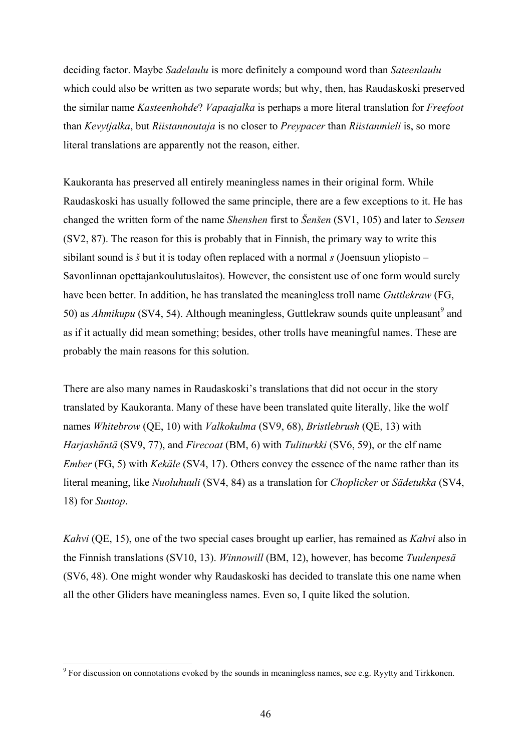deciding factor. Maybe *Sadelaulu* is more definitely a compound word than *Sateenlaulu* which could also be written as two separate words; but why, then, has Raudaskoski preserved the similar name *Kasteenhohde*? *Vapaajalka* is perhaps a more literal translation for *Freefoot* than *Kevytjalka*, but *Riistannoutaja* is no closer to *Preypacer* than *Riistanmieli* is, so more literal translations are apparently not the reason, either.

Kaukoranta has preserved all entirely meaningless names in their original form. While Raudaskoski has usually followed the same principle, there are a few exceptions to it. He has changed the written form of the name *Shenshen* first to *Šenšen* (SV1, 105) and later to *Sensen* (SV2, 87). The reason for this is probably that in Finnish, the primary way to write this sibilant sound is *š* but it is today often replaced with a normal *s* (Joensuun yliopisto – Savonlinnan opettajankoulutuslaitos). However, the consistent use of one form would surely have been better. In addition, he has translated the meaningless troll name *Guttlekraw* (FG, 50) as *Ahmikupu* (SV4, 54). Although meaningless, Guttlekraw sounds quite unpleasant[9] and as if it actually did mean something; besides, other trolls have meaningful names. These are probably the main reasons for this solution.

There are also many names in Raudaskoski's translations that did not occur in the story translated by Kaukoranta. Many of these have been translated quite literally, like the wolf names *Whitebrow* (QE, 10) with *Valkokulma* (SV9, 68), *Bristlebrush* (QE, 13) with *Harjashäntä* (SV9, 77), and *Firecoat* (BM, 6) with *Tuliturkki* (SV6, 59), or the elf name *Ember* (FG, 5) with *Kekäle* (SV4, 17). Others convey the essence of the name rather than its literal meaning, like *Nuoluhuuli* (SV4, 84) as a translation for *Choplicker* or *Sädetukka* (SV4, 18) for *Suntop*.

*Kahvi* (QE, 15), one of the two special cases brought up earlier, has remained as *Kahvi* also in the Finnish translations (SV10, 13). *Winnowill* (BM, 12), however, has become *Tuulenpesä* (SV6, 48). One might wonder why Raudaskoski has decided to translate this one name when all the other Gliders have meaningless names. Even so, I quite liked the solution.

---

[9] For discussion on connotations evoked by the sounds in meaningless names, see e.g. Ryytty and Tirkkonen.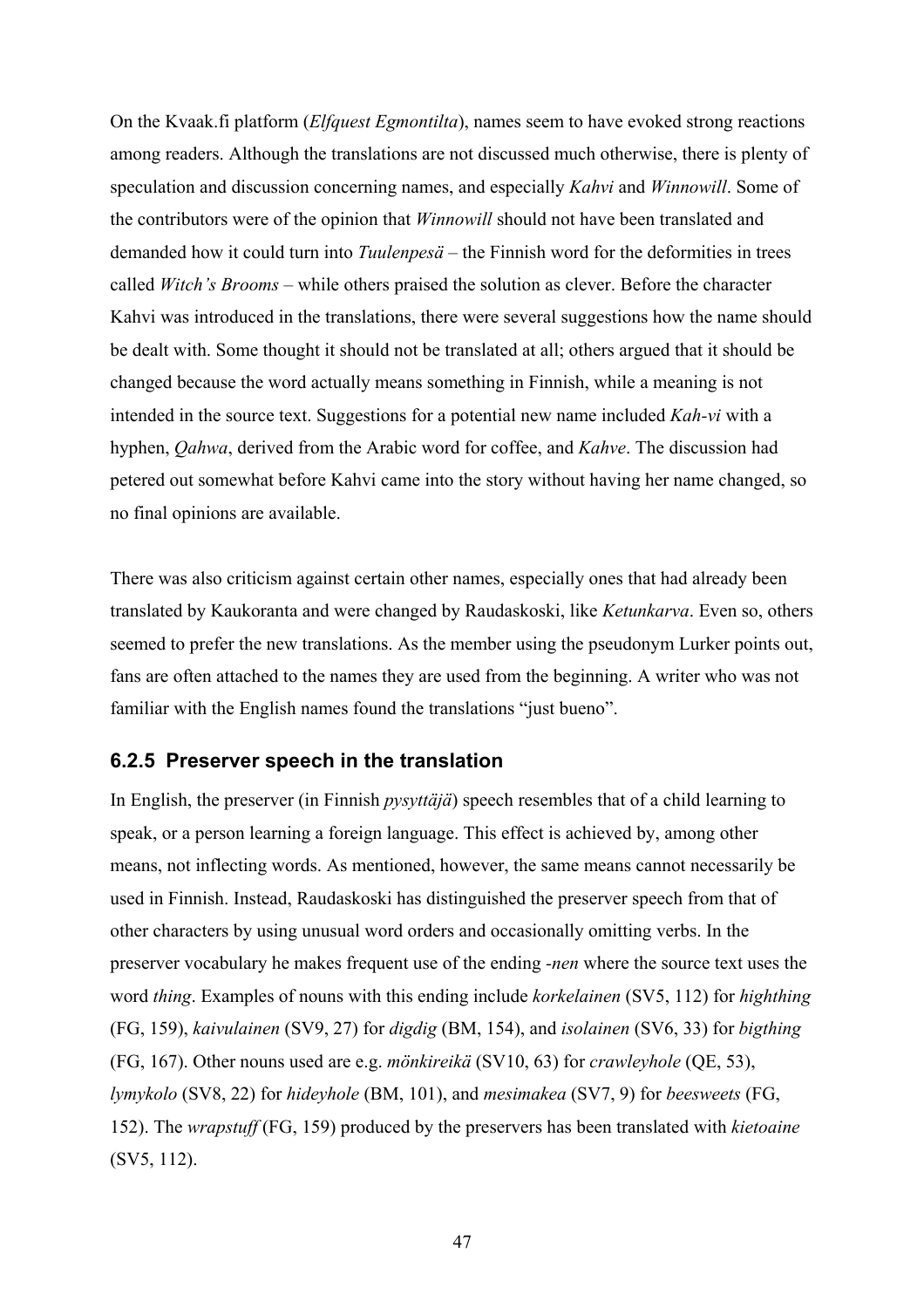On the Kvaak.fi platform (*Elfquest Egmontilta*), names seem to have evoked strong reactions among readers. Although the translations are not discussed much otherwise, there is plenty of speculation and discussion concerning names, and especially *Kahvi* and *Winnowill*. Some of the contributors were of the opinion that *Winnowill* should not have been translated and demanded how it could turn into *Tuulenpesä* – the Finnish word for the deformities in trees called *Witch's Brooms* – while others praised the solution as clever. Before the character Kahvi was introduced in the translations, there were several suggestions how the name should be dealt with. Some thought it should not be translated at all; others argued that it should be changed because the word actually means something in Finnish, while a meaning is not intended in the source text. Suggestions for a potential new name included *Kah-vi* with a hyphen, *Qahwa*, derived from the Arabic word for coffee, and *Kahve*. The discussion had petered out somewhat before Kahvi came into the story without having her name changed, so no final opinions are available.

There was also criticism against certain other names, especially ones that had already been translated by Kaukoranta and were changed by Raudaskoski, like *Ketunkarva*. Even so, others seemed to prefer the new translations. As the member using the pseudonym Lurker points out, fans are often attached to the names they are used from the beginning. A writer who was not familiar with the English names found the translations "just bueno".

### 6.2.5 Preserver speech in the translation

In English, the preserver (in Finnish *pysyttäjä*) speech resembles that of a child learning to speak, or a person learning a foreign language. This effect is achieved by, among other means, not inflecting words. As mentioned, however, the same means cannot necessarily be used in Finnish. Instead, Raudaskoski has distinguished the preserver speech from that of other characters by using unusual word orders and occasionally omitting verbs. In the preserver vocabulary he makes frequent use of the ending *-nen* where the source text uses the word *thing*. Examples of nouns with this ending include *korkelainen* (SV5, 112) for *highthing* (FG, 159), *kaivulainen* (SV9, 27) for *digdig* (BM, 154), and *isolainen* (SV6, 33) for *bigthing* (FG, 167). Other nouns used are e.g. *mönkireikä* (SV10, 63) for *crawleyhole* (QE, 53), *lymykolo* (SV8, 22) for *hideyhole* (BM, 101), and *mesimakea* (SV7, 9) for *beesweets* (FG, 152). The *wrapstuff* (FG, 159) produced by the preservers has been translated with *kietoaine* (SV5, 112).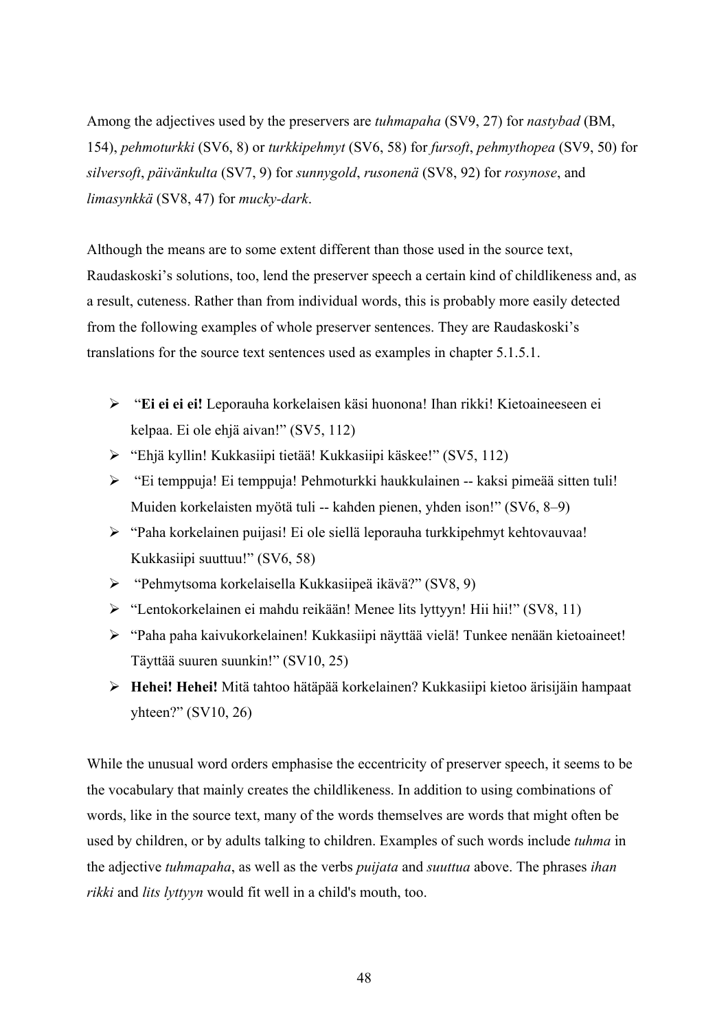Among the adjectives used by the preservers are *tuhmapaha* (SV9, 27) for *nastybad* (BM, 154), *pehmoturkki* (SV6, 8) or *turkkipehmyt* (SV6, 58) for *fursoft*, *pehmythopea* (SV9, 50) for *silversoft*, *päivänkulta* (SV7, 9) for *sunnygold*, *rusonenä* (SV8, 92) for *rosynose*, and *limasynkkä* (SV8, 47) for *mucky-dark*.

Although the means are to some extent different than those used in the source text, Raudaskoski's solutions, too, lend the preserver speech a certain kind of childlikeness and, as a result, cuteness. Rather than from individual words, this is probably more easily detected from the following examples of whole preserver sentences. They are Raudaskoski's translations for the source text sentences used as examples in chapter 5.1.5.1.

- "**Ei ei ei ei!** Leporauha korkelaisen käsi huonona! Ihan rikki! Kietoaineeseen ei kelpaa. Ei ole ehjä aivan!" (SV5, 112)
- "Ehjä kyllin! Kukkasiipi tietää! Kukkasiipi käskee!" (SV5, 112)
- "Ei temppuja! Ei temppuja! Pehmoturkki haukkulainen -- kaksi pimeää sitten tuli! Muiden korkelaisten myötä tuli -- kahden pienen, yhden ison!" (SV6, 8–9)
- "Paha korkelainen puijasi! Ei ole siellä leporauha turkkipehmyt kehtovauvaa! Kukkasiipi suuttuu!" (SV6, 58)
- "Pehmytsoma korkelaisella Kukkasiipeä ikävä?" (SV8, 9)
- "Lentokorkelainen ei mahdu reikään! Menee lits lyttyyn! Hii hii!" (SV8, 11)
- "Paha paha kaivukorkelainen! Kukkasiipi näyttää vielä! Tunkee nenään kietoaineet! Täyttää suuren suunkin!" (SV10, 25)
- **Hehei! Hehei!** Mitä tahtoo hätäpää korkelainen? Kukkasiipi kietoo ärisijäin hampaat yhteen?" (SV10, 26)

While the unusual word orders emphasise the eccentricity of preserver speech, it seems to be the vocabulary that mainly creates the childlikeness. In addition to using combinations of words, like in the source text, many of the words themselves are words that might often be used by children, or by adults talking to children. Examples of such words include *tuhma* in the adjective *tuhmapaha*, as well as the verbs *puijata* and *suuttua* above. The phrases *ihan rikki* and *lits lyttyyn* would fit well in a child's mouth, too.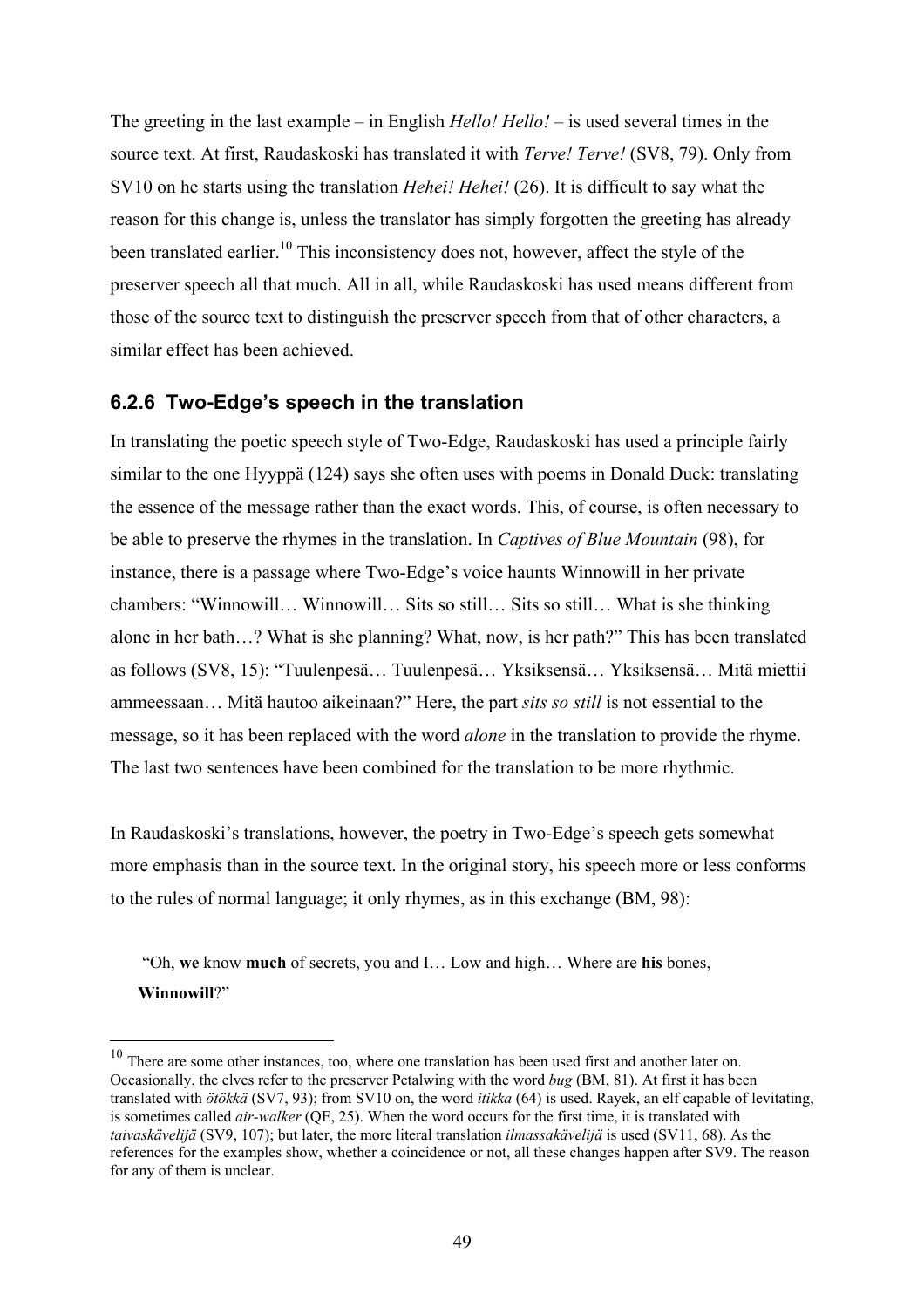The greeting in the last example – in English *Hello! Hello!* – is used several times in the source text. At first, Raudaskoski has translated it with *Terve! Terve!* (SV8, 79). Only from SV10 on he starts using the translation *Hehei! Hehei!* (26). It is difficult to say what the reason for this change is, unless the translator has simply forgotten the greeting has already been translated earlier.[10] This inconsistency does not, however, affect the style of the preserver speech all that much. All in all, while Raudaskoski has used means different from those of the source text to distinguish the preserver speech from that of other characters, a similar effect has been achieved.

### 6.2.6 Two-Edge's speech in the translation

In translating the poetic speech style of Two-Edge, Raudaskoski has used a principle fairly similar to the one Hyyppä (124) says she often uses with poems in Donald Duck: translating the essence of the message rather than the exact words. This, of course, is often necessary to be able to preserve the rhymes in the translation. In *Captives of Blue Mountain* (98), for instance, there is a passage where Two-Edge's voice haunts Winnowill in her private chambers: "Winnowill… Winnowill… Sits so still… Sits so still… What is she thinking alone in her bath…? What is she planning? What, now, is her path?" This has been translated as follows (SV8, 15): "Tuulenpesä… Tuulenpesä… Yksiksensä… Yksiksensä… Mitä miettii ammeessaan… Mitä hautoo aikeinaan?" Here, the part *sits so still* is not essential to the message, so it has been replaced with the word *alone* in the translation to provide the rhyme. The last two sentences have been combined for the translation to be more rhythmic.

In Raudaskoski's translations, however, the poetry in Two-Edge's speech gets somewhat more emphasis than in the source text. In the original story, his speech more or less conforms to the rules of normal language; it only rhymes, as in this exchange (BM, 98):

> "Oh, **we** know **much** of secrets, you and I… Low and high… Where are **his** bones, **Winnowill**?"

[10] There are some other instances, too, where one translation has been used first and another later on. Occasionally, the elves refer to the preserver Petalwing with the word *bug* (BM, 81). At first it has been translated with *ötökkä* (SV7, 93); from SV10 on, the word *itikka* (64) is used. Rayek, an elf capable of levitating, is sometimes called *air-walker* (QE, 25). When the word occurs for the first time, it is translated with *taivaskävelijä* (SV9, 107); but later, the more literal translation *ilmassakävelijä* is used (SV11, 68). As the references for the examples show, whether a coincidence or not, all these changes happen after SV9. The reason for any of them is unclear.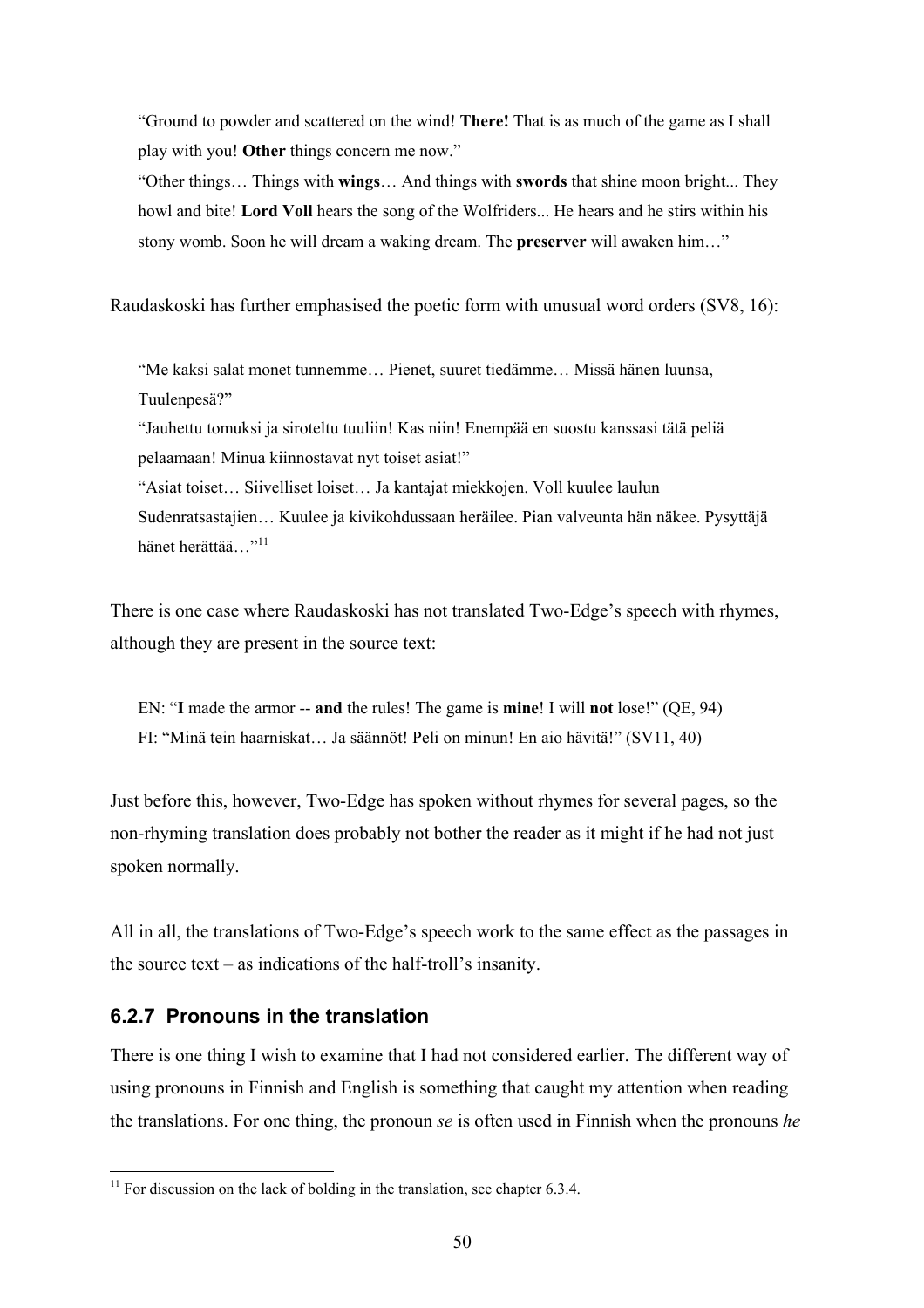> "Ground to powder and scattered on the wind! **There!** That is as much of the game as I shall play with you! **Other** things concern me now."
> "Other things… Things with **wings**… And things with **swords** that shine moon bright... They howl and bite! **Lord Voll** hears the song of the Wolfriders... He hears and he stirs within his stony womb. Soon he will dream a waking dream. The **preserver** will awaken him…"

Raudaskoski has further emphasised the poetic form with unusual word orders (SV8, 16):

> "Me kaksi salat monet tunnemme… Pienet, suuret tiedämme… Missä hänen luunsa, Tuulenpesä?"
> "Jauhettu tomuksi ja siroteltu tuuliin! Kas niin! Enempää en suostu kanssasi tätä peliä pelaamaan! Minua kiinnostavat nyt toiset asiat!"
> "Asiat toiset… Siivelliset loiset… Ja kantajat miekkojen. Voll kuulee laulun Sudenratsastajien… Kuulee ja kivikohdussaan heräilee. Pian valveunta hän näkee. Pysyttäjä hänet herättää…"[11]

There is one case where Raudaskoski has not translated Two-Edge's speech with rhymes, although they are present in the source text:

> EN: "**I** made the armor -- **and** the rules! The game is **mine**! I will **not** lose!" (QE, 94)
> FI: "Minä tein haarniskat… Ja säännöt! Peli on minun! En aio hävitä!" (SV11, 40)

Just before this, however, Two-Edge has spoken without rhymes for several pages, so the non-rhyming translation does probably not bother the reader as it might if he had not just spoken normally.

All in all, the translations of Two-Edge's speech work to the same effect as the passages in the source text – as indications of the half-troll's insanity.

### 6.2.7 Pronouns in the translation

There is one thing I wish to examine that I had not considered earlier. The different way of using pronouns in Finnish and English is something that caught my attention when reading the translations. For one thing, the pronoun *se* is often used in Finnish when the pronouns *he*

[11] For discussion on the lack of bolding in the translation, see chapter 6.3.4.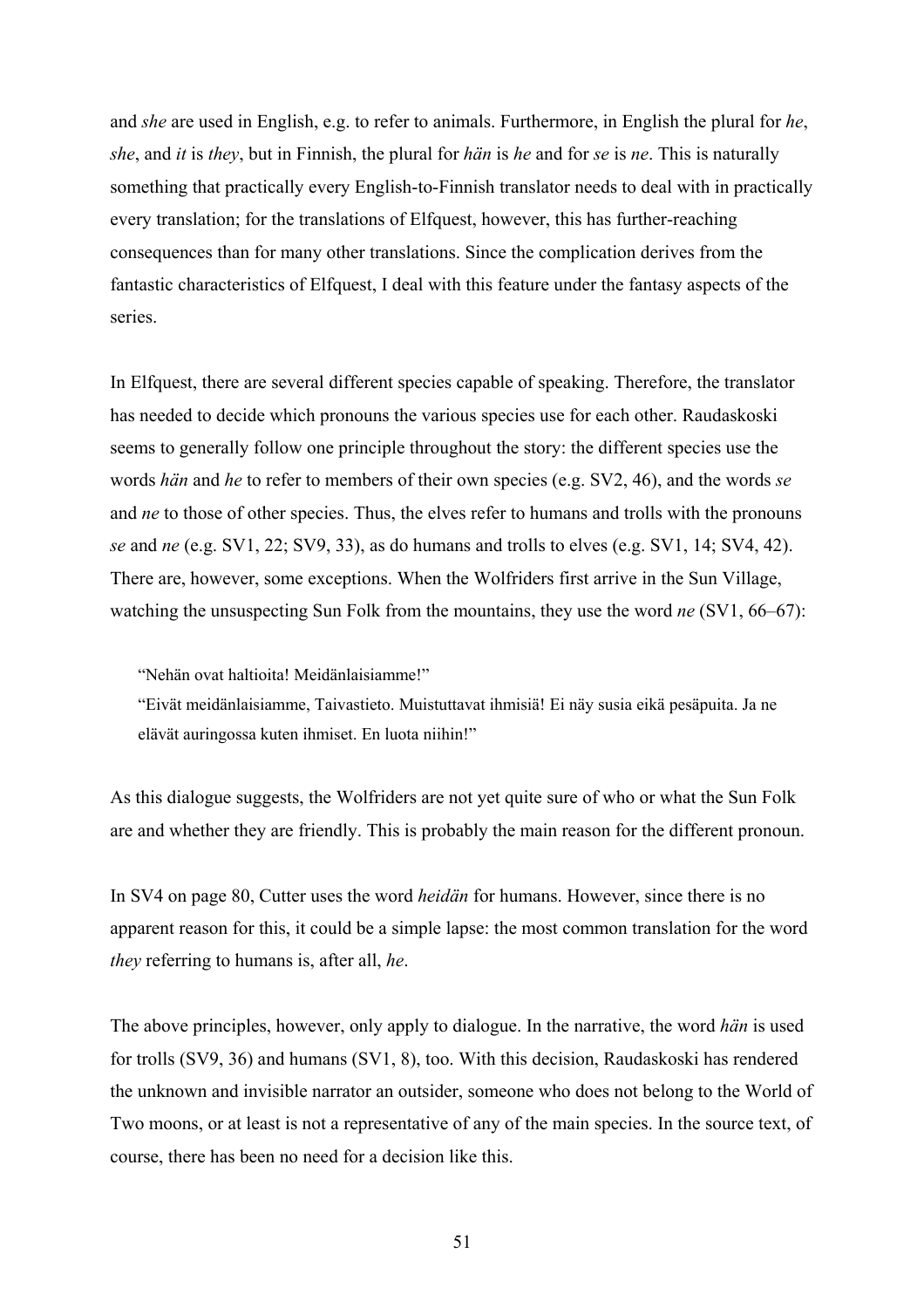and *she* are used in English, e.g. to refer to animals. Furthermore, in English the plural for *he*, *she*, and *it* is *they*, but in Finnish, the plural for *hän* is *he* and for *se* is *ne*. This is naturally something that practically every English-to-Finnish translator needs to deal with in practically every translation; for the translations of Elfquest, however, this has further-reaching consequences than for many other translations. Since the complication derives from the fantastic characteristics of Elfquest, I deal with this feature under the fantasy aspects of the series.

In Elfquest, there are several different species capable of speaking. Therefore, the translator has needed to decide which pronouns the various species use for each other. Raudaskoski seems to generally follow one principle throughout the story: the different species use the words *hän* and *he* to refer to members of their own species (e.g. SV2, 46), and the words *se* and *ne* to those of other species. Thus, the elves refer to humans and trolls with the pronouns *se* and *ne* (e.g. SV1, 22; SV9, 33), as do humans and trolls to elves (e.g. SV1, 14; SV4, 42). There are, however, some exceptions. When the Wolfriders first arrive in the Sun Village, watching the unsuspecting Sun Folk from the mountains, they use the word *ne* (SV1, 66–67):

> "Nehän ovat haltioita! Meidänlaisiamme!"
> "Eivät meidänlaisiamme, Taivastieto. Muistuttavat ihmisiä! Ei näy susia eikä pesäpuita. Ja ne elävät auringossa kuten ihmiset. En luota niihin!"

As this dialogue suggests, the Wolfriders are not yet quite sure of who or what the Sun Folk are and whether they are friendly. This is probably the main reason for the different pronoun.

In SV4 on page 80, Cutter uses the word *heidän* for humans. However, since there is no apparent reason for this, it could be a simple lapse: the most common translation for the word *they* referring to humans is, after all, *he*.

The above principles, however, only apply to dialogue. In the narrative, the word *hän* is used for trolls (SV9, 36) and humans (SV1, 8), too. With this decision, Raudaskoski has rendered the unknown and invisible narrator an outsider, someone who does not belong to the World of Two moons, or at least is not a representative of any of the main species. In the source text, of course, there has been no need for a decision like this.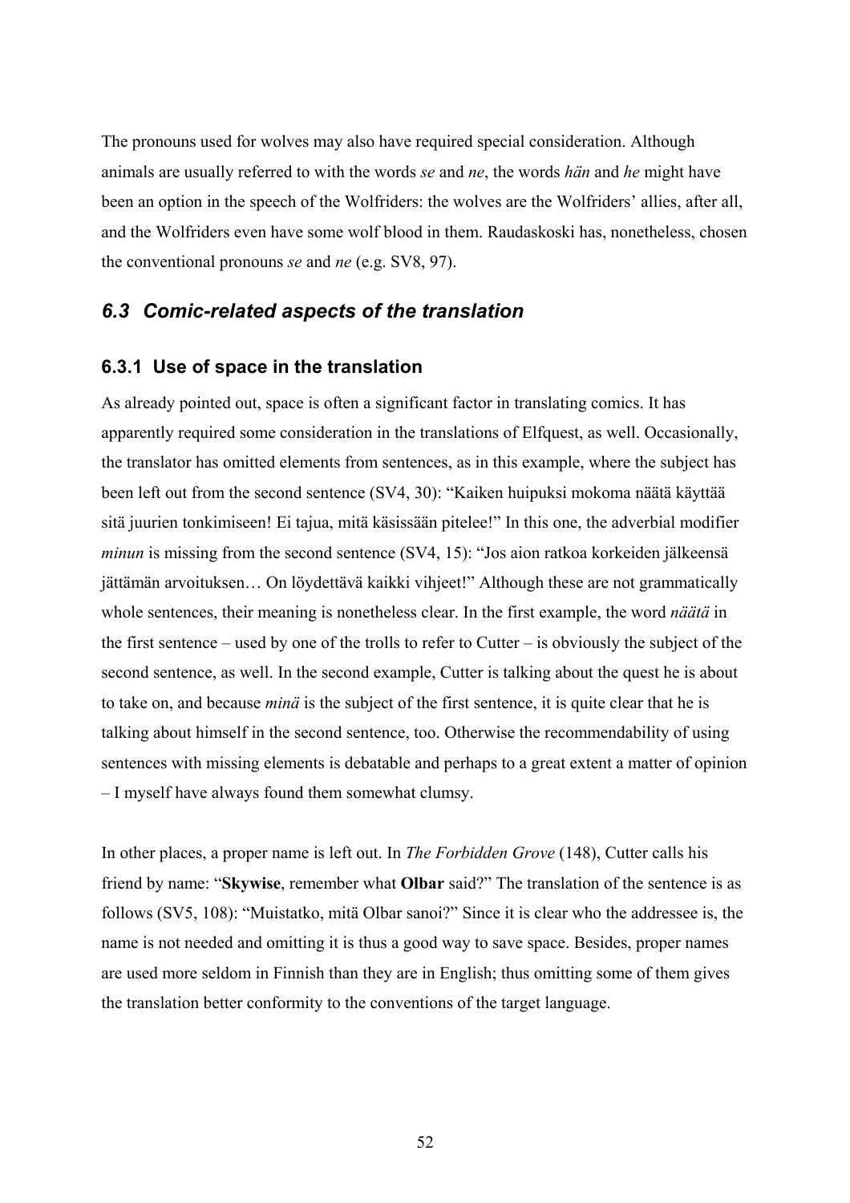The pronouns used for wolves may also have required special consideration. Although animals are usually referred to with the words *se* and *ne*, the words *hän* and *he* might have been an option in the speech of the Wolfriders: the wolves are the Wolfriders' allies, after all, and the Wolfriders even have some wolf blood in them. Raudaskoski has, nonetheless, chosen the conventional pronouns *se* and *ne* (e.g. SV8, 97).

## *6.3 Comic-related aspects of the translation*

### 6.3.1 Use of space in the translation

As already pointed out, space is often a significant factor in translating comics. It has apparently required some consideration in the translations of Elfquest, as well. Occasionally, the translator has omitted elements from sentences, as in this example, where the subject has been left out from the second sentence (SV4, 30): "Kaiken huipuksi mokoma näätä käyttää sitä juurien tonkimiseen! Ei tajua, mitä käsissään pitelee!" In this one, the adverbial modifier *minun* is missing from the second sentence (SV4, 15): "Jos aion ratkoa korkeiden jälkeensä jättämän arvoituksen… On löydettävä kaikki vihjeet!" Although these are not grammatically whole sentences, their meaning is nonetheless clear. In the first example, the word *näätä* in the first sentence – used by one of the trolls to refer to Cutter – is obviously the subject of the second sentence, as well. In the second example, Cutter is talking about the quest he is about to take on, and because *minä* is the subject of the first sentence, it is quite clear that he is talking about himself in the second sentence, too. Otherwise the recommendability of using sentences with missing elements is debatable and perhaps to a great extent a matter of opinion – I myself have always found them somewhat clumsy.

In other places, a proper name is left out. In *The Forbidden Grove* (148), Cutter calls his friend by name: "**Skywise**, remember what **Olbar** said?" The translation of the sentence is as follows (SV5, 108): "Muistatko, mitä Olbar sanoi?" Since it is clear who the addressee is, the name is not needed and omitting it is thus a good way to save space. Besides, proper names are used more seldom in Finnish than they are in English; thus omitting some of them gives the translation better conformity to the conventions of the target language.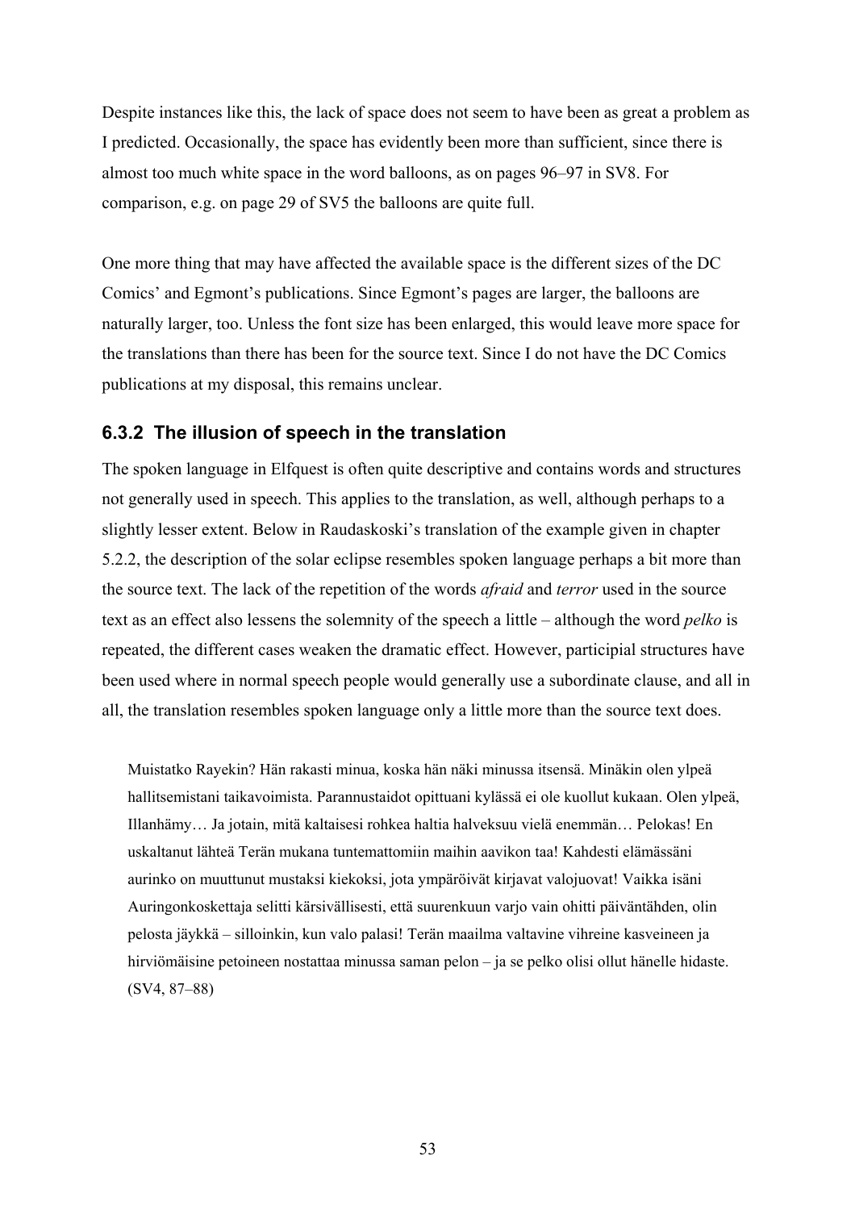Despite instances like this, the lack of space does not seem to have been as great a problem as I predicted. Occasionally, the space has evidently been more than sufficient, since there is almost too much white space in the word balloons, as on pages 96–97 in SV8. For comparison, e.g. on page 29 of SV5 the balloons are quite full.

One more thing that may have affected the available space is the different sizes of the DC Comics' and Egmont's publications. Since Egmont's pages are larger, the balloons are naturally larger, too. Unless the font size has been enlarged, this would leave more space for the translations than there has been for the source text. Since I do not have the DC Comics publications at my disposal, this remains unclear.

### 6.3.2 The illusion of speech in the translation

The spoken language in Elfquest is often quite descriptive and contains words and structures not generally used in speech. This applies to the translation, as well, although perhaps to a slightly lesser extent. Below in Raudaskoski's translation of the example given in chapter 5.2.2, the description of the solar eclipse resembles spoken language perhaps a bit more than the source text. The lack of the repetition of the words *afraid* and *terror* used in the source text as an effect also lessens the solemnity of the speech a little – although the word *pelko* is repeated, the different cases weaken the dramatic effect. However, participial structures have been used where in normal speech people would generally use a subordinate clause, and all in all, the translation resembles spoken language only a little more than the source text does.

> Muistatko Rayekin? Hän rakasti minua, koska hän näki minussa itsensä. Minäkin olen ylpeä hallitsemistani taikavoimista. Parannustaidot opittuani kylässä ei ole kuollut kukaan. Olen ylpeä, Illanhämy… Ja jotain, mitä kaltaisesi rohkea haltia halveksuu vielä enemmän… Pelokas! En uskaltanut lähteä Terän mukana tuntemattomiin maihin aavikon taa! Kahdesti elämässäni aurinko on muuttunut mustaksi kiekoksi, jota ympäröivät kirjavat valojuovat! Vaikka isäni Auringonkoskettaja selitti kärsivällisesti, että suurenkuun varjo vain ohitti päiväntähden, olin pelosta jäykkä – silloinkin, kun valo palasi! Terän maailma valtavine vihreine kasveineen ja hirviömäisine petoineen nostattaa minussa saman pelon – ja se pelko olisi ollut hänelle hidaste. (SV4, 87–88)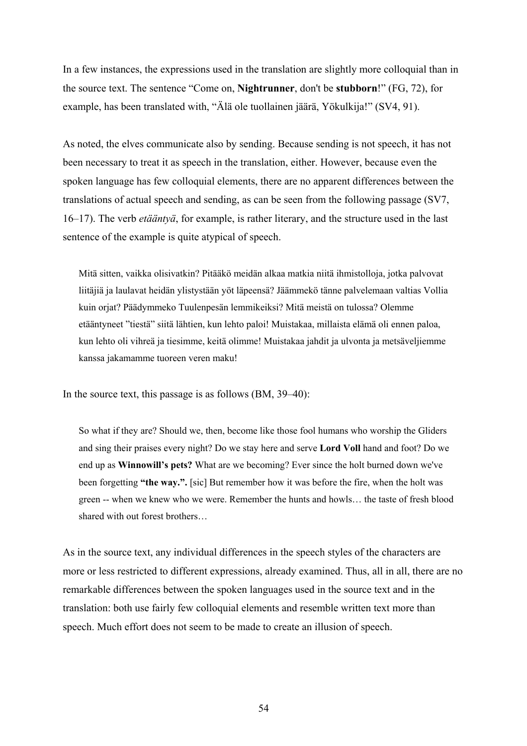In a few instances, the expressions used in the translation are slightly more colloquial than in the source text. The sentence "Come on, **Nightrunner**, don't be **stubborn**!" (FG, 72), for example, has been translated with, "Älä ole tuollainen jäärä, Yökulkija!" (SV4, 91).

As noted, the elves communicate also by sending. Because sending is not speech, it has not been necessary to treat it as speech in the translation, either. However, because even the spoken language has few colloquial elements, there are no apparent differences between the translations of actual speech and sending, as can be seen from the following passage (SV7, 16–17). The verb *etääntyä*, for example, is rather literary, and the structure used in the last sentence of the example is quite atypical of speech.

> Mitä sitten, vaikka olisivatkin? Pitääkö meidän alkaa matkia niitä ihmistolloja, jotka palvovat liitäjiä ja laulavat heidän ylistystään yöt läpeensä? Jäämmekö tänne palvelemaan valtias Vollia kuin orjat? Päädymmeko Tuulenpesän lemmikeiksi? Mitä meistä on tulossa? Olemme etääntyneet "tiestä" siitä lähtien, kun lehto paloi! Muistakaa, millaista elämä oli ennen paloa, kun lehto oli vihreä ja tiesimme, keitä olimme! Muistakaa jahdit ja ulvonta ja metsäveljiemme kanssa jakamamme tuoreen veren maku!

In the source text, this passage is as follows (BM, 39–40):

> So what if they are? Should we, then, become like those fool humans who worship the Gliders and sing their praises every night? Do we stay here and serve **Lord Voll** hand and foot? Do we end up as **Winnowill's pets?** What are we becoming? Ever since the holt burned down we've been forgetting **"the way.".** [sic] But remember how it was before the fire, when the holt was green -- when we knew who we were. Remember the hunts and howls… the taste of fresh blood shared with out forest brothers…

As in the source text, any individual differences in the speech styles of the characters are more or less restricted to different expressions, already examined. Thus, all in all, there are no remarkable differences between the spoken languages used in the source text and in the translation: both use fairly few colloquial elements and resemble written text more than speech. Much effort does not seem to be made to create an illusion of speech.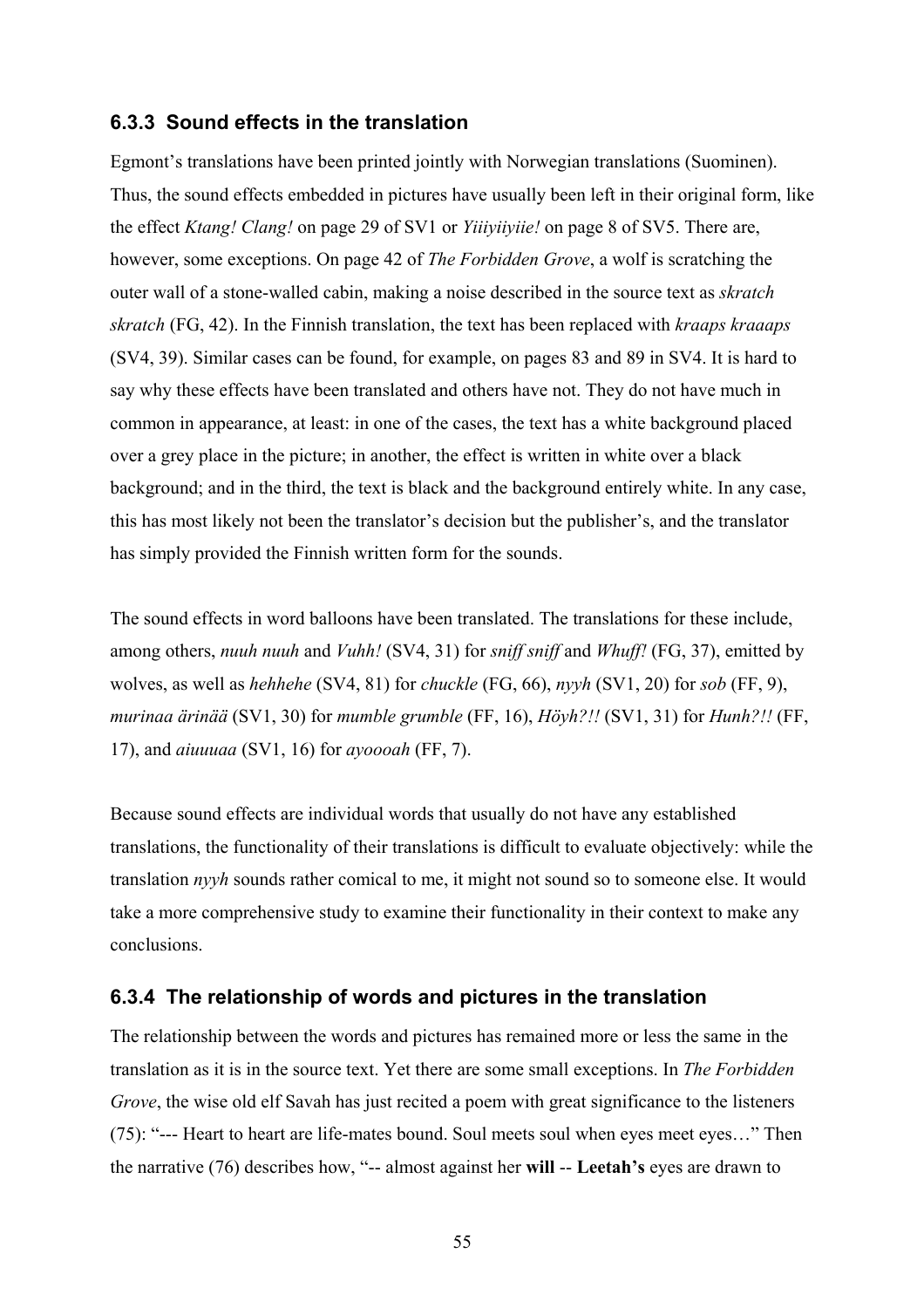### 6.3.3 Sound effects in the translation

Egmont's translations have been printed jointly with Norwegian translations (Suominen). Thus, the sound effects embedded in pictures have usually been left in their original form, like the effect *Ktang! Clang!* on page 29 of SV1 or *Yiiiyiiyiie!* on page 8 of SV5. There are, however, some exceptions. On page 42 of *The Forbidden Grove*, a wolf is scratching the outer wall of a stone-walled cabin, making a noise described in the source text as *skratch skratch* (FG, 42). In the Finnish translation, the text has been replaced with *kraaps kraaaps* (SV4, 39). Similar cases can be found, for example, on pages 83 and 89 in SV4. It is hard to say why these effects have been translated and others have not. They do not have much in common in appearance, at least: in one of the cases, the text has a white background placed over a grey place in the picture; in another, the effect is written in white over a black background; and in the third, the text is black and the background entirely white. In any case, this has most likely not been the translator's decision but the publisher's, and the translator has simply provided the Finnish written form for the sounds.

The sound effects in word balloons have been translated. The translations for these include, among others, *nuuh nuuh* and *Vuhh!* (SV4, 31) for *sniff sniff* and *Whuff!* (FG, 37), emitted by wolves, as well as *hehhehe* (SV4, 81) for *chuckle* (FG, 66), *nyyh* (SV1, 20) for *sob* (FF, 9), *murinaa ärinää* (SV1, 30) for *mumble grumble* (FF, 16), *Höyh?!!* (SV1, 31) for *Hunh?!!* (FF, 17), and *aiuuuaa* (SV1, 16) for *ayoooah* (FF, 7).

Because sound effects are individual words that usually do not have any established translations, the functionality of their translations is difficult to evaluate objectively: while the translation *nyyh* sounds rather comical to me, it might not sound so to someone else. It would take a more comprehensive study to examine their functionality in their context to make any conclusions.

### 6.3.4 The relationship of words and pictures in the translation

The relationship between the words and pictures has remained more or less the same in the translation as it is in the source text. Yet there are some small exceptions. In *The Forbidden Grove*, the wise old elf Savah has just recited a poem with great significance to the listeners (75): "--- Heart to heart are life-mates bound. Soul meets soul when eyes meet eyes…" Then the narrative (76) describes how, "-- almost against her **will** -- **Leetah's** eyes are drawn to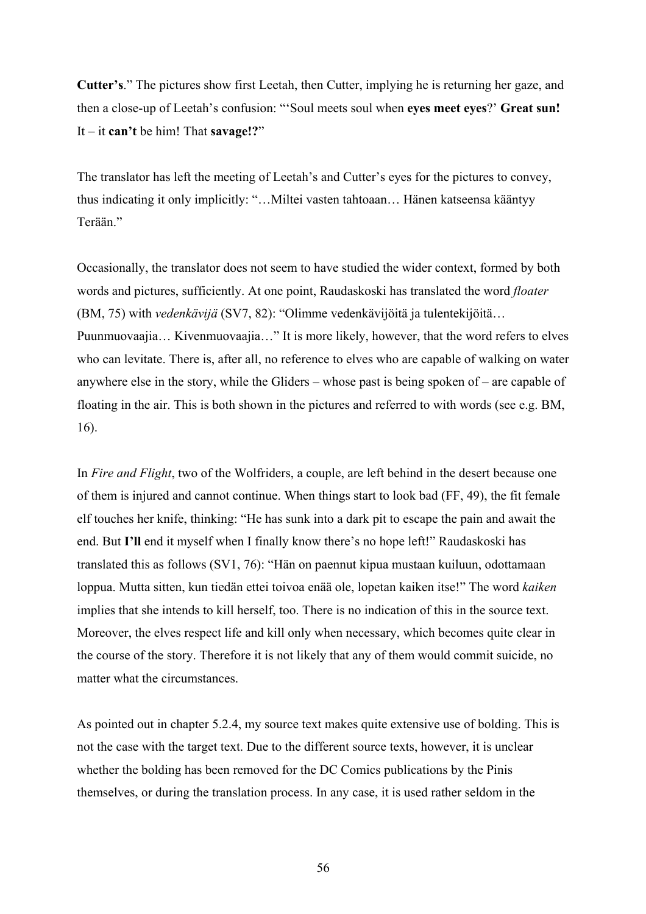**Cutter's**." The pictures show first Leetah, then Cutter, implying he is returning her gaze, and then a close-up of Leetah's confusion: "'Soul meets soul when **eyes meet eyes**?' **Great sun!** It – it **can't** be him! That **savage!?**"

The translator has left the meeting of Leetah's and Cutter's eyes for the pictures to convey, thus indicating it only implicitly: "…Miltei vasten tahtoaan… Hänen katseensa kääntyy Terään."

Occasionally, the translator does not seem to have studied the wider context, formed by both words and pictures, sufficiently. At one point, Raudaskoski has translated the word *floater* (BM, 75) with *vedenkävijä* (SV7, 82): "Olimme vedenkävijöitä ja tulentekijöitä… Puunmuovaajia… Kivenmuovaajia…" It is more likely, however, that the word refers to elves who can levitate. There is, after all, no reference to elves who are capable of walking on water anywhere else in the story, while the Gliders – whose past is being spoken of – are capable of floating in the air. This is both shown in the pictures and referred to with words (see e.g. BM, 16).

In *Fire and Flight*, two of the Wolfriders, a couple, are left behind in the desert because one of them is injured and cannot continue. When things start to look bad (FF, 49), the fit female elf touches her knife, thinking: "He has sunk into a dark pit to escape the pain and await the end. But **I'll** end it myself when I finally know there's no hope left!" Raudaskoski has translated this as follows (SV1, 76): "Hän on paennut kipua mustaan kuiluun, odottamaan loppua. Mutta sitten, kun tiedän ettei toivoa enää ole, lopetan kaiken itse!" The word *kaiken* implies that she intends to kill herself, too. There is no indication of this in the source text. Moreover, the elves respect life and kill only when necessary, which becomes quite clear in the course of the story. Therefore it is not likely that any of them would commit suicide, no matter what the circumstances.

As pointed out in chapter 5.2.4, my source text makes quite extensive use of bolding. This is not the case with the target text. Due to the different source texts, however, it is unclear whether the bolding has been removed for the DC Comics publications by the Pinis themselves, or during the translation process. In any case, it is used rather seldom in the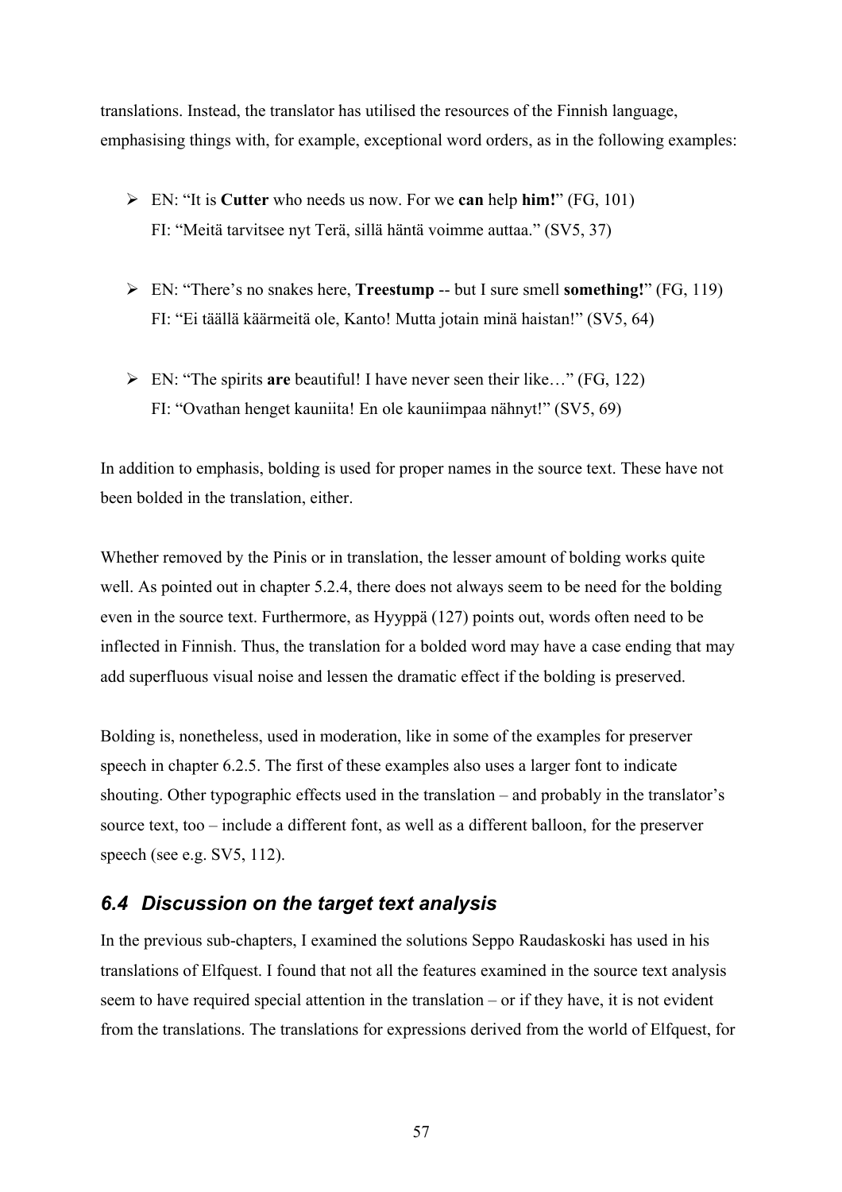translations. Instead, the translator has utilised the resources of the Finnish language, emphasising things with, for example, exceptional word orders, as in the following examples:

- EN: "It is **Cutter** who needs us now. For we **can** help **him!**" (FG, 101)
  FI: "Meitä tarvitsee nyt Terä, sillä häntä voimme auttaa." (SV5, 37)

- EN: "There's no snakes here, **Treestump** -- but I sure smell **something!**" (FG, 119)
  FI: "Ei täällä käärmeitä ole, Kanto! Mutta jotain minä haistan!" (SV5, 64)

- EN: "The spirits **are** beautiful! I have never seen their like…" (FG, 122)
  FI: "Ovathan henget kauniita! En ole kauniimpaa nähnyt!" (SV5, 69)

In addition to emphasis, bolding is used for proper names in the source text. These have not been bolded in the translation, either.

Whether removed by the Pinis or in translation, the lesser amount of bolding works quite well. As pointed out in chapter 5.2.4, there does not always seem to be need for the bolding even in the source text. Furthermore, as Hyyppä (127) points out, words often need to be inflected in Finnish. Thus, the translation for a bolded word may have a case ending that may add superfluous visual noise and lessen the dramatic effect if the bolding is preserved.

Bolding is, nonetheless, used in moderation, like in some of the examples for preserver speech in chapter 6.2.5. The first of these examples also uses a larger font to indicate shouting. Other typographic effects used in the translation – and probably in the translator's source text, too – include a different font, as well as a different balloon, for the preserver speech (see e.g. SV5, 112).

## *6.4 Discussion on the target text analysis*

In the previous sub-chapters, I examined the solutions Seppo Raudaskoski has used in his translations of Elfquest. I found that not all the features examined in the source text analysis seem to have required special attention in the translation – or if they have, it is not evident from the translations. The translations for expressions derived from the world of Elfquest, for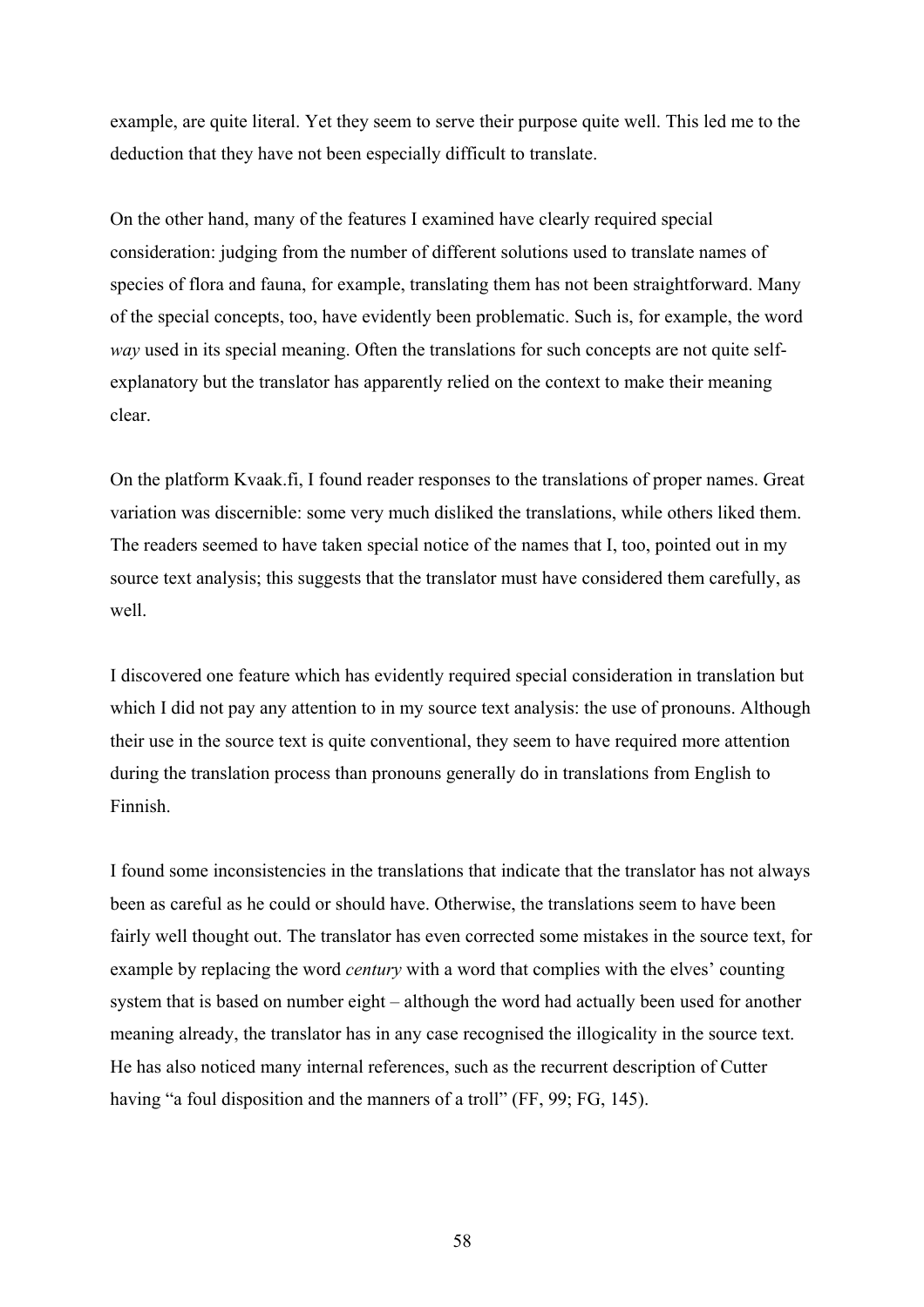example, are quite literal. Yet they seem to serve their purpose quite well. This led me to the deduction that they have not been especially difficult to translate.

On the other hand, many of the features I examined have clearly required special consideration: judging from the number of different solutions used to translate names of species of flora and fauna, for example, translating them has not been straightforward. Many of the special concepts, too, have evidently been problematic. Such is, for example, the word *way* used in its special meaning. Often the translations for such concepts are not quite self-explanatory but the translator has apparently relied on the context to make their meaning clear.

On the platform Kvaak.fi, I found reader responses to the translations of proper names. Great variation was discernible: some very much disliked the translations, while others liked them. The readers seemed to have taken special notice of the names that I, too, pointed out in my source text analysis; this suggests that the translator must have considered them carefully, as well.

I discovered one feature which has evidently required special consideration in translation but which I did not pay any attention to in my source text analysis: the use of pronouns. Although their use in the source text is quite conventional, they seem to have required more attention during the translation process than pronouns generally do in translations from English to Finnish.

I found some inconsistencies in the translations that indicate that the translator has not always been as careful as he could or should have. Otherwise, the translations seem to have been fairly well thought out. The translator has even corrected some mistakes in the source text, for example by replacing the word *century* with a word that complies with the elves' counting system that is based on number eight – although the word had actually been used for another meaning already, the translator has in any case recognised the illogicality in the source text. He has also noticed many internal references, such as the recurrent description of Cutter having "a foul disposition and the manners of a troll" (FF, 99; FG, 145).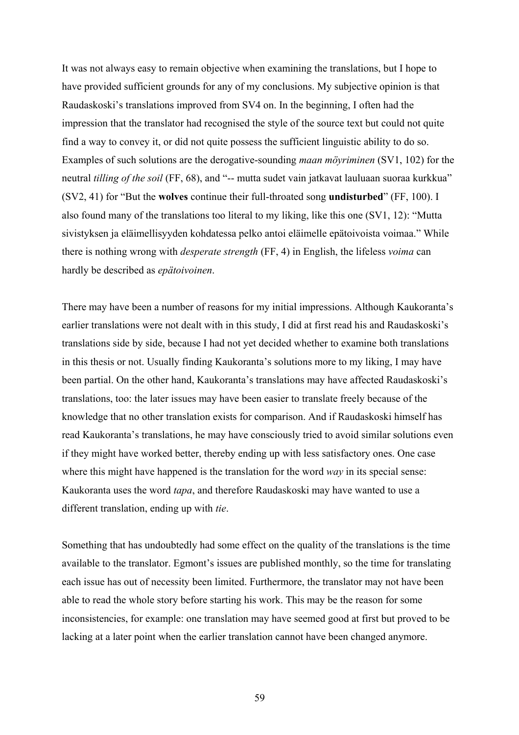It was not always easy to remain objective when examining the translations, but I hope to have provided sufficient grounds for any of my conclusions. My subjective opinion is that Raudaskoski's translations improved from SV4 on. In the beginning, I often had the impression that the translator had recognised the style of the source text but could not quite find a way to convey it, or did not quite possess the sufficient linguistic ability to do so. Examples of such solutions are the derogative-sounding *maan möyriminen* (SV1, 102) for the neutral *tilling of the soil* (FF, 68), and "-- mutta sudet vain jatkavat lauluaan suoraa kurkkua" (SV2, 41) for "But the **wolves** continue their full-throated song **undisturbed**" (FF, 100). I also found many of the translations too literal to my liking, like this one (SV1, 12): "Mutta sivistyksen ja eläimellisyyden kohdatessa pelko antoi eläimelle epätoivoista voimaa." While there is nothing wrong with *desperate strength* (FF, 4) in English, the lifeless *voima* can hardly be described as *epätoivoinen*.

There may have been a number of reasons for my initial impressions. Although Kaukoranta's earlier translations were not dealt with in this study, I did at first read his and Raudaskoski's translations side by side, because I had not yet decided whether to examine both translations in this thesis or not. Usually finding Kaukoranta's solutions more to my liking, I may have been partial. On the other hand, Kaukoranta's translations may have affected Raudaskoski's translations, too: the later issues may have been easier to translate freely because of the knowledge that no other translation exists for comparison. And if Raudaskoski himself has read Kaukoranta's translations, he may have consciously tried to avoid similar solutions even if they might have worked better, thereby ending up with less satisfactory ones. One case where this might have happened is the translation for the word *way* in its special sense: Kaukoranta uses the word *tapa*, and therefore Raudaskoski may have wanted to use a different translation, ending up with *tie*.

Something that has undoubtedly had some effect on the quality of the translations is the time available to the translator. Egmont's issues are published monthly, so the time for translating each issue has out of necessity been limited. Furthermore, the translator may not have been able to read the whole story before starting his work. This may be the reason for some inconsistencies, for example: one translation may have seemed good at first but proved to be lacking at a later point when the earlier translation cannot have been changed anymore.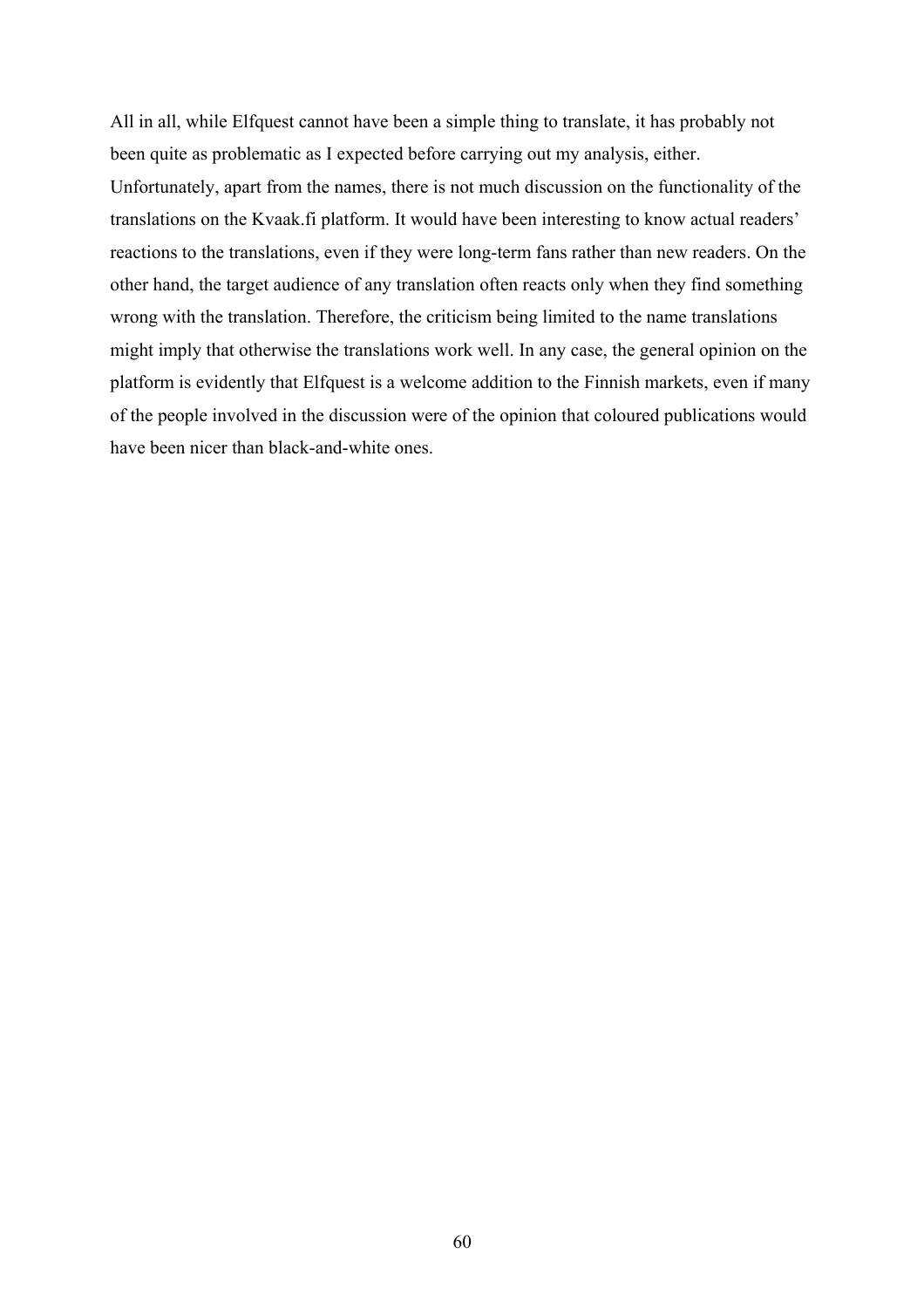All in all, while Elfquest cannot have been a simple thing to translate, it has probably not been quite as problematic as I expected before carrying out my analysis, either. Unfortunately, apart from the names, there is not much discussion on the functionality of the translations on the Kvaak.fi platform. It would have been interesting to know actual readers' reactions to the translations, even if they were long-term fans rather than new readers. On the other hand, the target audience of any translation often reacts only when they find something wrong with the translation. Therefore, the criticism being limited to the name translations might imply that otherwise the translations work well. In any case, the general opinion on the platform is evidently that Elfquest is a welcome addition to the Finnish markets, even if many of the people involved in the discussion were of the opinion that coloured publications would have been nicer than black-and-white ones.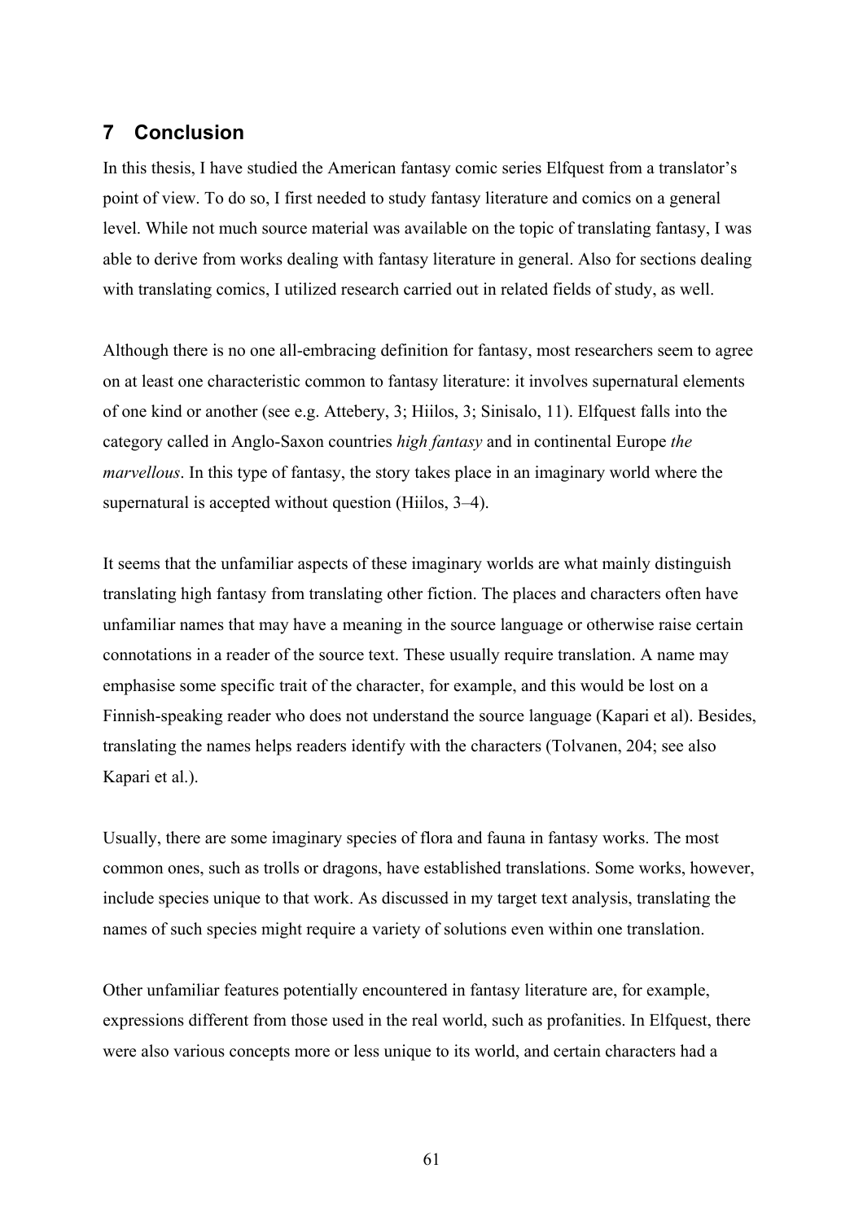# 7 Conclusion

In this thesis, I have studied the American fantasy comic series Elfquest from a translator's point of view. To do so, I first needed to study fantasy literature and comics on a general level. While not much source material was available on the topic of translating fantasy, I was able to derive from works dealing with fantasy literature in general. Also for sections dealing with translating comics, I utilized research carried out in related fields of study, as well.

Although there is no one all-embracing definition for fantasy, most researchers seem to agree on at least one characteristic common to fantasy literature: it involves supernatural elements of one kind or another (see e.g. Attebery, 3; Hiilos, 3; Sinisalo, 11). Elfquest falls into the category called in Anglo-Saxon countries *high fantasy* and in continental Europe *the marvellous*. In this type of fantasy, the story takes place in an imaginary world where the supernatural is accepted without question (Hiilos, 3–4).

It seems that the unfamiliar aspects of these imaginary worlds are what mainly distinguish translating high fantasy from translating other fiction. The places and characters often have unfamiliar names that may have a meaning in the source language or otherwise raise certain connotations in a reader of the source text. These usually require translation. A name may emphasise some specific trait of the character, for example, and this would be lost on a Finnish-speaking reader who does not understand the source language (Kapari et al). Besides, translating the names helps readers identify with the characters (Tolvanen, 204; see also Kapari et al.).

Usually, there are some imaginary species of flora and fauna in fantasy works. The most common ones, such as trolls or dragons, have established translations. Some works, however, include species unique to that work. As discussed in my target text analysis, translating the names of such species might require a variety of solutions even within one translation.

Other unfamiliar features potentially encountered in fantasy literature are, for example, expressions different from those used in the real world, such as profanities. In Elfquest, there were also various concepts more or less unique to its world, and certain characters had a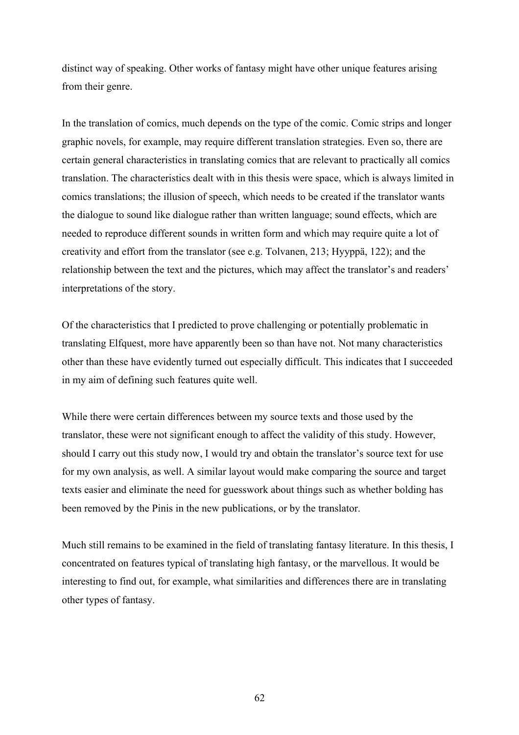distinct way of speaking. Other works of fantasy might have other unique features arising from their genre.

In the translation of comics, much depends on the type of the comic. Comic strips and longer graphic novels, for example, may require different translation strategies. Even so, there are certain general characteristics in translating comics that are relevant to practically all comics translation. The characteristics dealt with in this thesis were space, which is always limited in comics translations; the illusion of speech, which needs to be created if the translator wants the dialogue to sound like dialogue rather than written language; sound effects, which are needed to reproduce different sounds in written form and which may require quite a lot of creativity and effort from the translator (see e.g. Tolvanen, 213; Hyyppä, 122); and the relationship between the text and the pictures, which may affect the translator's and readers' interpretations of the story.

Of the characteristics that I predicted to prove challenging or potentially problematic in translating Elfquest, more have apparently been so than have not. Not many characteristics other than these have evidently turned out especially difficult. This indicates that I succeeded in my aim of defining such features quite well.

While there were certain differences between my source texts and those used by the translator, these were not significant enough to affect the validity of this study. However, should I carry out this study now, I would try and obtain the translator's source text for use for my own analysis, as well. A similar layout would make comparing the source and target texts easier and eliminate the need for guesswork about things such as whether bolding has been removed by the Pinis in the new publications, or by the translator.

Much still remains to be examined in the field of translating fantasy literature. In this thesis, I concentrated on features typical of translating high fantasy, or the marvellous. It would be interesting to find out, for example, what similarities and differences there are in translating other types of fantasy.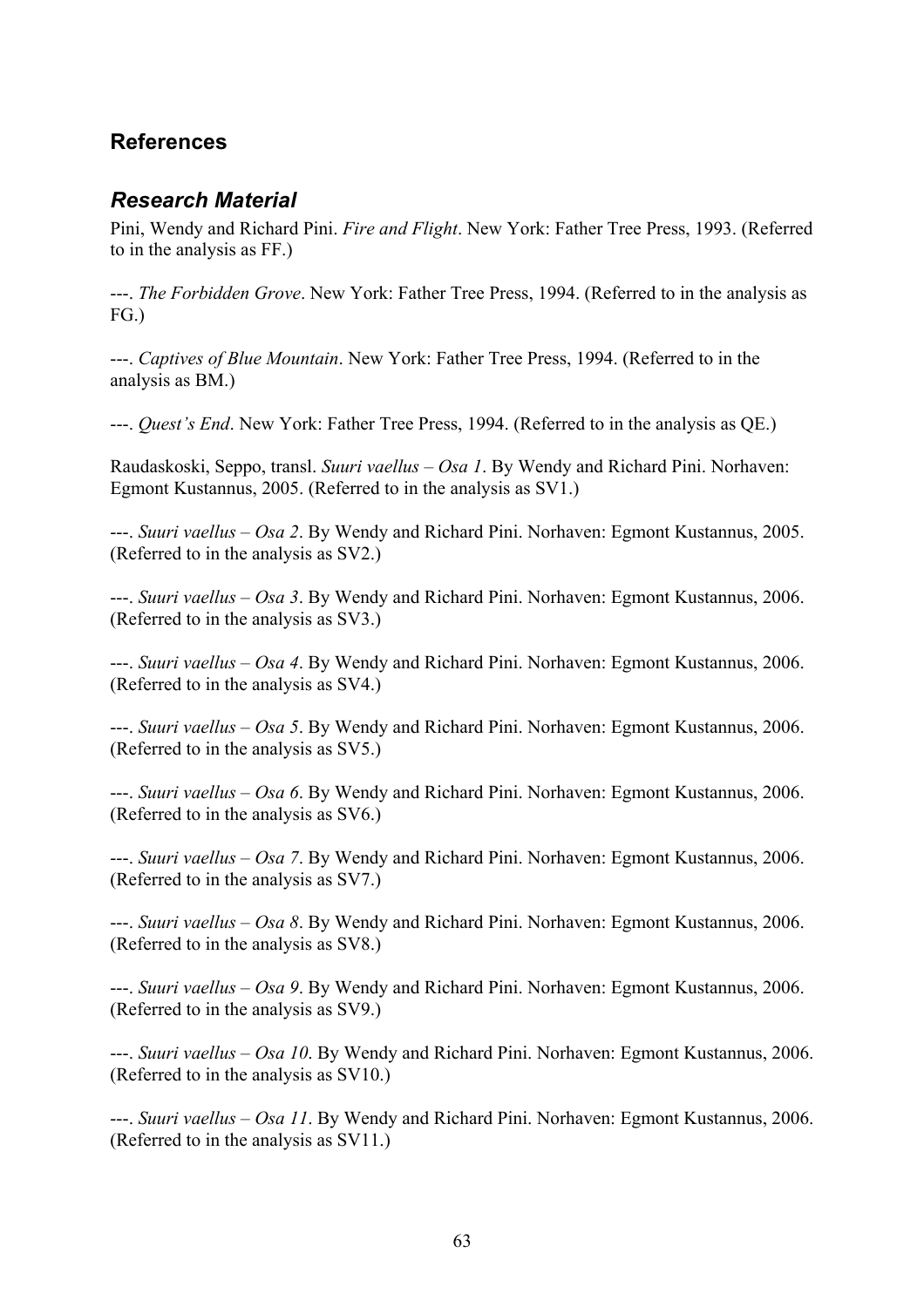## References

### *Research Material*

Pini, Wendy and Richard Pini. *Fire and Flight*. New York: Father Tree Press, 1993. (Referred to in the analysis as FF.)

---. *The Forbidden Grove*. New York: Father Tree Press, 1994. (Referred to in the analysis as FG.)

---. *Captives of Blue Mountain*. New York: Father Tree Press, 1994. (Referred to in the analysis as BM.)

---. *Quest's End*. New York: Father Tree Press, 1994. (Referred to in the analysis as QE.)

Raudaskoski, Seppo, transl. *Suuri vaellus – Osa 1*. By Wendy and Richard Pini. Norhaven: Egmont Kustannus, 2005. (Referred to in the analysis as SV1.)

---. *Suuri vaellus – Osa 2*. By Wendy and Richard Pini. Norhaven: Egmont Kustannus, 2005. (Referred to in the analysis as SV2.)

---. *Suuri vaellus – Osa 3*. By Wendy and Richard Pini. Norhaven: Egmont Kustannus, 2006. (Referred to in the analysis as SV3.)

---. *Suuri vaellus – Osa 4*. By Wendy and Richard Pini. Norhaven: Egmont Kustannus, 2006. (Referred to in the analysis as SV4.)

---. *Suuri vaellus – Osa 5*. By Wendy and Richard Pini. Norhaven: Egmont Kustannus, 2006. (Referred to in the analysis as SV5.)

---. *Suuri vaellus – Osa 6*. By Wendy and Richard Pini. Norhaven: Egmont Kustannus, 2006. (Referred to in the analysis as SV6.)

---. *Suuri vaellus – Osa 7*. By Wendy and Richard Pini. Norhaven: Egmont Kustannus, 2006. (Referred to in the analysis as SV7.)

---. *Suuri vaellus – Osa 8*. By Wendy and Richard Pini. Norhaven: Egmont Kustannus, 2006. (Referred to in the analysis as SV8.)

---. *Suuri vaellus – Osa 9*. By Wendy and Richard Pini. Norhaven: Egmont Kustannus, 2006. (Referred to in the analysis as SV9.)

---. *Suuri vaellus – Osa 10*. By Wendy and Richard Pini. Norhaven: Egmont Kustannus, 2006. (Referred to in the analysis as SV10.)

---. *Suuri vaellus – Osa 11*. By Wendy and Richard Pini. Norhaven: Egmont Kustannus, 2006. (Referred to in the analysis as SV11.)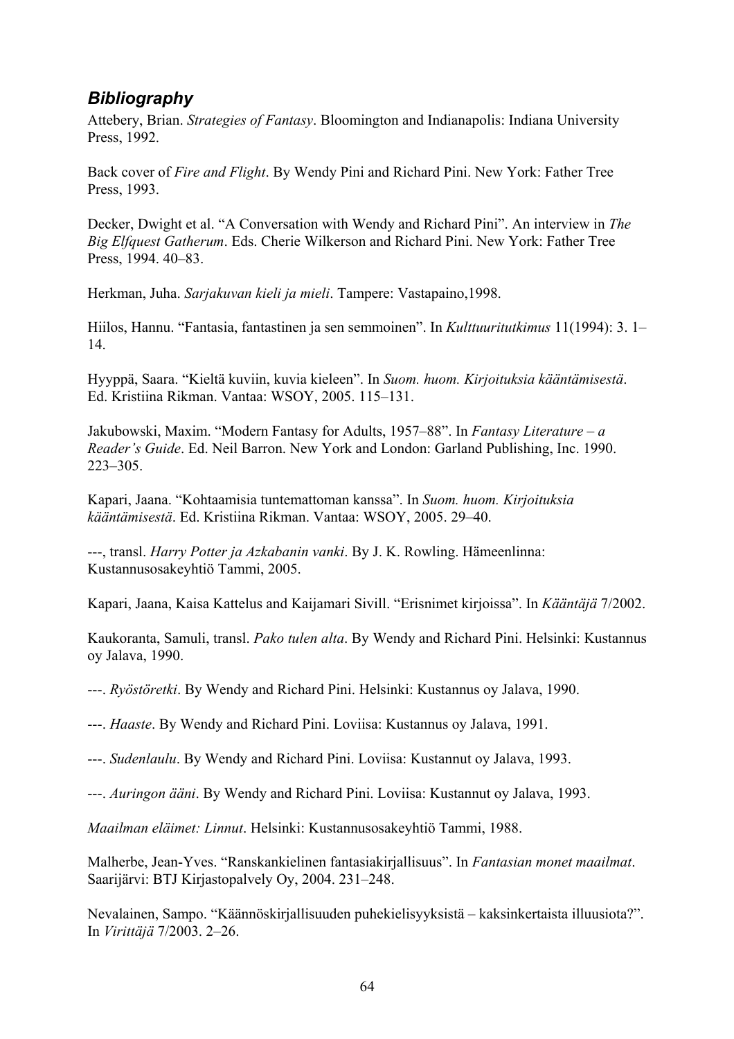## *Bibliography*

Attebery, Brian. *Strategies of Fantasy*. Bloomington and Indianapolis: Indiana University Press, 1992.

Back cover of *Fire and Flight*. By Wendy Pini and Richard Pini. New York: Father Tree Press, 1993.

Decker, Dwight et al. “A Conversation with Wendy and Richard Pini”. An interview in *The Big Elfquest Gatherum*. Eds. Cherie Wilkerson and Richard Pini. New York: Father Tree Press, 1994. 40–83.

Herkman, Juha. *Sarjakuvan kieli ja mieli*. Tampere: Vastapaino,1998.

Hiilos, Hannu. “Fantasia, fantastinen ja sen semmoinen”. In *Kulttuuritutkimus* 11(1994): 3. 1–14.

Hyyppä, Saara. “Kieltä kuviin, kuvia kieleen”. In *Suom. huom. Kirjoituksia kääntämisestä*. Ed. Kristiina Rikman. Vantaa: WSOY, 2005. 115–131.

Jakubowski, Maxim. “Modern Fantasy for Adults, 1957–88”. In *Fantasy Literature – a Reader’s Guide*. Ed. Neil Barron. New York and London: Garland Publishing, Inc. 1990. 223–305.

Kapari, Jaana. “Kohtaamisia tuntemattoman kanssa”. In *Suom. huom. Kirjoituksia kääntämisestä*. Ed. Kristiina Rikman. Vantaa: WSOY, 2005. 29–40.

---, transl. *Harry Potter ja Azkabanin vanki*. By J. K. Rowling. Hämeenlinna: Kustannusosakeyhtiö Tammi, 2005.

Kapari, Jaana, Kaisa Kattelus and Kaijamari Sivill. “Erisnimet kirjoissa”. In *Kääntäjä* 7/2002.

Kaukoranta, Samuli, transl. *Pako tulen alta*. By Wendy and Richard Pini. Helsinki: Kustannus oy Jalava, 1990.

---. *Ryöstöretki*. By Wendy and Richard Pini. Helsinki: Kustannus oy Jalava, 1990.

---. *Haaste*. By Wendy and Richard Pini. Loviisa: Kustannus oy Jalava, 1991.

---. *Sudenlaulu*. By Wendy and Richard Pini. Loviisa: Kustannut oy Jalava, 1993.

---. *Auringon ääni*. By Wendy and Richard Pini. Loviisa: Kustannut oy Jalava, 1993.

*Maailman eläimet: Linnut*. Helsinki: Kustannusosakeyhtiö Tammi, 1988.

Malherbe, Jean-Yves. “Ranskankielinen fantasiakirjallisuus”. In *Fantasian monet maailmat*. Saarijärvi: BTJ Kirjastopalvely Oy, 2004. 231–248.

Nevalainen, Sampo. “Käännöskirjallisuuden puhekielisyyksistä – kaksinkertaista illuusiota?”. In *Virittäjä* 7/2003. 2–26.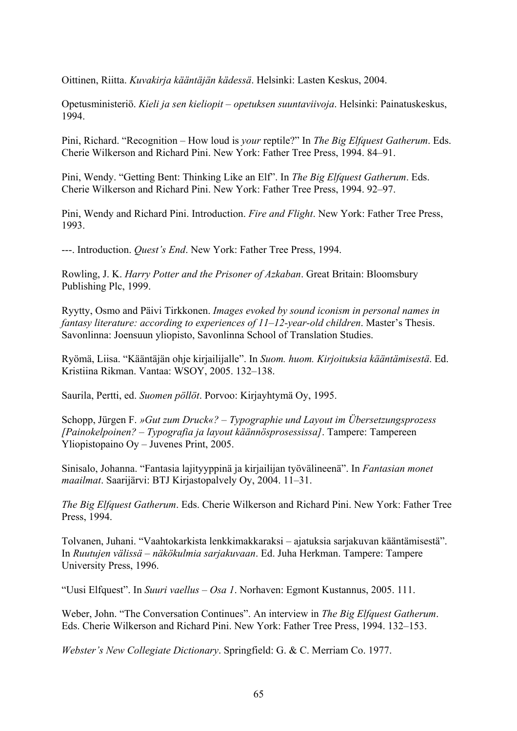Oittinen, Riitta. *Kuvakirja kääntäjän kädessä*. Helsinki: Lasten Keskus, 2004.

Opetusministeriö. *Kieli ja sen kieliopit – opetuksen suuntaviivoja*. Helsinki: Painatuskeskus, 1994.

Pini, Richard. "Recognition – How loud is *your* reptile?" In *The Big Elfquest Gatherum*. Eds. Cherie Wilkerson and Richard Pini. New York: Father Tree Press, 1994. 84–91.

Pini, Wendy. "Getting Bent: Thinking Like an Elf". In *The Big Elfquest Gatherum*. Eds. Cherie Wilkerson and Richard Pini. New York: Father Tree Press, 1994. 92–97.

Pini, Wendy and Richard Pini. Introduction. *Fire and Flight*. New York: Father Tree Press, 1993.

---. Introduction. *Quest's End*. New York: Father Tree Press, 1994.

Rowling, J. K. *Harry Potter and the Prisoner of Azkaban*. Great Britain: Bloomsbury Publishing Plc, 1999.

Ryytty, Osmo and Päivi Tirkkonen. *Images evoked by sound iconism in personal names in fantasy literature: according to experiences of 11–12-year-old children*. Master's Thesis. Savonlinna: Joensuun yliopisto, Savonlinna School of Translation Studies.

Ryömä, Liisa. "Kääntäjän ohje kirjailijalle". In *Suom. huom. Kirjoituksia kääntämisestä*. Ed. Kristiina Rikman. Vantaa: WSOY, 2005. 132–138.

Saurila, Pertti, ed. *Suomen pöllöt*. Porvoo: Kirjayhtymä Oy, 1995.

Schopp, Jürgen F. *»Gut zum Druck«? – Typographie und Layout im Übersetzungsprozess [Painokelpoinen? – Typografia ja layout käännösprosessissa]*. Tampere: Tampereen Yliopistopaino Oy – Juvenes Print, 2005.

Sinisalo, Johanna. "Fantasia lajityyppinä ja kirjailijan työvälineenä". In *Fantasian monet maailmat*. Saarijärvi: BTJ Kirjastopalvely Oy, 2004. 11–31.

*The Big Elfquest Gatherum*. Eds. Cherie Wilkerson and Richard Pini. New York: Father Tree Press, 1994.

Tolvanen, Juhani. "Vaahtokarkista lenkkimakkaraksi – ajatuksia sarjakuvan kääntämisestä". In *Ruutujen välissä – näkökulmia sarjakuvaan*. Ed. Juha Herkman. Tampere: Tampere University Press, 1996.

"Uusi Elfquest". In *Suuri vaellus – Osa 1*. Norhaven: Egmont Kustannus, 2005. 111.

Weber, John. "The Conversation Continues". An interview in *The Big Elfquest Gatherum*. Eds. Cherie Wilkerson and Richard Pini. New York: Father Tree Press, 1994. 132–153.

*Webster's New Collegiate Dictionary*. Springfield: G. & C. Merriam Co. 1977.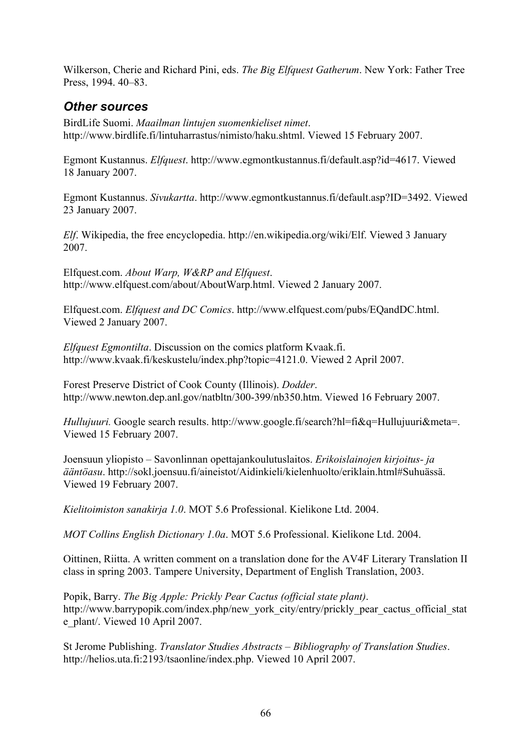Wilkerson, Cherie and Richard Pini, eds. *The Big Elfquest Gatherum*. New York: Father Tree Press, 1994. 40–83.

### *Other sources*

BirdLife Suomi. *Maailman lintujen suomenkieliset nimet*. http://www.birdlife.fi/lintuharrastus/nimisto/haku.shtml. Viewed 15 February 2007.

Egmont Kustannus. *Elfquest*. http://www.egmontkustannus.fi/default.asp?id=4617. Viewed 18 January 2007.

Egmont Kustannus. *Sivukartta*. http://www.egmontkustannus.fi/default.asp?ID=3492. Viewed 23 January 2007.

*Elf*. Wikipedia, the free encyclopedia. http://en.wikipedia.org/wiki/Elf. Viewed 3 January 2007.

Elfquest.com. *About Warp, W&RP and Elfquest*. http://www.elfquest.com/about/AboutWarp.html. Viewed 2 January 2007.

Elfquest.com. *Elfquest and DC Comics*. http://www.elfquest.com/pubs/EQandDC.html. Viewed 2 January 2007.

*Elfquest Egmontilta*. Discussion on the comics platform Kvaak.fi. http://www.kvaak.fi/keskustelu/index.php?topic=4121.0. Viewed 2 April 2007.

Forest Preserve District of Cook County (Illinois). *Dodder*. http://www.newton.dep.anl.gov/natbltn/300-399/nb350.htm. Viewed 16 February 2007.

*Hullujuuri.* Google search results. http://www.google.fi/search?hl=fi&q=Hullujuuri&meta=. Viewed 15 February 2007.

Joensuun yliopisto – Savonlinnan opettajankoulutuslaitos. *Erikoislainojen kirjoitus- ja ääntöasu*. http://sokl.joensuu.fi/aineistot/Aidinkieli/kielenhuolto/eriklain.html#Suhuässä. Viewed 19 February 2007.

*Kielitoimiston sanakirja 1.0*. MOT 5.6 Professional. Kielikone Ltd. 2004.

*MOT Collins English Dictionary 1.0a*. MOT 5.6 Professional. Kielikone Ltd. 2004.

Oittinen, Riitta. A written comment on a translation done for the AV4F Literary Translation II class in spring 2003. Tampere University, Department of English Translation, 2003.

Popik, Barry. *The Big Apple: Prickly Pear Cactus (official state plant)*. http://www.barrypopik.com/index.php/new_york_city/entry/prickly_pear_cactus_official_state_plant/. Viewed 10 April 2007.

St Jerome Publishing. *Translator Studies Abstracts – Bibliography of Translation Studies*. http://helios.uta.fi:2193/tsaonline/index.php. Viewed 10 April 2007.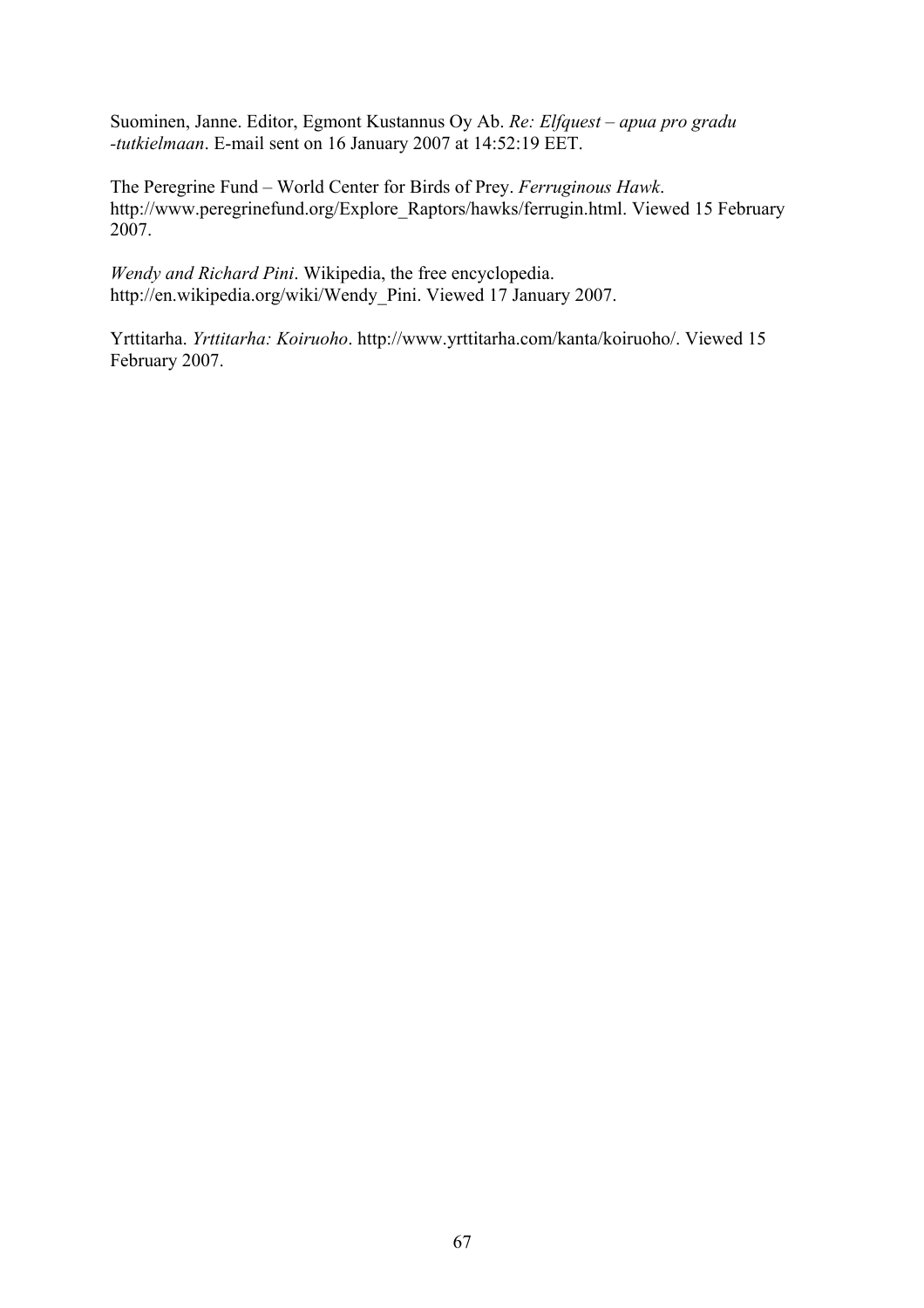Suominen, Janne. Editor, Egmont Kustannus Oy Ab. *Re: Elfquest – apua pro gradu -tutkielmaan*. E-mail sent on 16 January 2007 at 14:52:19 EET.

The Peregrine Fund – World Center for Birds of Prey. *Ferruginous Hawk*. http://www.peregrinefund.org/Explore_Raptors/hawks/ferrugin.html. Viewed 15 February 2007.

*Wendy and Richard Pini*. Wikipedia, the free encyclopedia. http://en.wikipedia.org/wiki/Wendy_Pini. Viewed 17 January 2007.

Yrttitarha. *Yrttitarha: Koiruoho*. http://www.yrttitarha.com/kanta/koiruoho/. Viewed 15 February 2007.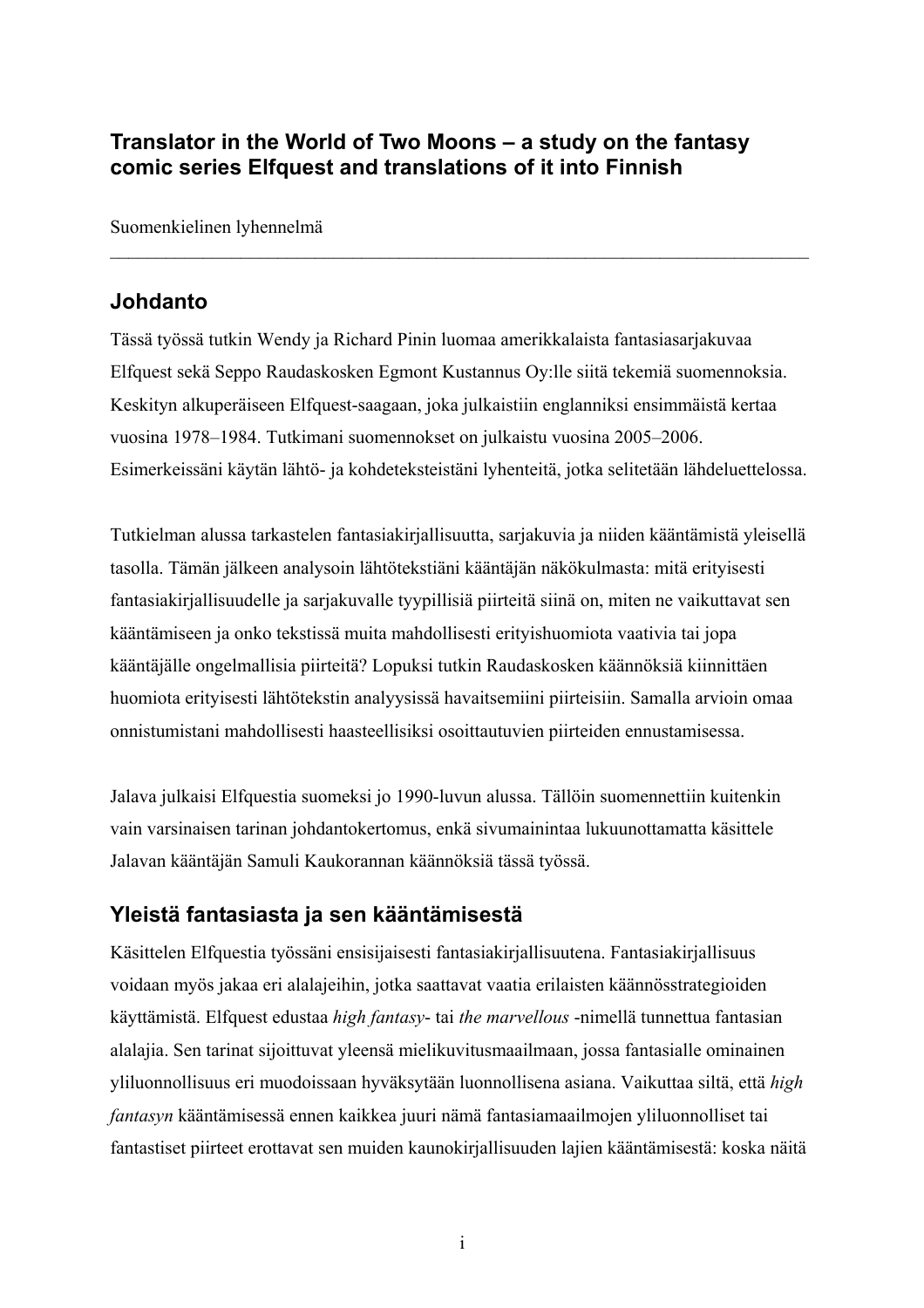**Translator in the World of Two Moons – a study on the fantasy comic series Elfquest and translations of it into Finnish**

Suomenkielinen lyhennelmä

---

## Johdanto

Tässä työssä tutkin Wendy ja Richard Pinin luomaa amerikkalaista fantasiasarjakuvaa Elfquest sekä Seppo Raudaskosken Egmont Kustannus Oy:lle siitä tekemiä suomennoksia. Keskityn alkuperäiseen Elfquest-saagaan, joka julkaistiin englanniksi ensimmäistä kertaa vuosina 1978–1984. Tutkimani suomennokset on julkaistu vuosina 2005–2006. Esimerkeissäni käytän lähtö- ja kohdeteksteistäni lyhenteitä, jotka selitetään lähdeluettelossa.

Tutkielman alussa tarkastelen fantasiakirjallisuutta, sarjakuvia ja niiden kääntämistä yleisellä tasolla. Tämän jälkeen analysoin lähtötekstiäni kääntäjän näkökulmasta: mitä erityisesti fantasiakirjallisuudelle ja sarjakuvalle tyypillisiä piirteitä siinä on, miten ne vaikuttavat sen kääntämiseen ja onko tekstissä muita mahdollisesti erityishuomiota vaativia tai jopa kääntäjälle ongelmallisia piirteitä? Lopuksi tutkin Raudaskosken käännöksiä kiinnittäen huomiota erityisesti lähtötekstin analyysissä havaitsemiini piirteisiin. Samalla arvioin omaa onnistumistani mahdollisesti haasteellisiksi osoittautuvien piirteiden ennustamisessa.

Jalava julkaisi Elfquestia suomeksi jo 1990-luvun alussa. Tällöin suomennettiin kuitenkin vain varsinaisen tarinan johdantokertomus, enkä sivumainintaa lukuunottamatta käsittele Jalavan kääntäjän Samuli Kaukorannan käännöksiä tässä työssä.

## Yleistä fantasiasta ja sen kääntämisestä

Käsittelen Elfquestia työssäni ensisijaisesti fantasiakirjallisuutena. Fantasiakirjallisuus voidaan myös jakaa eri alalajeihin, jotka saattavat vaatia erilaisten käännösstrategioiden käyttämistä. Elfquest edustaa *high fantasy*- tai *the marvellous* -nimellä tunnettua fantasian alalajia. Sen tarinat sijoittuvat yleensä mielikuvitusmaailmaan, jossa fantasialle ominainen yliluonnollisuus eri muodoissaan hyväksytään luonnollisena asiana. Vaikuttaa siltä, että *high fantasyn* kääntämisessä ennen kaikkea juuri nämä fantasiamaailmojen yliluonnolliset tai fantastiset piirteet erottavat sen muiden kaunokirjallisuuden lajien kääntämisestä: koska näitä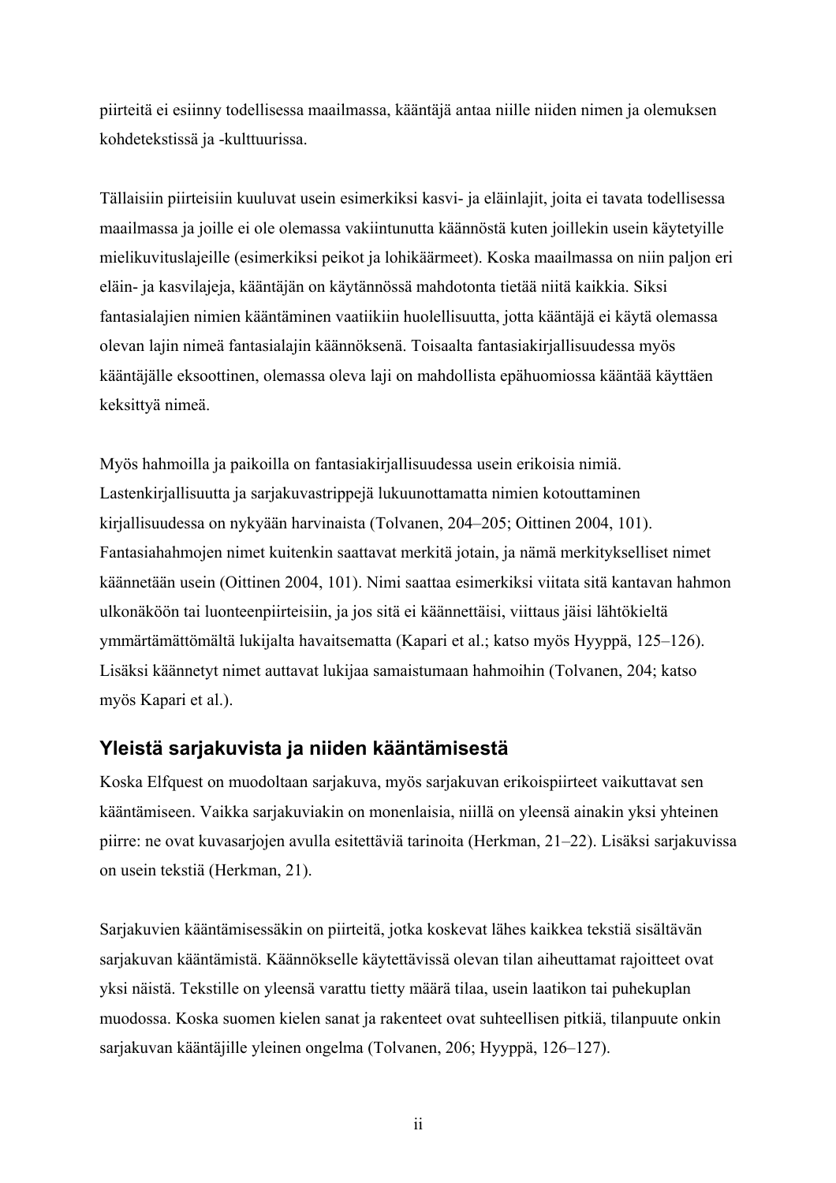piirteitä ei esiinny todellisessa maailmassa, kääntäjä antaa niille niiden nimen ja olemuksen kohdetekstissä ja -kulttuurissa.

Tällaisiin piirteisiin kuuluvat usein esimerkiksi kasvi- ja eläinlajit, joita ei tavata todellisessa maailmassa ja joille ei ole olemassa vakiintunutta käännöstä kuten joillekin usein käytetyille mielikuvituslajeille (esimerkiksi peikot ja lohikäärmeet). Koska maailmassa on niin paljon eri eläin- ja kasvilajeja, kääntäjän on käytännössä mahdotonta tietää niitä kaikkia. Siksi fantasialajien nimien kääntäminen vaatiikin huolellisuutta, jotta kääntäjä ei käytä olemassa olevan lajin nimeä fantasialajin käännöksenä. Toisaalta fantasiakirjallisuudessa myös kääntäjälle eksoottinen, olemassa oleva laji on mahdollista epähuomiossa kääntää käyttäen keksittyä nimeä.

Myös hahmoilla ja paikoilla on fantasiakirjallisuudessa usein erikoisia nimiä. Lastenkirjallisuutta ja sarjakuvastrippejä lukuunottamatta nimien kotouttaminen kirjallisuudessa on nykyään harvinaista (Tolvanen, 204–205; Oittinen 2004, 101). Fantasiahahmojen nimet kuitenkin saattavat merkitä jotain, ja nämä merkitykselliset nimet käännetään usein (Oittinen 2004, 101). Nimi saattaa esimerkiksi viitata sitä kantavan hahmon ulkonäköön tai luonteenpiirteisiin, ja jos sitä ei käännettäisi, viittaus jäisi lähtökieltä ymmärtämättömältä lukijalta havaitsematta (Kapari et al.; katso myös Hyyppä, 125–126). Lisäksi käännetyt nimet auttavat lukijaa samaistumaan hahmoihin (Tolvanen, 204; katso myös Kapari et al.).

## Yleistä sarjakuvista ja niiden kääntämisestä

Koska Elfquest on muodoltaan sarjakuva, myös sarjakuvan erikoispiirteet vaikuttavat sen kääntämiseen. Vaikka sarjakuviakin on monenlaisia, niillä on yleensä ainakin yksi yhteinen piirre: ne ovat kuvasarjojen avulla esitettäviä tarinoita (Herkman, 21–22). Lisäksi sarjakuvissa on usein tekstiä (Herkman, 21).

Sarjakuvien kääntämisessäkin on piirteitä, jotka koskevat lähes kaikkea tekstiä sisältävän sarjakuvan kääntämistä. Käännökselle käytettävissä olevan tilan aiheuttamat rajoitteet ovat yksi näistä. Tekstille on yleensä varattu tietty määrä tilaa, usein laatikon tai puhekuplan muodossa. Koska suomen kielen sanat ja rakenteet ovat suhteellisen pitkiä, tilanpuute onkin sarjakuvan kääntäjille yleinen ongelma (Tolvanen, 206; Hyyppä, 126–127).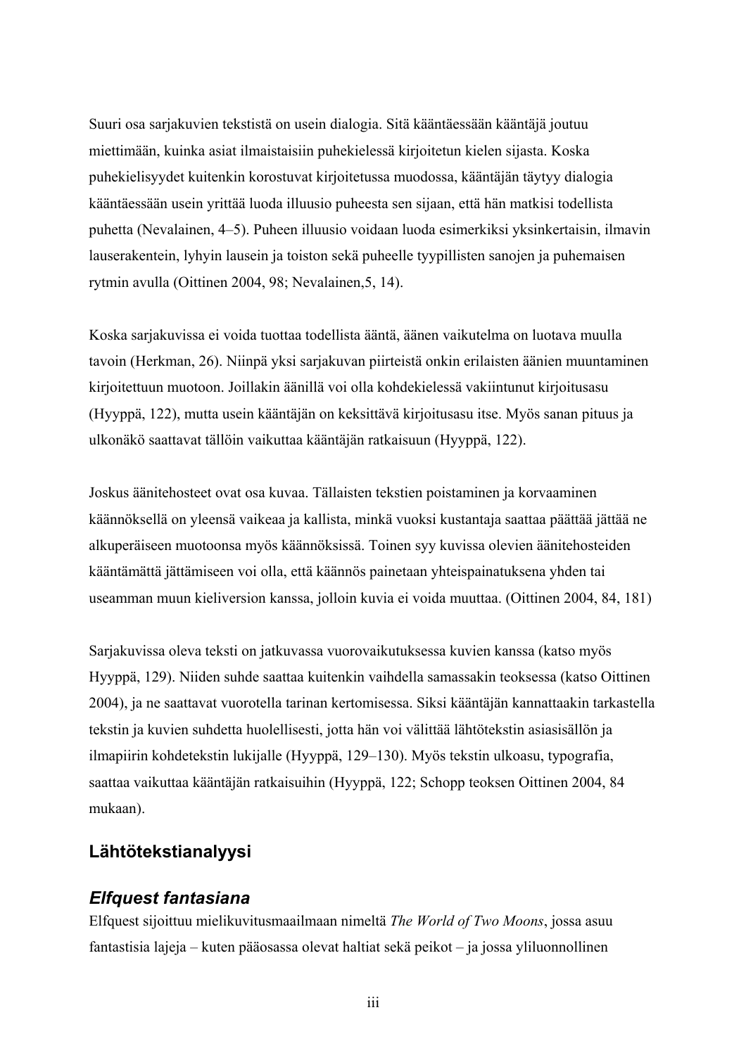Suuri osa sarjakuvien tekstistä on usein dialogia. Sitä kääntäessään kääntäjä joutuu miettimään, kuinka asiat ilmaistaisiin puhekielessä kirjoitetun kielen sijasta. Koska puhekielisyydet kuitenkin korostuvat kirjoitetussa muodossa, kääntäjän täytyy dialogia kääntäessään usein yrittää luoda illuusio puheesta sen sijaan, että hän matkisi todellista puhetta (Nevalainen, 4–5). Puheen illuusio voidaan luoda esimerkiksi yksinkertaisin, ilmavin lauserakentein, lyhyin lausein ja toiston sekä puheelle tyypillisten sanojen ja puhemaisen rytmin avulla (Oittinen 2004, 98; Nevalainen,5, 14).

Koska sarjakuvissa ei voida tuottaa todellista ääntä, äänen vaikutelma on luotava muulla tavoin (Herkman, 26). Niinpä yksi sarjakuvan piirteistä onkin erilaisten äänien muuntaminen kirjoitettuun muotoon. Joillakin äänillä voi olla kohdekielessä vakiintunut kirjoitusasu (Hyyppä, 122), mutta usein kääntäjän on keksittävä kirjoitusasu itse. Myös sanan pituus ja ulkonäkö saattavat tällöin vaikuttaa kääntäjän ratkaisuun (Hyyppä, 122).

Joskus äänitehosteet ovat osa kuvaa. Tällaisten tekstien poistaminen ja korvaaminen käännöksellä on yleensä vaikeaa ja kallista, minkä vuoksi kustantaja saattaa päättää jättää ne alkuperäiseen muotoonsa myös käännöksissä. Toinen syy kuvissa olevien äänitehosteiden kääntämättä jättämiseen voi olla, että käännös painetaan yhteispainatuksena yhden tai useamman muun kieliversion kanssa, jolloin kuvia ei voida muuttaa. (Oittinen 2004, 84, 181)

Sarjakuvissa oleva teksti on jatkuvassa vuorovaikutuksessa kuvien kanssa (katso myös Hyyppä, 129). Niiden suhde saattaa kuitenkin vaihdella samassakin teoksessa (katso Oittinen 2004), ja ne saattavat vuorotella tarinan kertomisessa. Siksi kääntäjän kannattaakin tarkastella tekstin ja kuvien suhdetta huolellisesti, jotta hän voi välittää lähtötekstin asiasisällön ja ilmapiirin kohdetekstin lukijalle (Hyyppä, 129–130). Myös tekstin ulkoasu, typografia, saattaa vaikuttaa kääntäjän ratkaisuihin (Hyyppä, 122; Schopp teoksen Oittinen 2004, 84 mukaan).

## Lähtötekstianalyysi

### *Elfquest fantasiana*

Elfquest sijoittuu mielikuvitusmaailmaan nimeltä *The World of Two Moons*, jossa asuu fantastisia lajeja – kuten pääosassa olevat haltiat sekä peikot – ja jossa yliluonnollinen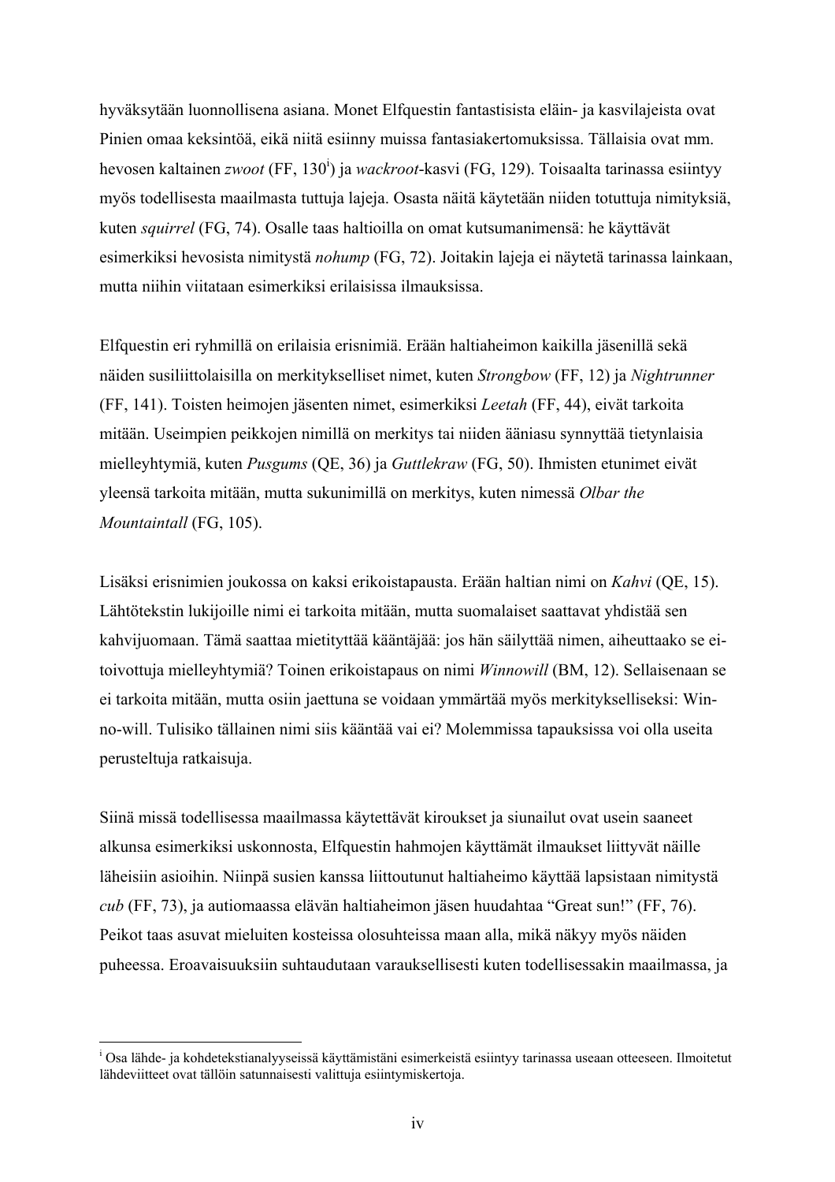hyväksytään luonnollisena asiana. Monet Elfquestin fantastisista eläin- ja kasvilajeista ovat Pinien omaa keksintöä, eikä niitä esiinny muissa fantasiakertomuksissa. Tällaisia ovat mm. hevosen kaltainen *zwoot* (FF, 130[i]) ja *wackroot*-kasvi (FG, 129). Toisaalta tarinassa esiintyy myös todellisesta maailmasta tuttuja lajeja. Osasta näitä käytetään niiden totuttuja nimityksiä, kuten *squirrel* (FG, 74). Osalle taas haltioilla on omat kutsumanimensä: he käyttävät esimerkiksi hevosista nimitystä *nohump* (FG, 72). Joitakin lajeja ei näytetä tarinassa lainkaan, mutta niihin viitataan esimerkiksi erilaisissa ilmauksissa.

Elfquestin eri ryhmillä on erilaisia erisnimiä. Erään haltiaheimon kaikilla jäsenillä sekä näiden susiliittolaisilla on merkitykselliset nimet, kuten *Strongbow* (FF, 12) ja *Nightrunner* (FF, 141). Toisten heimojen jäsenten nimet, esimerkiksi *Leetah* (FF, 44), eivät tarkoita mitään. Useimpien peikkojen nimillä on merkitys tai niiden ääniasu synnyttää tietynlaisia mielleyhtymiä, kuten *Pusgums* (QE, 36) ja *Guttlekraw* (FG, 50). Ihmisten etunimet eivät yleensä tarkoita mitään, mutta sukunimillä on merkitys, kuten nimessä *Olbar the Mountaintall* (FG, 105).

Lisäksi erisnimien joukossa on kaksi erikoistapausta. Erään haltian nimi on *Kahvi* (QE, 15). Lähtötekstin lukijoille nimi ei tarkoita mitään, mutta suomalaiset saattavat yhdistää sen kahvijuomaan. Tämä saattaa mietityttää kääntäjää: jos hän säilyttää nimen, aiheuttaako se ei-toivottuja mielleyhtymiä? Toinen erikoistapaus on nimi *Winnowill* (BM, 12). Sellaisenaan se ei tarkoita mitään, mutta osiin jaettuna se voidaan ymmärtää myös merkitykselliseksi: Win-no-will. Tulisiko tällainen nimi siis kääntää vai ei? Molemmissa tapauksissa voi olla useita perusteltuja ratkaisuja.

Siinä missä todellisessa maailmassa käytettävät kiroukset ja siunailut ovat usein saaneet alkunsa esimerkiksi uskonnosta, Elfquestin hahmojen käyttämät ilmaukset liittyvät näille läheisiin asioihin. Niinpä susien kanssa liittoutunut haltiaheimo käyttää lapsistaan nimitystä *cub* (FF, 73), ja autiomaassa elävän haltiaheimon jäsen huudahtaa "Great sun!" (FF, 76). Peikot taas asuvat mieluiten kosteissa olosuhteissa maan alla, mikä näkyy myös näiden puheessa. Eroavaisuuksiin suhtaudutaan varauksellisesti kuten todellisessakin maailmassa, ja

---

[i] Osa lähde- ja kohdetekstianalyyseissä käyttämistäni esimerkeistä esiintyy tarinassa useaan otteeseen. Ilmoitetut lähdeviitteet ovat tällöin satunnaisesti valittuja esiintymiskertoja.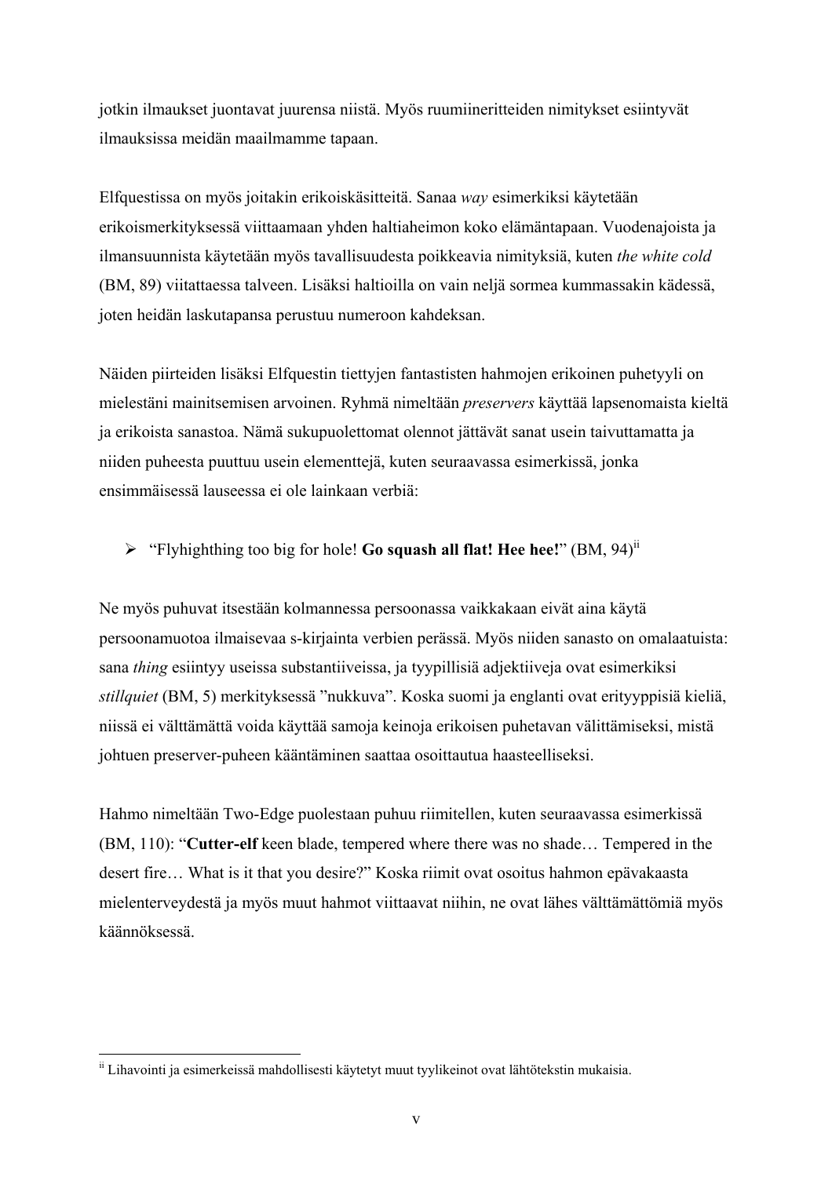jotkin ilmaukset juontavat juurensa niistä. Myös ruumiineritteiden nimitykset esiintyvät ilmauksissa meidän maailmamme tapaan.

Elfquestissa on myös joitakin erikoiskäsitteitä. Sanaa *way* esimerkiksi käytetään erikoismerkityksessä viittaamaan yhden haltiaheimon koko elämäntapaan. Vuodenajoista ja ilmansuunnista käytetään myös tavallisuudesta poikkeavia nimityksiä, kuten *the white cold* (BM, 89) viitattaessa talveen. Lisäksi haltioilla on vain neljä sormea kummassakin kädessä, joten heidän laskutapansa perustuu numeroon kahdeksan.

Näiden piirteiden lisäksi Elfquestin tiettyjen fantastisten hahmojen erikoinen puhetyyli on mielestäni mainitsemisen arvoinen. Ryhmä nimeltään *preservers* käyttää lapsenomaista kieltä ja erikoista sanastoa. Nämä sukupuolettomat olennot jättävät sanat usein taivuttamatta ja niiden puheesta puuttuu usein elementtejä, kuten seuraavassa esimerkissä, jonka ensimmäisessä lauseessa ei ole lainkaan verbiä:

- "Flyhighthing too big for hole! **Go squash all flat! Hee hee!**" (BM, 94)[ii]

Ne myös puhuvat itsestään kolmannessa persoonassa vaikkakaan eivät aina käytä persoonamuotoa ilmaisevaa s-kirjainta verbien perässä. Myös niiden sanasto on omalaatuista: sana *thing* esiintyy useissa substantiiveissa, ja tyypillisiä adjektiiveja ovat esimerkiksi *stillquiet* (BM, 5) merkityksessä "nukkuva". Koska suomi ja englanti ovat erityyppisiä kieliä, niissä ei välttämättä voida käyttää samoja keinoja erikoisen puhetavan välittämiseksi, mistä johtuen preserver-puheen kääntäminen saattaa osoittautua haasteelliseksi.

Hahmo nimeltään Two-Edge puolestaan puhuu riimitellen, kuten seuraavassa esimerkissä (BM, 110): "**Cutter-elf** keen blade, tempered where there was no shade… Tempered in the desert fire… What is it that you desire?" Koska riimit ovat osoitus hahmon epävakaasta mielenterveydestä ja myös muut hahmot viittaavat niihin, ne ovat lähes välttämättömiä myös käännöksessä.

---

[ii] Lihavointi ja esimerkeissä mahdollisesti käytetyt muut tyylikeinot ovat lähtötekstin mukaisia.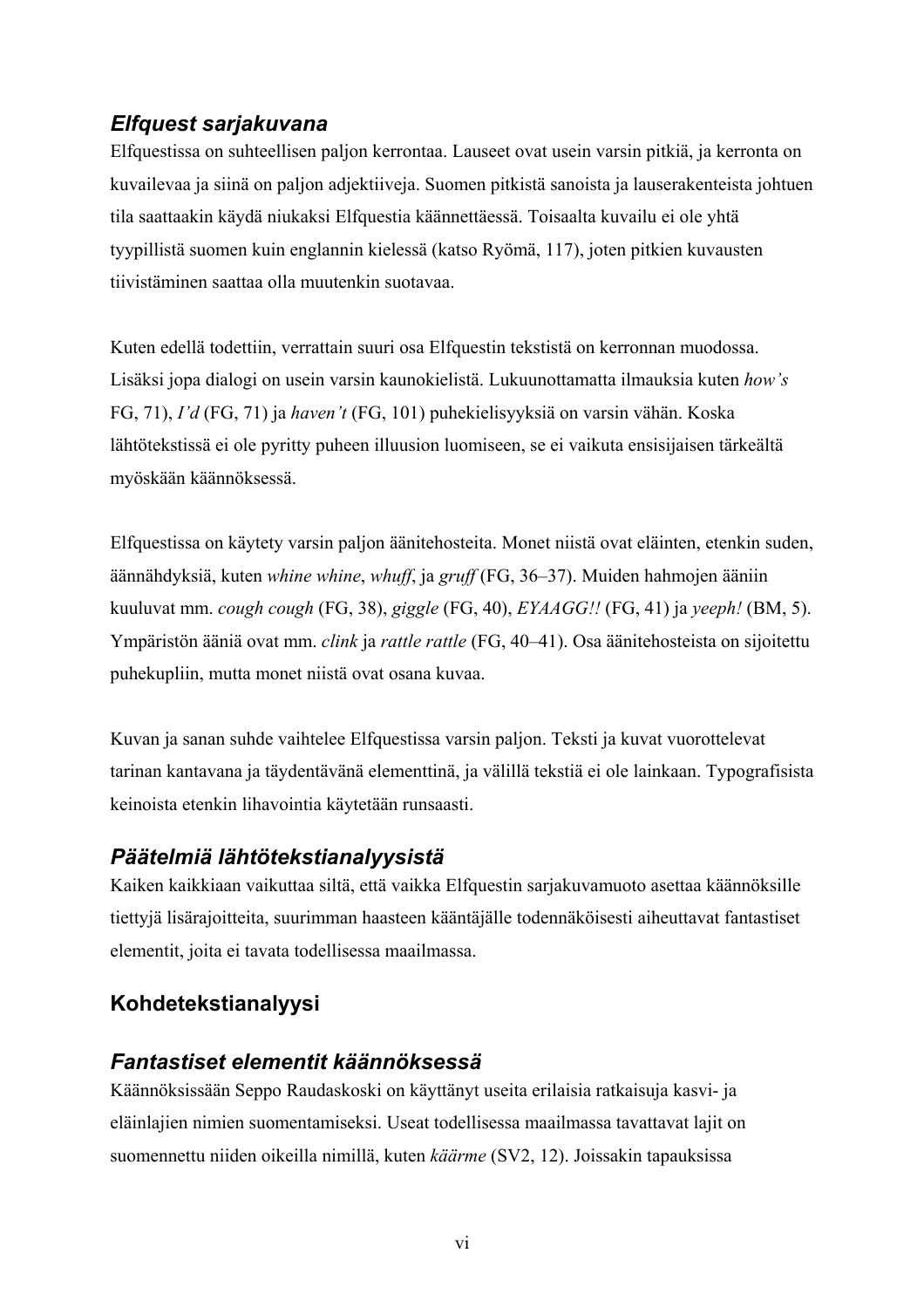### *Elfquest sarjakuvana*

Elfquestissa on suhteellisen paljon kerrontaa. Lauseet ovat usein varsin pitkiä, ja kerronta on kuvailevaa ja siinä on paljon adjektiiveja. Suomen pitkistä sanoista ja lauserakenteista johtuen tila saattaakin käydä niukaksi Elfquestia käännettäessä. Toisaalta kuvailu ei ole yhtä tyypillistä suomen kuin englannin kielessä (katso Ryömä, 117), joten pitkien kuvausten tiivistäminen saattaa olla muutenkin suotavaa.

Kuten edellä todettiin, verrattain suuri osa Elfquestin tekstistä on kerronnan muodossa. Lisäksi jopa dialogi on usein varsin kaunokielistä. Lukuunottamatta ilmauksia kuten *how's* FG, 71), *I'd* (FG, 71) ja *haven't* (FG, 101) puhekielisyyksiä on varsin vähän. Koska lähtötekstissä ei ole pyritty puheen illuusion luomiseen, se ei vaikuta ensisijaisen tärkeältä myöskään käännöksessä.

Elfquestissa on käytety varsin paljon äänitehosteita. Monet niistä ovat eläinten, etenkin suden, äännähdyksiä, kuten *whine whine*, *whuff*, ja *gruff* (FG, 36–37). Muiden hahmojen ääniin kuuluvat mm. *cough cough* (FG, 38), *giggle* (FG, 40), *EYAAGG!!* (FG, 41) ja *yeeph!* (BM, 5). Ympäristön ääniä ovat mm. *clink* ja *rattle rattle* (FG, 40–41). Osa äänitehosteista on sijoitettu puhekupliin, mutta monet niistä ovat osana kuvaa.

Kuvan ja sanan suhde vaihtelee Elfquestissa varsin paljon. Teksti ja kuvat vuorottelevat tarinan kantavana ja täydentävänä elementtinä, ja välillä tekstiä ei ole lainkaan. Typografisista keinoista etenkin lihavointia käytetään runsaasti.

### *Päätelmiä lähtötekstianalyysistä*

Kaiken kaikkiaan vaikuttaa siltä, että vaikka Elfquestin sarjakuvamuoto asettaa käännöksille tiettyjä lisärajoitteita, suurimman haasteen kääntäjälle todennäköisesti aiheuttavat fantastiset elementit, joita ei tavata todellisessa maailmassa.

## Kohdetekstianalyysi

### *Fantastiset elementit käännöksessä*

Käännöksissään Seppo Raudaskoski on käyttänyt useita erilaisia ratkaisuja kasvi- ja eläinlajien nimien suomentamiseksi. Useat todellisessa maailmassa tavattavat lajit on suomennettu niiden oikeilla nimillä, kuten *käärme* (SV2, 12). Joissakin tapauksissa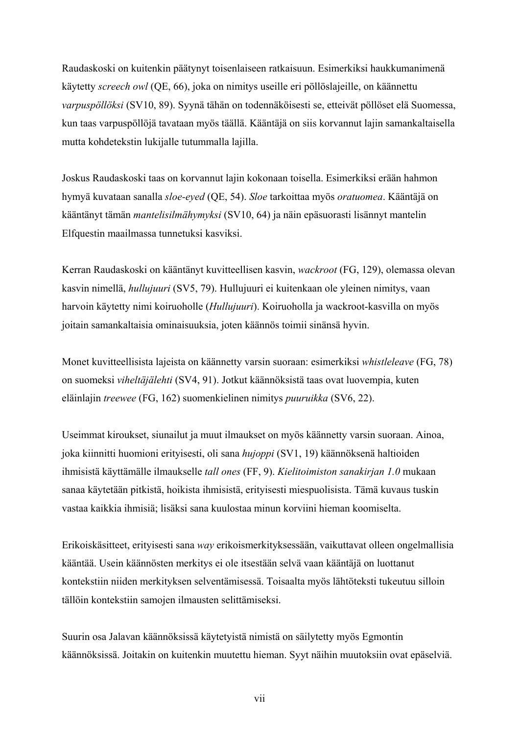Raudaskoski on kuitenkin päätynyt toisenlaiseen ratkaisuun. Esimerkiksi haukkumanimenä käytetty *screech owl* (QE, 66), joka on nimitys useille eri pöllöslajeille, on käännetty *varpuspöllöksi* (SV10, 89). Syynä tähän on todennäköisesti se, etteivät pöllöset elä Suomessa, kun taas varpuspöllöjä tavataan myös täällä. Kääntäjä on siis korvannut lajin samankaltaisella mutta kohdetekstin lukijalle tutummalla lajilla.

Joskus Raudaskoski taas on korvannut lajin kokonaan toisella. Esimerkiksi erään hahmon hymyä kuvataan sanalla *sloe-eyed* (QE, 54). *Sloe* tarkoittaa myös *oratuomea*. Kääntäjä on kääntänyt tämän *mantelisilmähymyksi* (SV10, 64) ja näin epäsuorasti lisännyt mantelin Elfquestin maailmassa tunnetuksi kasviksi.

Kerran Raudaskoski on kääntänyt kuvitteellisen kasvin, *wackroot* (FG, 129), olemassa olevan kasvin nimellä, *hullujuuri* (SV5, 79). Hullujuuri ei kuitenkaan ole yleinen nimitys, vaan harvoin käytetty nimi koiruoholle (*Hullujuuri*). Koiruoholla ja wackroot-kasvilla on myös joitain samankaltaisia ominaisuuksia, joten käännös toimii sinänsä hyvin.

Monet kuvitteellisista lajeista on käännetty varsin suoraan: esimerkiksi *whistleleave* (FG, 78) on suomeksi *viheltäjälehti* (SV4, 91). Jotkut käännöksistä taas ovat luovempia, kuten eläinlajin *treewee* (FG, 162) suomenkielinen nimitys *puuruikka* (SV6, 22).

Useimmat kiroukset, siunailut ja muut ilmaukset on myös käännetty varsin suoraan. Ainoa, joka kiinnitti huomioni erityisesti, oli sana *hujoppi* (SV1, 19) käännöksenä haltioiden ihmisistä käyttämälle ilmaukselle *tall ones* (FF, 9). *Kielitoimiston sanakirjan 1.0* mukaan sanaa käytetään pitkistä, hoikista ihmisistä, erityisesti miespuolisista. Tämä kuvaus tuskin vastaa kaikkia ihmisiä; lisäksi sana kuulostaa minun korviini hieman koomiselta.

Erikoiskäsitteet, erityisesti sana *way* erikoismerkityksessään, vaikuttavat olleen ongelmallisia kääntää. Usein käännösten merkitys ei ole itsestään selvä vaan kääntäjä on luottanut kontekstiin niiden merkityksen selventämisessä. Toisaalta myös lähtöteksti tukeutuu silloin tällöin kontekstiin samojen ilmausten selittämiseksi.

Suurin osa Jalavan käännöksissä käytetyistä nimistä on säilytetty myös Egmontin käännöksissä. Joitakin on kuitenkin muutettu hieman. Syyt näihin muutoksiin ovat epäselviä.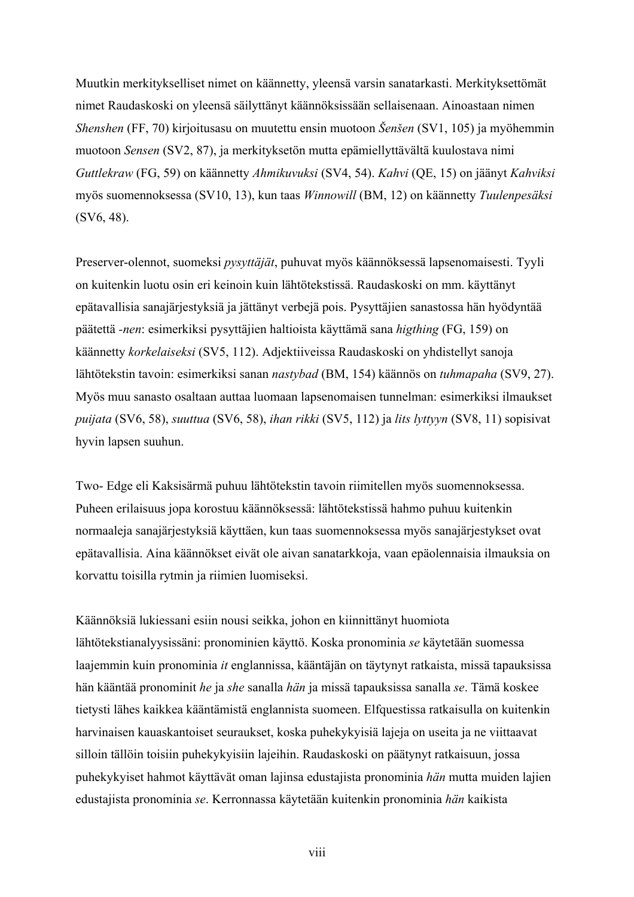Muutkin merkitykselliset nimet on käännetty, yleensä varsin sanatarkasti. Merkityksettömät nimet Raudaskoski on yleensä säilyttänyt käännöksissään sellaisenaan. Ainoastaan nimen *Shenshen* (FF, 70) kirjoitusasu on muutettu ensin muotoon *Šenšen* (SV1, 105) ja myöhemmin muotoon *Sensen* (SV2, 87), ja merkityksetön mutta epämiellyttävältä kuulostava nimi *Guttlekraw* (FG, 59) on käännetty *Ahmikuvuksi* (SV4, 54). *Kahvi* (QE, 15) on jäänyt *Kahviksi* myös suomennoksessa (SV10, 13), kun taas *Winnowill* (BM, 12) on käännetty *Tuulenpesäksi* (SV6, 48).

Preserver-olennot, suomeksi *pysyttäjät*, puhuvat myös käännöksessä lapsenomaisesti. Tyyli on kuitenkin luotu osin eri keinoin kuin lähtötekstissä. Raudaskoski on mm. käyttänyt epätavallisia sanajärjestyksiä ja jättänyt verbejä pois. Pysyttäjien sanastossa hän hyödyntää päätettä *-nen*: esimerkiksi pysyttäjien haltioista käyttämä sana *higthing* (FG, 159) on käännetty *korkelaiseksi* (SV5, 112). Adjektiiveissa Raudaskoski on yhdistellyt sanoja lähtötekstin tavoin: esimerkiksi sanan *nastybad* (BM, 154) käännös on *tuhmapaha* (SV9, 27). Myös muu sanasto osaltaan auttaa luomaan lapsenomaisen tunnelman: esimerkiksi ilmaukset *puijata* (SV6, 58), *suuttua* (SV6, 58), *ihan rikki* (SV5, 112) ja *lits lyttyyn* (SV8, 11) sopisivat hyvin lapsen suuhun.

Two- Edge eli Kaksisärmä puhuu lähtötekstin tavoin riimitellen myös suomennoksessa. Puheen erilaisuus jopa korostuu käännöksessä: lähtötekstissä hahmo puhuu kuitenkin normaaleja sanajärjestyksiä käyttäen, kun taas suomennoksessa myös sanajärjestykset ovat epätavallisia. Aina käännökset eivät ole aivan sanatarkkoja, vaan epäolennaisia ilmauksia on korvattu toisilla rytmin ja riimien luomiseksi.

Käännöksiä lukiessani esiin nousi seikka, johon en kiinnittänyt huomiota lähtötekstianalyysissäni: pronominien käyttö. Koska pronominia *se* käytetään suomessa laajemmin kuin pronominia *it* englannissa, kääntäjän on täytynyt ratkaista, missä tapauksissa hän kääntää pronominit *he* ja *she* sanalla *hän* ja missä tapauksissa sanalla *se*. Tämä koskee tietysti lähes kaikkea kääntämistä englannista suomeen. Elfquestissa ratkaisulla on kuitenkin harvinaisen kauaskantoiset seuraukset, koska puhekykyisiä lajeja on useita ja ne viittaavat silloin tällöin toisiin puhekykyisiin lajeihin. Raudaskoski on päätynyt ratkaisuun, jossa puhekykyiset hahmot käyttävät oman lajinsa edustajista pronominia *hän* mutta muiden lajien edustajista pronominia *se*. Kerronnassa käytetään kuitenkin pronominia *hän* kaikista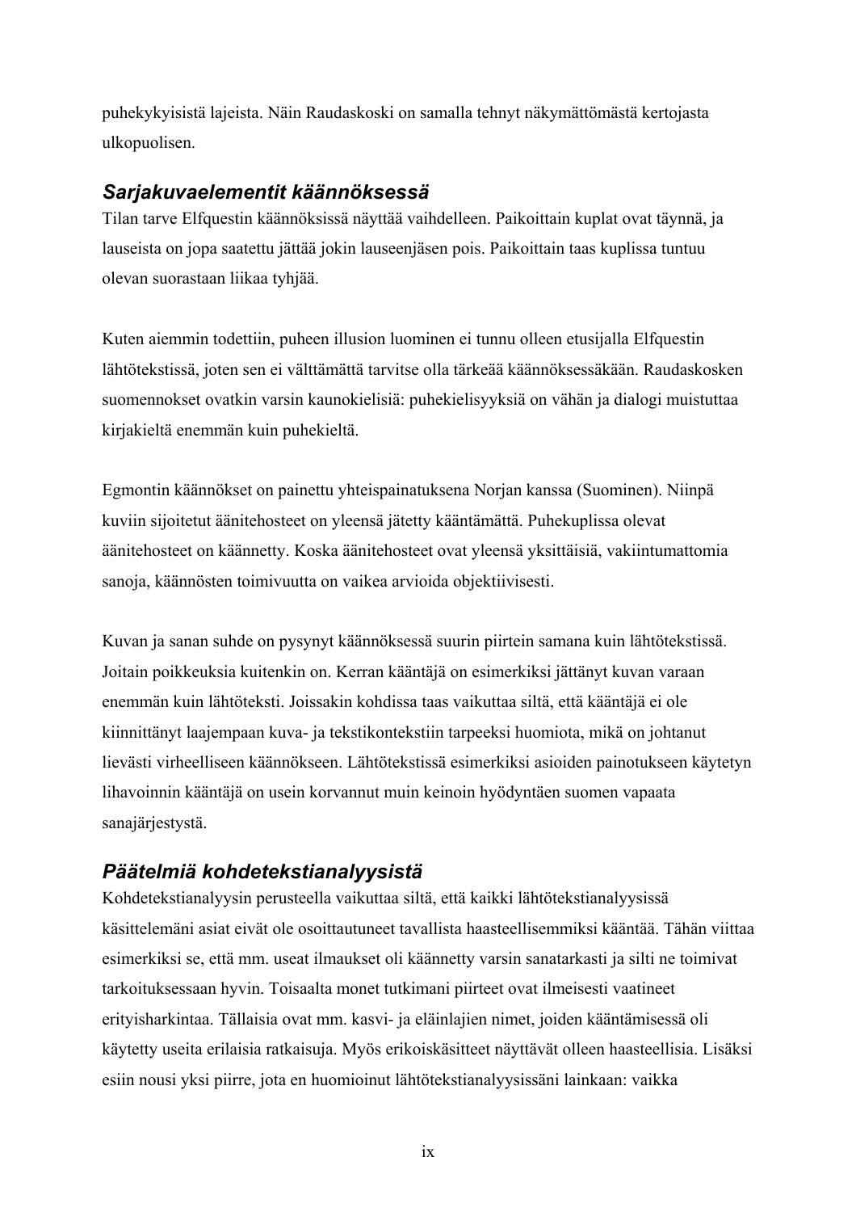puhekykyisistä lajeista. Näin Raudaskoski on samalla tehnyt näkymättömästä kertojasta ulkopuolisen.

### *Sarjakuvaelementit käännöksessä*

Tilan tarve Elfquestin käännöksissä näyttää vaihdelleen. Paikoittain kuplat ovat täynnä, ja lauseista on jopa saatettu jättää jokin lauseenjäsen pois. Paikoittain taas kuplissa tuntuu olevan suorastaan liikaa tyhjää.

Kuten aiemmin todettiin, puheen illusion luominen ei tunnu olleen etusijalla Elfquestin lähtötekstissä, joten sen ei välttämättä tarvitse olla tärkeää käännöksessäkään. Raudaskosken suomennokset ovatkin varsin kaunokielisiä: puhekielisyyksiä on vähän ja dialogi muistuttaa kirjakieltä enemmän kuin puhekieltä.

Egmontin käännökset on painettu yhteispainatuksena Norjan kanssa (Suominen). Niinpä kuviin sijoitetut äänitehosteet on yleensä jätetty kääntämättä. Puhekuplissa olevat äänitehosteet on käännetty. Koska äänitehosteet ovat yleensä yksittäisiä, vakiintumattomia sanoja, käännösten toimivuutta on vaikea arvioida objektiivisesti.

Kuvan ja sanan suhde on pysynyt käännöksessä suurin piirtein samana kuin lähtötekstissä. Joitain poikkeuksia kuitenkin on. Kerran kääntäjä on esimerkiksi jättänyt kuvan varaan enemmän kuin lähtöteksti. Joissakin kohdissa taas vaikuttaa siltä, että kääntäjä ei ole kiinnittänyt laajempaan kuva- ja tekstikontekstiin tarpeeksi huomiota, mikä on johtanut lievästi virheelliseen käännökseen. Lähtötekstissä esimerkiksi asioiden painotukseen käytetyn lihavoinnin kääntäjä on usein korvannut muin keinoin hyödyntäen suomen vapaata sanajärjestystä.

### *Päätelmiä kohdetekstianalyysistä*

Kohdetekstianalyysin perusteella vaikuttaa siltä, että kaikki lähtötekstianalyysissä käsittelemäni asiat eivät ole osoittautuneet tavallista haasteellisemmiksi kääntää. Tähän viittaa esimerkiksi se, että mm. useat ilmaukset oli käännetty varsin sanatarkasti ja silti ne toimivat tarkoituksessaan hyvin. Toisaalta monet tutkimani piirteet ovat ilmeisesti vaatineet erityisharkintaa. Tällaisia ovat mm. kasvi- ja eläinlajien nimet, joiden kääntämisessä oli käytetty useita erilaisia ratkaisuja. Myös erikoiskäsitteet näyttävät olleen haasteellisia. Lisäksi esiin nousi yksi piirre, jota en huomioinut lähtötekstianalyysissäni lainkaan: vaikka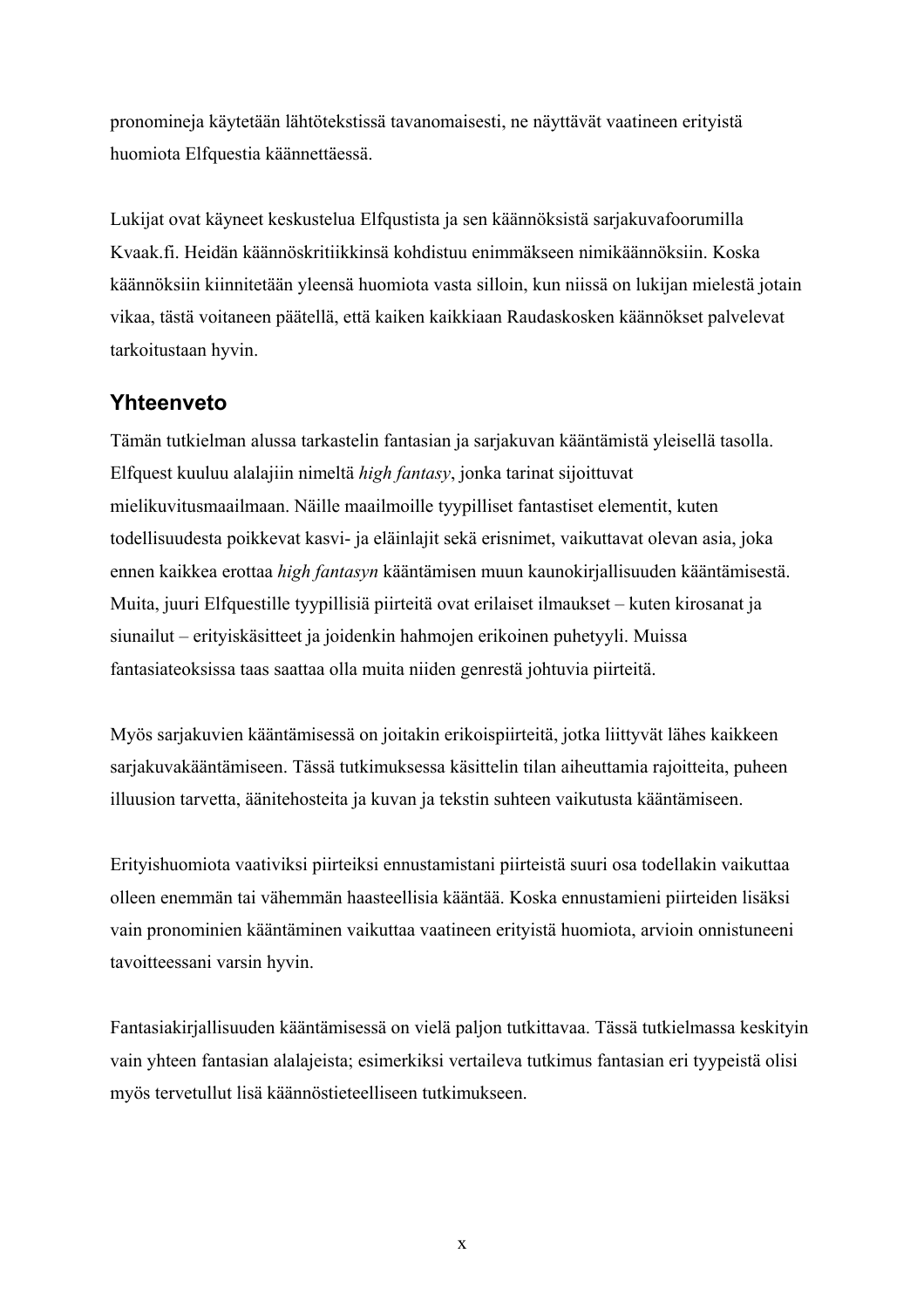pronomineja käytetään lähtötekstissä tavanomaisesti, ne näyttävät vaatineen erityistä huomiota Elfquestia käännettäessä.

Lukijat ovat käyneet keskustelua Elfqustista ja sen käännöksistä sarjakuvafoorumilla Kvaak.fi. Heidän käännöskritiikkinsä kohdistuu enimmäkseen nimikäännöksiin. Koska käännöksiin kiinnitetään yleensä huomiota vasta silloin, kun niissä on lukijan mielestä jotain vikaa, tästä voitaneen päätellä, että kaiken kaikkiaan Raudaskosken käännökset palvelevat tarkoitustaan hyvin.

## Yhteenveto

Tämän tutkielman alussa tarkastelin fantasian ja sarjakuvan kääntämistä yleisellä tasolla. Elfquest kuuluu alalajiin nimeltä *high fantasy*, jonka tarinat sijoittuvat mielikuvitusmaailmaan. Näille maailmoille tyypilliset fantastiset elementit, kuten todellisuudesta poikkevat kasvi- ja eläinlajit sekä erisnimet, vaikuttavat olevan asia, joka ennen kaikkea erottaa *high fantasyn* kääntämisen muun kaunokirjallisuuden kääntämisestä. Muita, juuri Elfquestille tyypillisiä piirteitä ovat erilaiset ilmaukset – kuten kirosanat ja siunailut – erityiskäsitteet ja joidenkin hahmojen erikoinen puhetyyli. Muissa fantasiateoksissa taas saattaa olla muita niiden genrestä johtuvia piirteitä.

Myös sarjakuvien kääntämisessä on joitakin erikoispiirteitä, jotka liittyvät lähes kaikkeen sarjakuvakääntämiseen. Tässä tutkimuksessa käsittelin tilan aiheuttamia rajoitteita, puheen illuusion tarvetta, äänitehosteita ja kuvan ja tekstin suhteen vaikutusta kääntämiseen.

Erityishuomiota vaativiksi piirteiksi ennustamistani piirteistä suuri osa todellakin vaikuttaa olleen enemmän tai vähemmän haasteellisia kääntää. Koska ennustamieni piirteiden lisäksi vain pronominien kääntäminen vaikuttaa vaatineen erityistä huomiota, arvioin onnistuneeni tavoitteessani varsin hyvin.

Fantasiakirjallisuuden kääntämisessä on vielä paljon tutkittavaa. Tässä tutkielmassa keskityin vain yhteen fantasian alalajeista; esimerkiksi vertaileva tutkimus fantasian eri tyypeistä olisi myös tervetullut lisä käännöstieteelliseen tutkimukseen.